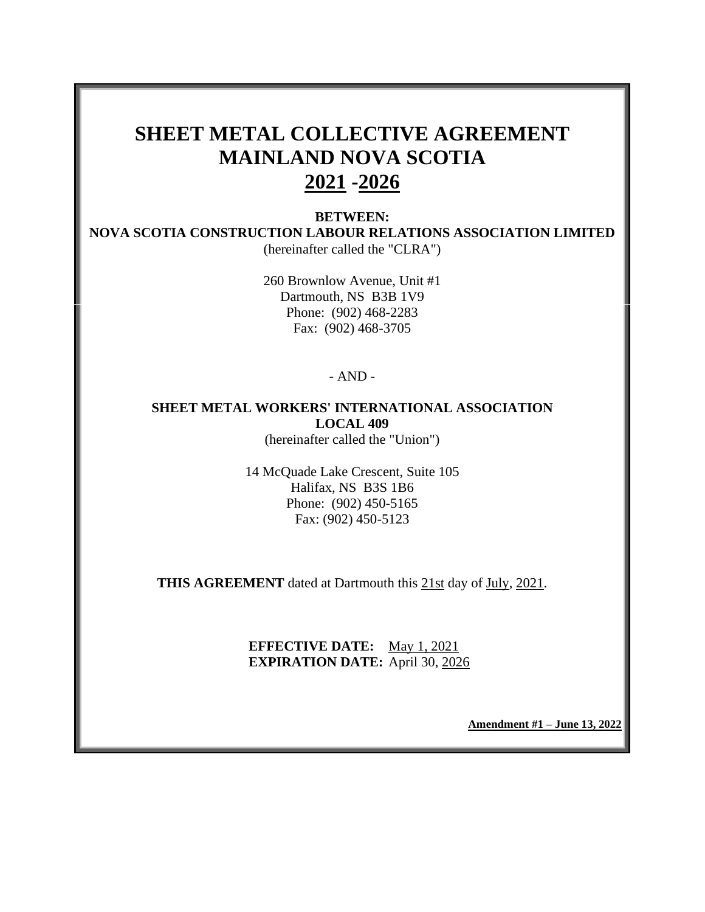# SHEET METAL COLLECTIVE AGREEMENT
# MAINLAND NOVA SCOTIA
# 2021 -2026

**BETWEEN:**

**NOVA SCOTIA CONSTRUCTION LABOUR RELATIONS ASSOCIATION LIMITED**

(hereinafter called the "CLRA")

260 Brownlow Avenue, Unit #1
Dartmouth, NS B3B 1V9
Phone: (902) 468-2283
Fax: (902) 468-3705

- AND -

**SHEET METAL WORKERS' INTERNATIONAL ASSOCIATION**
**LOCAL 409**

(hereinafter called the "Union")

14 McQuade Lake Crescent, Suite 105
Halifax, NS B3S 1B6
Phone: (902) 450-5165
Fax: (902) 450-5123

**THIS AGREEMENT** dated at Dartmouth this 21st day of July, 2021.

**EFFECTIVE DATE:** May 1, 2021
**EXPIRATION DATE:** April 30, 2026

**Amendment #1 – June 13, 2022**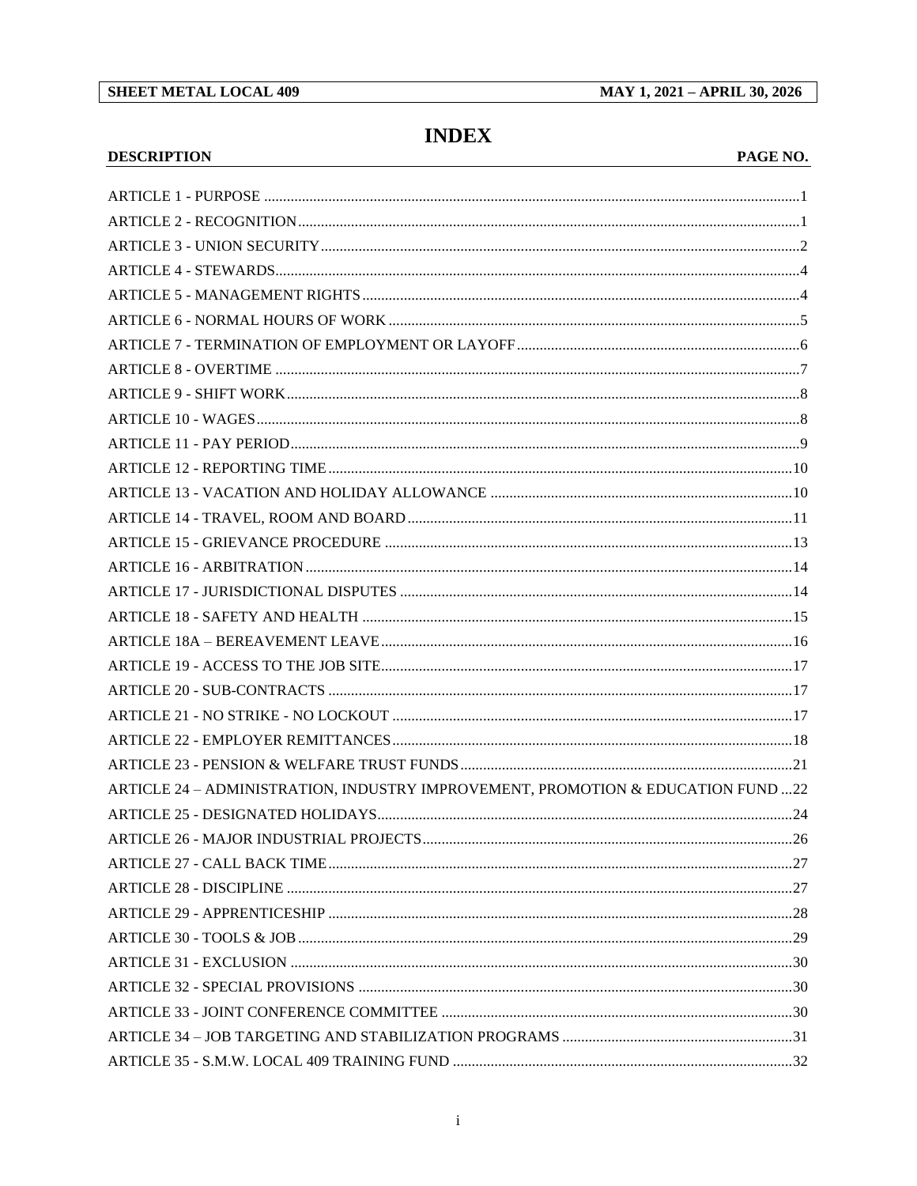# INDEX

| DESCRIPTION | PAGE NO. |
|---|---|
| ARTICLE 1 - PURPOSE | 1 |
| ARTICLE 2 - RECOGNITION | 1 |
| ARTICLE 3 - UNION SECURITY | 2 |
| ARTICLE 4 - STEWARDS | 4 |
| ARTICLE 5 - MANAGEMENT RIGHTS | 4 |
| ARTICLE 6 - NORMAL HOURS OF WORK | 5 |
| ARTICLE 7 - TERMINATION OF EMPLOYMENT OR LAYOFF | 6 |
| ARTICLE 8 - OVERTIME | 7 |
| ARTICLE 9 - SHIFT WORK | 8 |
| ARTICLE 10 - WAGES | 8 |
| ARTICLE 11 - PAY PERIOD | 9 |
| ARTICLE 12 - REPORTING TIME | 10 |
| ARTICLE 13 - VACATION AND HOLIDAY ALLOWANCE | 10 |
| ARTICLE 14 - TRAVEL, ROOM AND BOARD | 11 |
| ARTICLE 15 - GRIEVANCE PROCEDURE | 13 |
| ARTICLE 16 - ARBITRATION | 14 |
| ARTICLE 17 - JURISDICTIONAL DISPUTES | 14 |
| ARTICLE 18 - SAFETY AND HEALTH | 15 |
| ARTICLE 18A – BEREAVEMENT LEAVE | 16 |
| ARTICLE 19 - ACCESS TO THE JOB SITE | 17 |
| ARTICLE 20 - SUB-CONTRACTS | 17 |
| ARTICLE 21 - NO STRIKE - NO LOCKOUT | 17 |
| ARTICLE 22 - EMPLOYER REMITTANCES | 18 |
| ARTICLE 23 - PENSION & WELFARE TRUST FUNDS | 21 |
| ARTICLE 24 – ADMINISTRATION, INDUSTRY IMPROVEMENT, PROMOTION & EDUCATION FUND | 22 |
| ARTICLE 25 - DESIGNATED HOLIDAYS | 24 |
| ARTICLE 26 - MAJOR INDUSTRIAL PROJECTS | 26 |
| ARTICLE 27 - CALL BACK TIME | 27 |
| ARTICLE 28 - DISCIPLINE | 27 |
| ARTICLE 29 - APPRENTICESHIP | 28 |
| ARTICLE 30 - TOOLS & JOB | 29 |
| ARTICLE 31 - EXCLUSION | 30 |
| ARTICLE 32 - SPECIAL PROVISIONS | 30 |
| ARTICLE 33 - JOINT CONFERENCE COMMITTEE | 30 |
| ARTICLE 34 – JOB TARGETING AND STABILIZATION PROGRAMS | 31 |
| ARTICLE 35 - S.M.W. LOCAL 409 TRAINING FUND | 32 |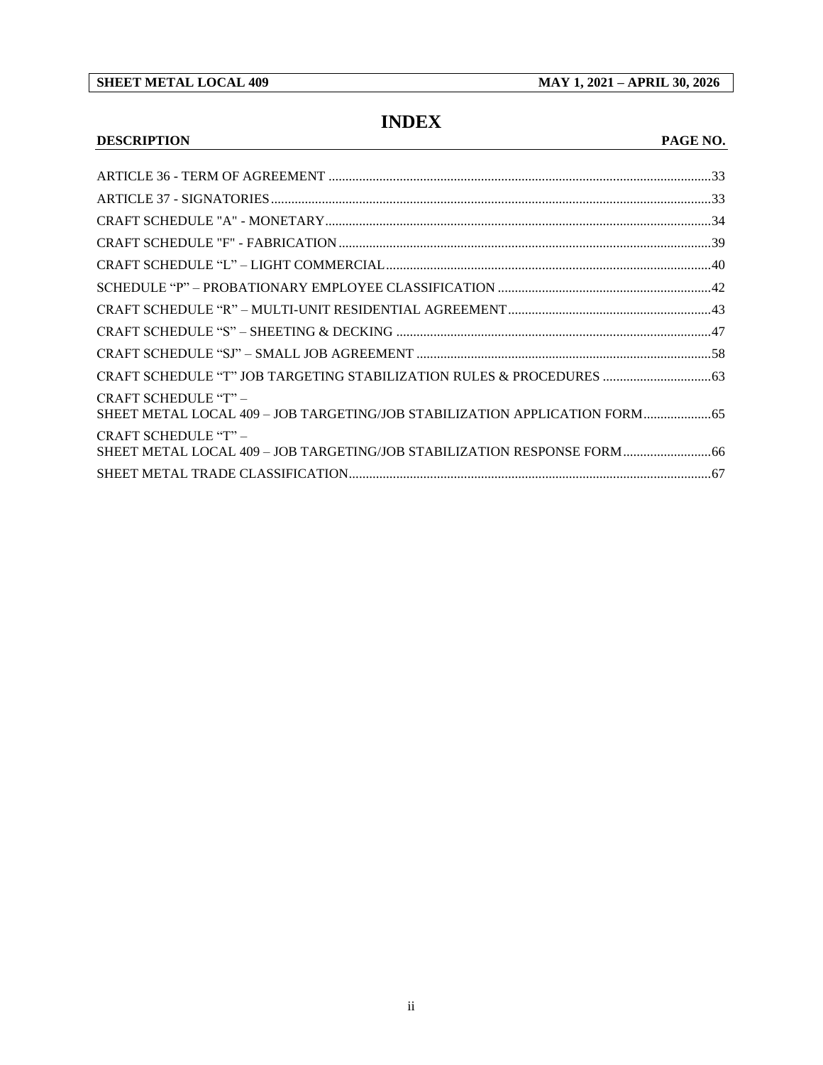# INDEX

| DESCRIPTION | PAGE NO. |
| --- | --- |
| ARTICLE 36 - TERM OF AGREEMENT | 33 |
| ARTICLE 37 - SIGNATORIES | 33 |
| CRAFT SCHEDULE "A" - MONETARY | 34 |
| CRAFT SCHEDULE "F" - FABRICATION | 39 |
| CRAFT SCHEDULE “L” – LIGHT COMMERCIAL | 40 |
| SCHEDULE “P” – PROBATIONARY EMPLOYEE CLASSIFICATION | 42 |
| CRAFT SCHEDULE “R” – MULTI-UNIT RESIDENTIAL AGREEMENT | 43 |
| CRAFT SCHEDULE “S” – SHEETING & DECKING | 47 |
| CRAFT SCHEDULE “SJ” – SMALL JOB AGREEMENT | 58 |
| CRAFT SCHEDULE “T” JOB TARGETING STABILIZATION RULES & PROCEDURES | 63 |
| CRAFT SCHEDULE “T” – SHEET METAL LOCAL 409 – JOB TARGETING/JOB STABILIZATION APPLICATION FORM | 65 |
| CRAFT SCHEDULE “T” – SHEET METAL LOCAL 409 – JOB TARGETING/JOB STABILIZATION RESPONSE FORM | 66 |
| SHEET METAL TRADE CLASSIFICATION | 67 |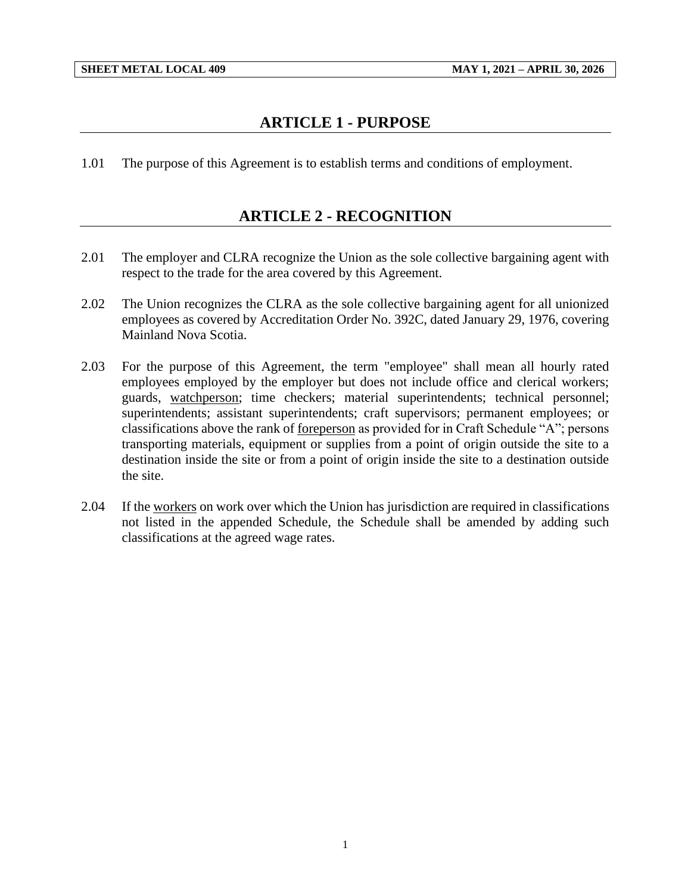## ARTICLE 1 - PURPOSE

1.01 The purpose of this Agreement is to establish terms and conditions of employment.

## ARTICLE 2 - RECOGNITION

2.01 The employer and CLRA recognize the Union as the sole collective bargaining agent with respect to the trade for the area covered by this Agreement.

2.02 The Union recognizes the CLRA as the sole collective bargaining agent for all unionized employees as covered by Accreditation Order No. 392C, dated January 29, 1976, covering Mainland Nova Scotia.

2.03 For the purpose of this Agreement, the term "employee" shall mean all hourly rated employees employed by the employer but does not include office and clerical workers; guards, <u>watchperson</u>; time checkers; material superintendents; technical personnel; superintendents; assistant superintendents; craft supervisors; permanent employees; or classifications above the rank of <u>foreperson</u> as provided for in Craft Schedule "A"; persons transporting materials, equipment or supplies from a point of origin outside the site to a destination inside the site or from a point of origin inside the site to a destination outside the site.

2.04 If the <u>workers</u> on work over which the Union has jurisdiction are required in classifications not listed in the appended Schedule, the Schedule shall be amended by adding such classifications at the agreed wage rates.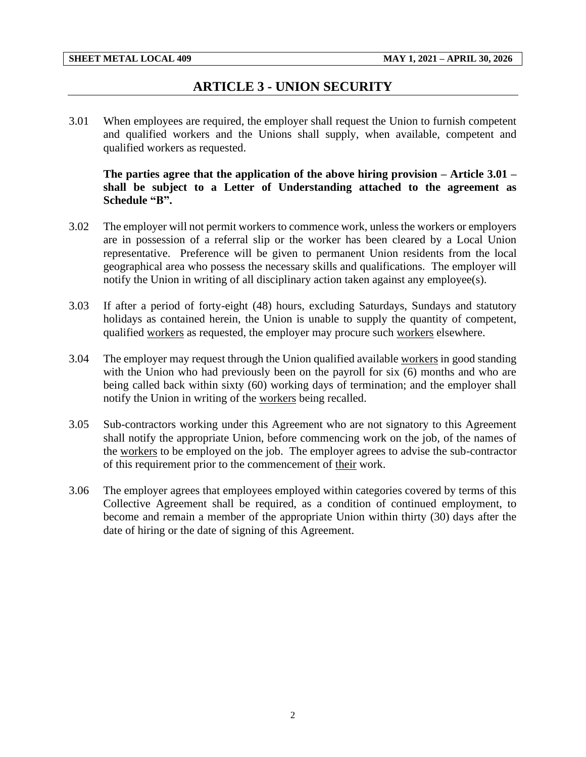# ARTICLE 3 - UNION SECURITY

3.01 When employees are required, the employer shall request the Union to furnish competent and qualified workers and the Unions shall supply, when available, competent and qualified workers as requested.

**The parties agree that the application of the above hiring provision – Article 3.01 – shall be subject to a Letter of Understanding attached to the agreement as Schedule "B".**

3.02 The employer will not permit workers to commence work, unless the workers or employers are in possession of a referral slip or the worker has been cleared by a Local Union representative. Preference will be given to permanent Union residents from the local geographical area who possess the necessary skills and qualifications. The employer will notify the Union in writing of all disciplinary action taken against any employee(s).

3.03 If after a period of forty-eight (48) hours, excluding Saturdays, Sundays and statutory holidays as contained herein, the Union is unable to supply the quantity of competent, qualified workers as requested, the employer may procure such workers elsewhere.

3.04 The employer may request through the Union qualified available workers in good standing with the Union who had previously been on the payroll for six (6) months and who are being called back within sixty (60) working days of termination; and the employer shall notify the Union in writing of the workers being recalled.

3.05 Sub-contractors working under this Agreement who are not signatory to this Agreement shall notify the appropriate Union, before commencing work on the job, of the names of the workers to be employed on the job. The employer agrees to advise the sub-contractor of this requirement prior to the commencement of their work.

3.06 The employer agrees that employees employed within categories covered by terms of this Collective Agreement shall be required, as a condition of continued employment, to become and remain a member of the appropriate Union within thirty (30) days after the date of hiring or the date of signing of this Agreement.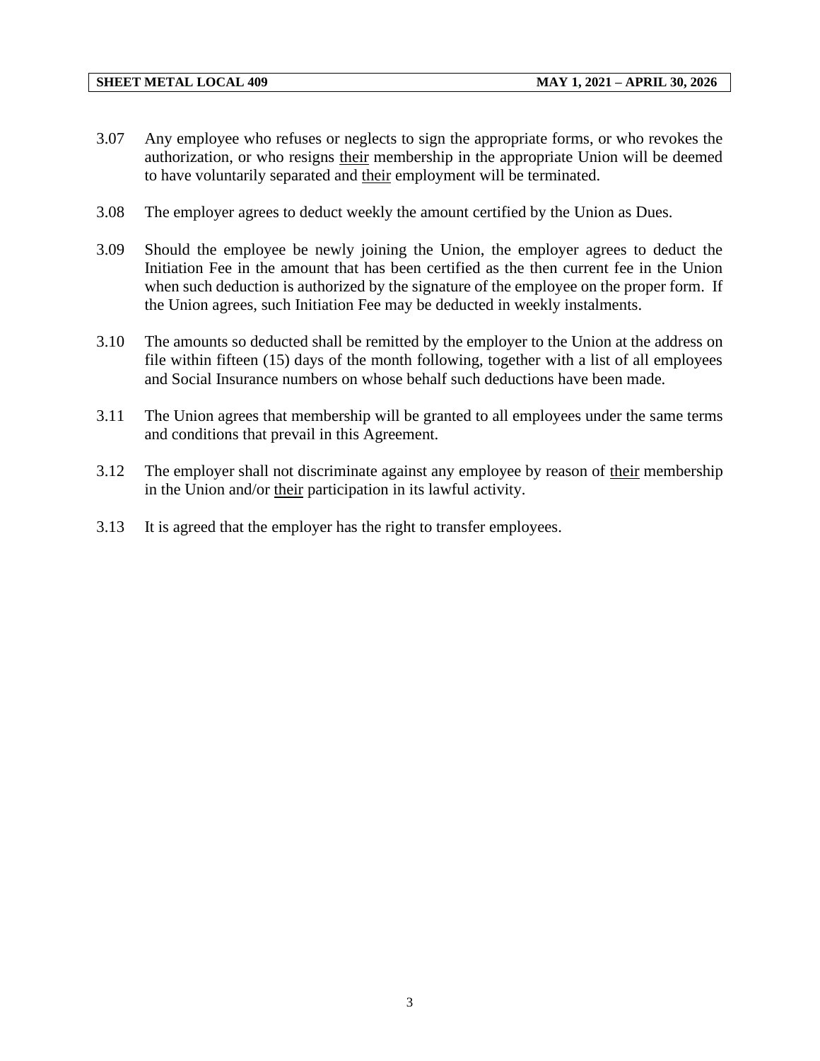3.07 Any employee who refuses or neglects to sign the appropriate forms, or who revokes the authorization, or who resigns <u>their</u> membership in the appropriate Union will be deemed to have voluntarily separated and <u>their</u> employment will be terminated.

3.08 The employer agrees to deduct weekly the amount certified by the Union as Dues.

3.09 Should the employee be newly joining the Union, the employer agrees to deduct the Initiation Fee in the amount that has been certified as the then current fee in the Union when such deduction is authorized by the signature of the employee on the proper form. If the Union agrees, such Initiation Fee may be deducted in weekly instalments.

3.10 The amounts so deducted shall be remitted by the employer to the Union at the address on file within fifteen (15) days of the month following, together with a list of all employees and Social Insurance numbers on whose behalf such deductions have been made.

3.11 The Union agrees that membership will be granted to all employees under the same terms and conditions that prevail in this Agreement.

3.12 The employer shall not discriminate against any employee by reason of <u>their</u> membership in the Union and/or <u>their</u> participation in its lawful activity.

3.13 It is agreed that the employer has the right to transfer employees.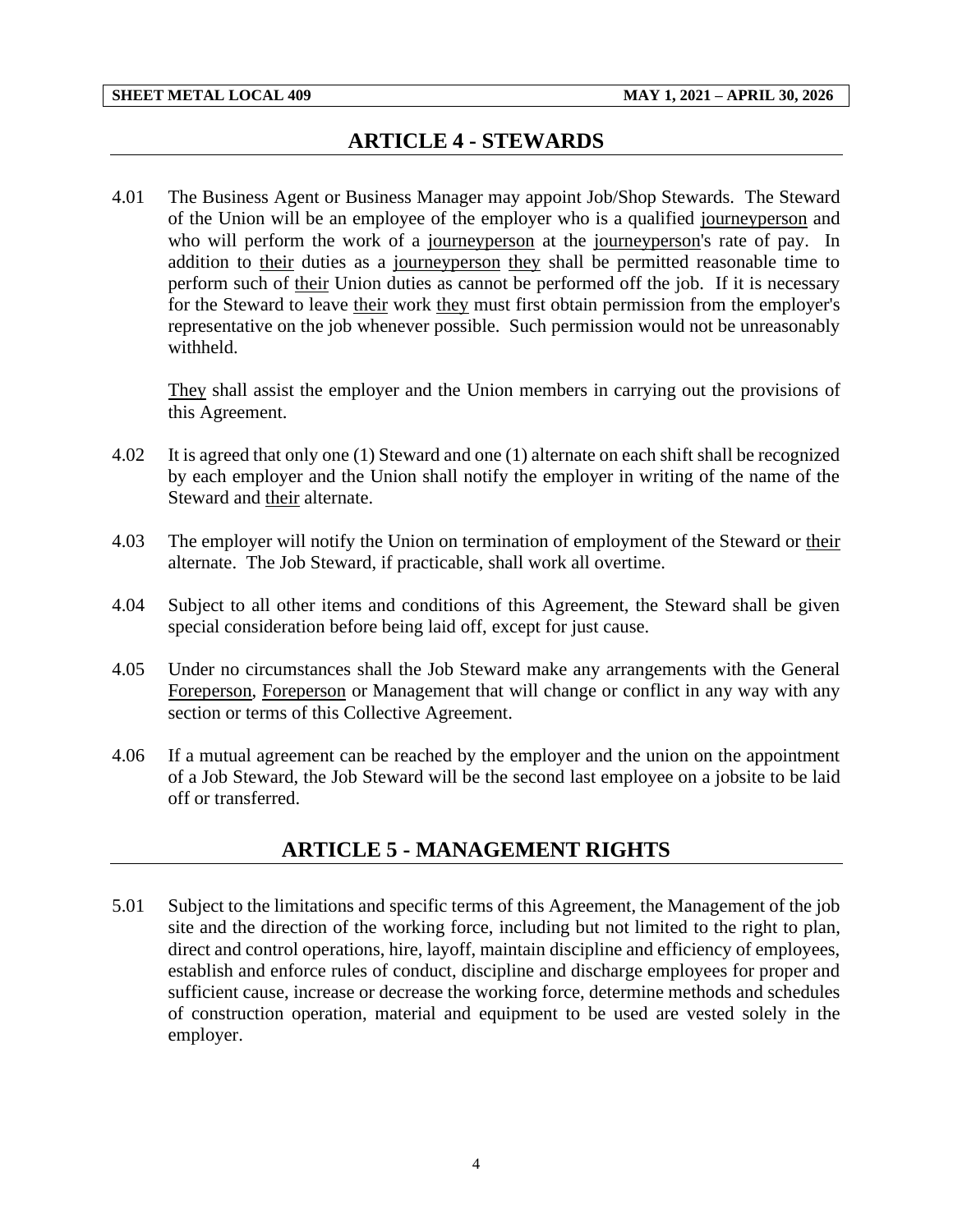## ARTICLE 4 - STEWARDS

4.01 The Business Agent or Business Manager may appoint Job/Shop Stewards. The Steward of the Union will be an employee of the employer who is a qualified journeyperson and who will perform the work of a journeyperson at the journeyperson's rate of pay. In addition to their duties as a journeyperson they shall be permitted reasonable time to perform such of their Union duties as cannot be performed off the job. If it is necessary for the Steward to leave their work they must first obtain permission from the employer's representative on the job whenever possible. Such permission would not be unreasonably withheld.

They shall assist the employer and the Union members in carrying out the provisions of this Agreement.

4.02 It is agreed that only one (1) Steward and one (1) alternate on each shift shall be recognized by each employer and the Union shall notify the employer in writing of the name of the Steward and their alternate.

4.03 The employer will notify the Union on termination of employment of the Steward or their alternate. The Job Steward, if practicable, shall work all overtime.

4.04 Subject to all other items and conditions of this Agreement, the Steward shall be given special consideration before being laid off, except for just cause.

4.05 Under no circumstances shall the Job Steward make any arrangements with the General Foreperson, Foreperson or Management that will change or conflict in any way with any section or terms of this Collective Agreement.

4.06 If a mutual agreement can be reached by the employer and the union on the appointment of a Job Steward, the Job Steward will be the second last employee on a jobsite to be laid off or transferred.

## ARTICLE 5 - MANAGEMENT RIGHTS

5.01 Subject to the limitations and specific terms of this Agreement, the Management of the job site and the direction of the working force, including but not limited to the right to plan, direct and control operations, hire, layoff, maintain discipline and efficiency of employees, establish and enforce rules of conduct, discipline and discharge employees for proper and sufficient cause, increase or decrease the working force, determine methods and schedules of construction operation, material and equipment to be used are vested solely in the employer.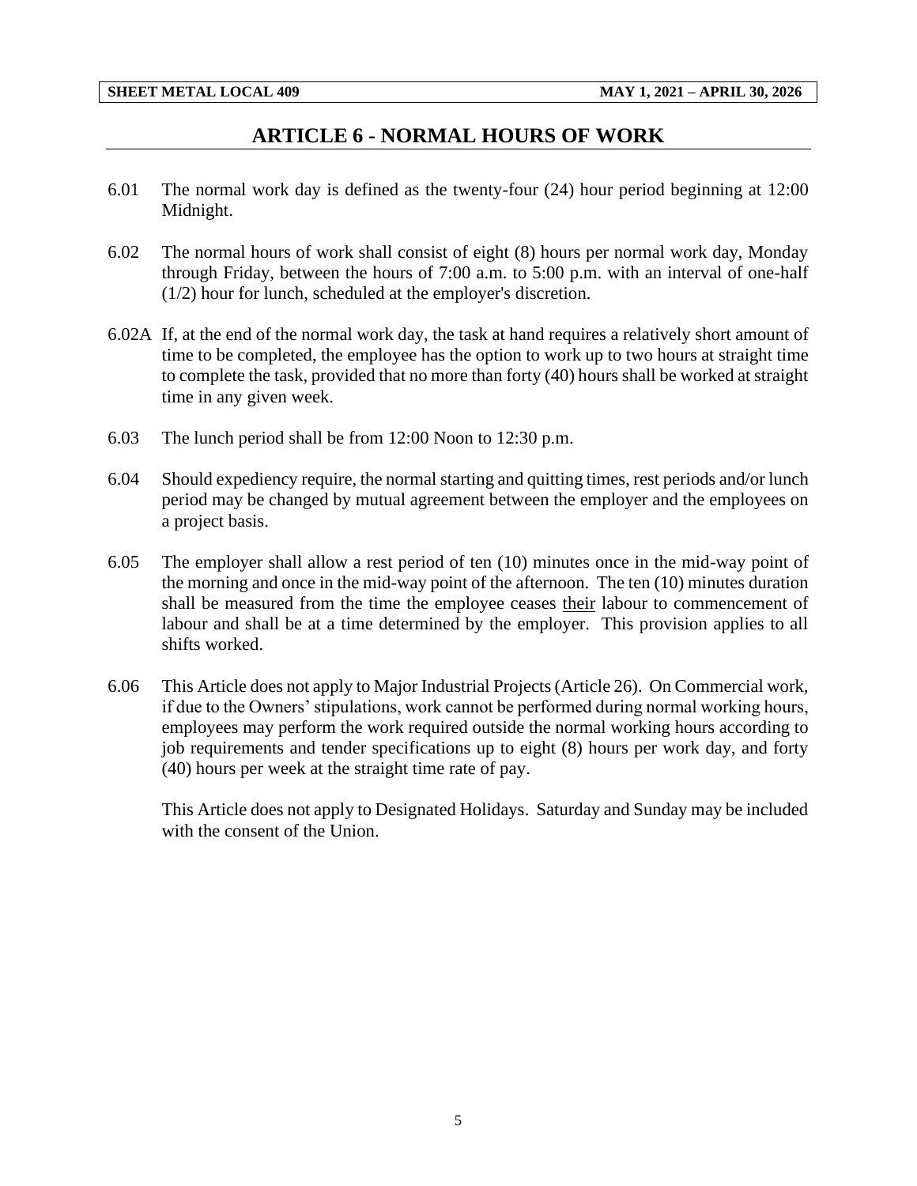# ARTICLE 6 - NORMAL HOURS OF WORK

6.01 The normal work day is defined as the twenty-four (24) hour period beginning at 12:00 Midnight.

6.02 The normal hours of work shall consist of eight (8) hours per normal work day, Monday through Friday, between the hours of 7:00 a.m. to 5:00 p.m. with an interval of one-half (1/2) hour for lunch, scheduled at the employer's discretion.

6.02A If, at the end of the normal work day, the task at hand requires a relatively short amount of time to be completed, the employee has the option to work up to two hours at straight time to complete the task, provided that no more than forty (40) hours shall be worked at straight time in any given week.

6.03 The lunch period shall be from 12:00 Noon to 12:30 p.m.

6.04 Should expediency require, the normal starting and quitting times, rest periods and/or lunch period may be changed by mutual agreement between the employer and the employees on a project basis.

6.05 The employer shall allow a rest period of ten (10) minutes once in the mid-way point of the morning and once in the mid-way point of the afternoon. The ten (10) minutes duration shall be measured from the time the employee ceases <u>their</u> labour to commencement of labour and shall be at a time determined by the employer. This provision applies to all shifts worked.

6.06 This Article does not apply to Major Industrial Projects (Article 26). On Commercial work, if due to the Owners' stipulations, work cannot be performed during normal working hours, employees may perform the work required outside the normal working hours according to job requirements and tender specifications up to eight (8) hours per work day, and forty (40) hours per week at the straight time rate of pay.

This Article does not apply to Designated Holidays. Saturday and Sunday may be included with the consent of the Union.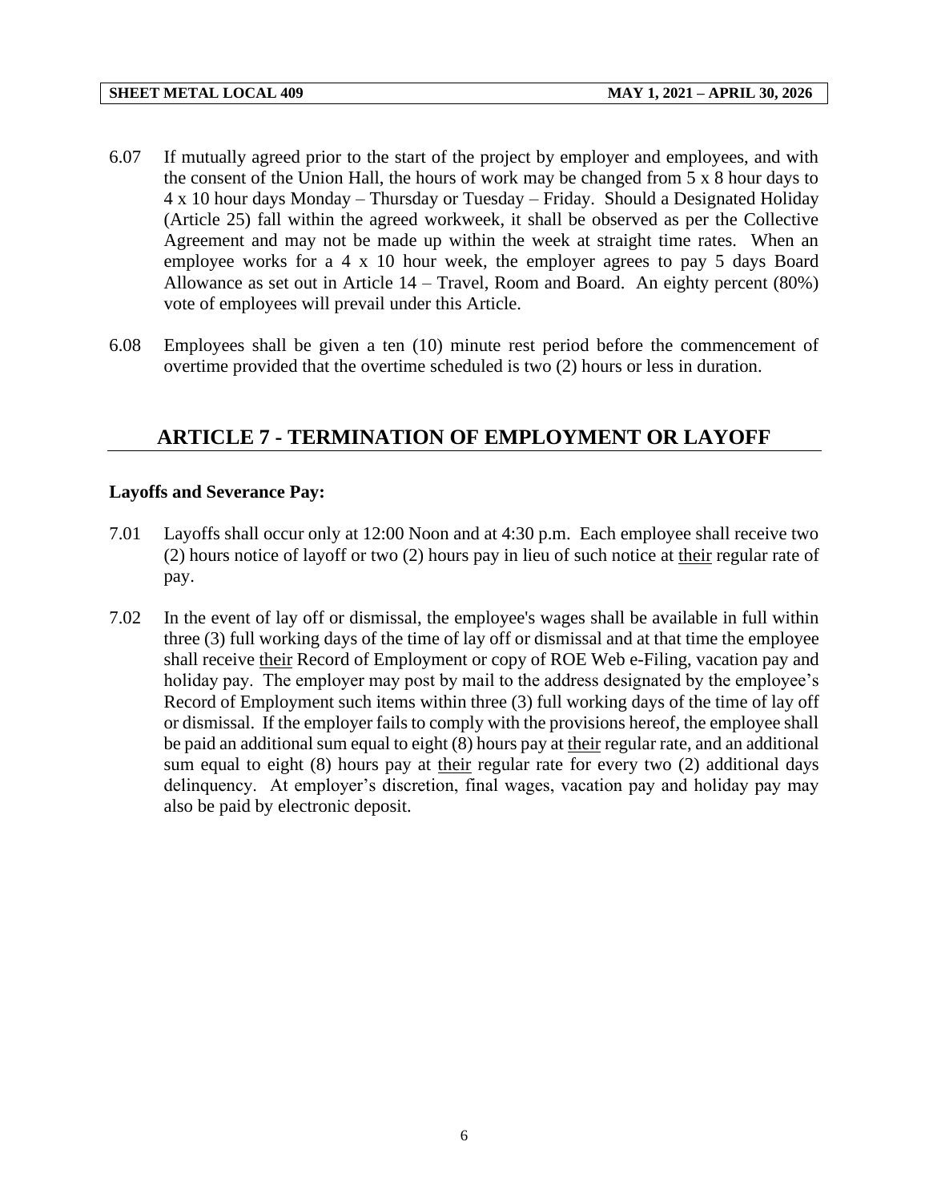6.07 If mutually agreed prior to the start of the project by employer and employees, and with the consent of the Union Hall, the hours of work may be changed from 5 x 8 hour days to 4 x 10 hour days Monday – Thursday or Tuesday – Friday. Should a Designated Holiday (Article 25) fall within the agreed workweek, it shall be observed as per the Collective Agreement and may not be made up within the week at straight time rates. When an employee works for a 4 x 10 hour week, the employer agrees to pay 5 days Board Allowance as set out in Article 14 – Travel, Room and Board. An eighty percent (80%) vote of employees will prevail under this Article.

6.08 Employees shall be given a ten (10) minute rest period before the commencement of overtime provided that the overtime scheduled is two (2) hours or less in duration.

## ARTICLE 7 - TERMINATION OF EMPLOYMENT OR LAYOFF

**Layoffs and Severance Pay:**

7.01 Layoffs shall occur only at 12:00 Noon and at 4:30 p.m. Each employee shall receive two (2) hours notice of layoff or two (2) hours pay in lieu of such notice at <u>their</u> regular rate of pay.

7.02 In the event of lay off or dismissal, the employee's wages shall be available in full within three (3) full working days of the time of lay off or dismissal and at that time the employee shall receive <u>their</u> Record of Employment or copy of ROE Web e-Filing, vacation pay and holiday pay. The employer may post by mail to the address designated by the employee's Record of Employment such items within three (3) full working days of the time of lay off or dismissal. If the employer fails to comply with the provisions hereof, the employee shall be paid an additional sum equal to eight (8) hours pay at <u>their</u> regular rate, and an additional sum equal to eight (8) hours pay at <u>their</u> regular rate for every two (2) additional days delinquency. At employer's discretion, final wages, vacation pay and holiday pay may also be paid by electronic deposit.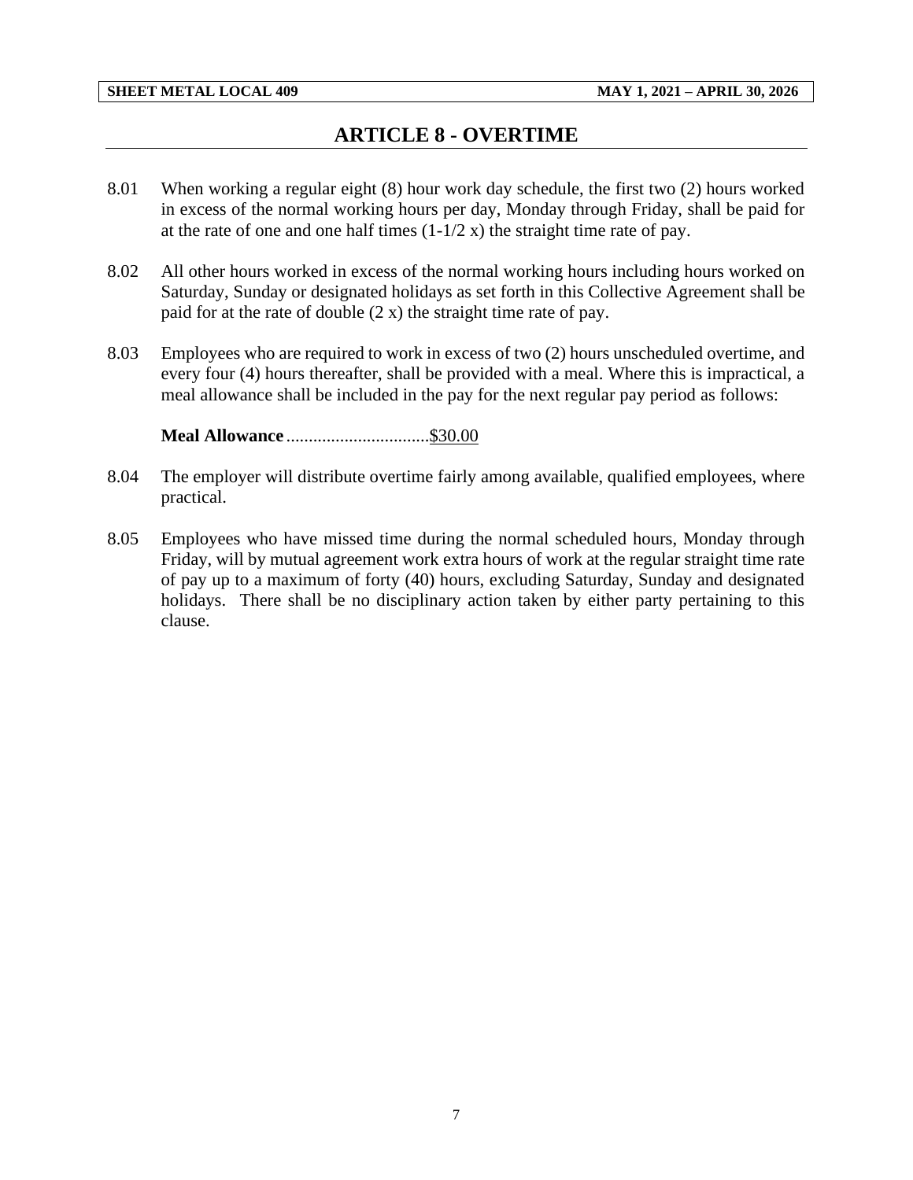# ARTICLE 8 - OVERTIME

8.01 When working a regular eight (8) hour work day schedule, the first two (2) hours worked in excess of the normal working hours per day, Monday through Friday, shall be paid for at the rate of one and one half times (1-1/2 x) the straight time rate of pay.

8.02 All other hours worked in excess of the normal working hours including hours worked on Saturday, Sunday or designated holidays as set forth in this Collective Agreement shall be paid for at the rate of double (2 x) the straight time rate of pay.

8.03 Employees who are required to work in excess of two (2) hours unscheduled overtime, and every four (4) hours thereafter, shall be provided with a meal. Where this is impractical, a meal allowance shall be included in the pay for the next regular pay period as follows:

**Meal Allowance** ................................<u>$30.00</u>

8.04 The employer will distribute overtime fairly among available, qualified employees, where practical.

8.05 Employees who have missed time during the normal scheduled hours, Monday through Friday, will by mutual agreement work extra hours of work at the regular straight time rate of pay up to a maximum of forty (40) hours, excluding Saturday, Sunday and designated holidays. There shall be no disciplinary action taken by either party pertaining to this clause.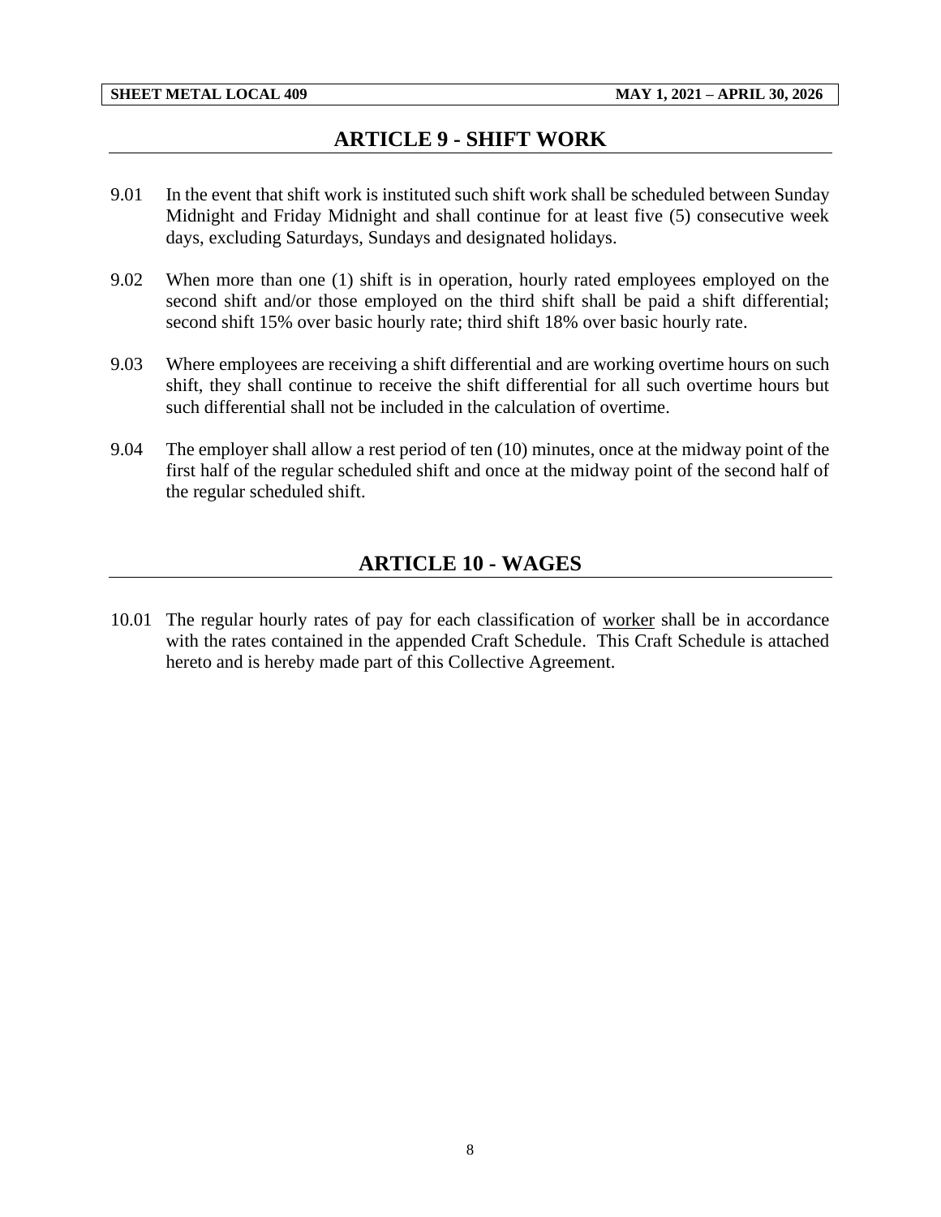# ARTICLE 9 - SHIFT WORK

9.01 In the event that shift work is instituted such shift work shall be scheduled between Sunday Midnight and Friday Midnight and shall continue for at least five (5) consecutive week days, excluding Saturdays, Sundays and designated holidays.

9.02 When more than one (1) shift is in operation, hourly rated employees employed on the second shift and/or those employed on the third shift shall be paid a shift differential; second shift 15% over basic hourly rate; third shift 18% over basic hourly rate.

9.03 Where employees are receiving a shift differential and are working overtime hours on such shift, they shall continue to receive the shift differential for all such overtime hours but such differential shall not be included in the calculation of overtime.

9.04 The employer shall allow a rest period of ten (10) minutes, once at the midway point of the first half of the regular scheduled shift and once at the midway point of the second half of the regular scheduled shift.

# ARTICLE 10 - WAGES

10.01 The regular hourly rates of pay for each classification of worker shall be in accordance with the rates contained in the appended Craft Schedule. This Craft Schedule is attached hereto and is hereby made part of this Collective Agreement.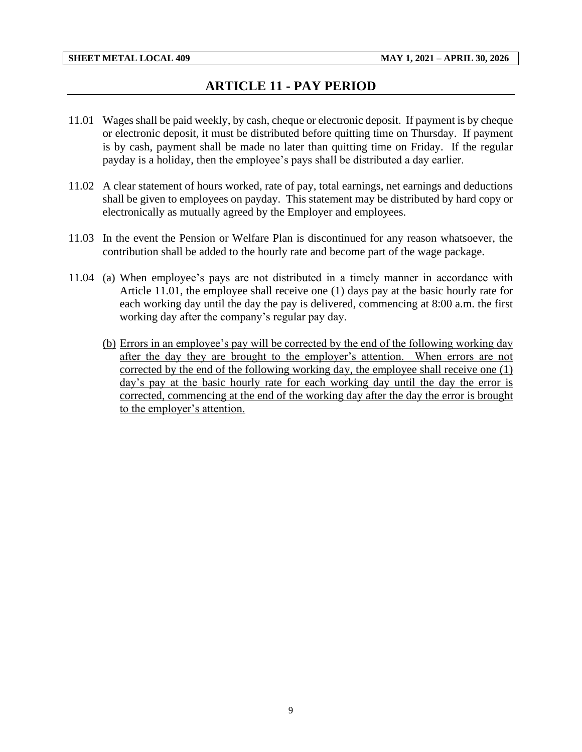# ARTICLE 11 - PAY PERIOD

11.01 Wages shall be paid weekly, by cash, cheque or electronic deposit. If payment is by cheque or electronic deposit, it must be distributed before quitting time on Thursday. If payment is by cash, payment shall be made no later than quitting time on Friday. If the regular payday is a holiday, then the employee's pays shall be distributed a day earlier.

11.02 A clear statement of hours worked, rate of pay, total earnings, net earnings and deductions shall be given to employees on payday. This statement may be distributed by hard copy or electronically as mutually agreed by the Employer and employees.

11.03 In the event the Pension or Welfare Plan is discontinued for any reason whatsoever, the contribution shall be added to the hourly rate and become part of the wage package.

11.04 <u>(a)</u> When employee's pays are not distributed in a timely manner in accordance with Article 11.01, the employee shall receive one (1) days pay at the basic hourly rate for each working day until the day the pay is delivered, commencing at 8:00 a.m. the first working day after the company's regular pay day.

<u>(b)</u> <u>Errors in an employee's pay will be corrected by the end of the following working day after the day they are brought to the employer's attention. When errors are not corrected by the end of the following working day, the employee shall receive one (1) day's pay at the basic hourly rate for each working day until the day the error is corrected, commencing at the end of the working day after the day the error is brought to the employer's attention.</u>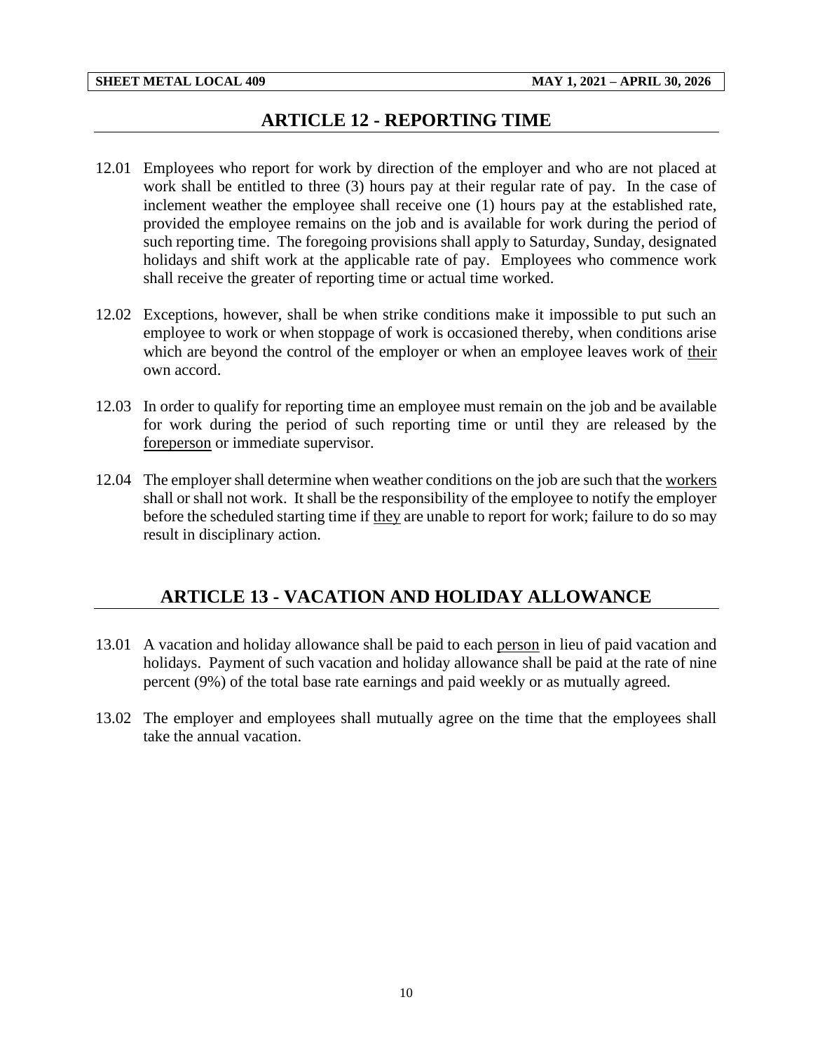## ARTICLE 12 - REPORTING TIME

12.01 Employees who report for work by direction of the employer and who are not placed at work shall be entitled to three (3) hours pay at their regular rate of pay. In the case of inclement weather the employee shall receive one (1) hours pay at the established rate, provided the employee remains on the job and is available for work during the period of such reporting time. The foregoing provisions shall apply to Saturday, Sunday, designated holidays and shift work at the applicable rate of pay. Employees who commence work shall receive the greater of reporting time or actual time worked.

12.02 Exceptions, however, shall be when strike conditions make it impossible to put such an employee to work or when stoppage of work is occasioned thereby, when conditions arise which are beyond the control of the employer or when an employee leaves work of their own accord.

12.03 In order to qualify for reporting time an employee must remain on the job and be available for work during the period of such reporting time or until they are released by the foreperson or immediate supervisor.

12.04 The employer shall determine when weather conditions on the job are such that the workers shall or shall not work. It shall be the responsibility of the employee to notify the employer before the scheduled starting time if they are unable to report for work; failure to do so may result in disciplinary action.

## ARTICLE 13 - VACATION AND HOLIDAY ALLOWANCE

13.01 A vacation and holiday allowance shall be paid to each person in lieu of paid vacation and holidays. Payment of such vacation and holiday allowance shall be paid at the rate of nine percent (9%) of the total base rate earnings and paid weekly or as mutually agreed.

13.02 The employer and employees shall mutually agree on the time that the employees shall take the annual vacation.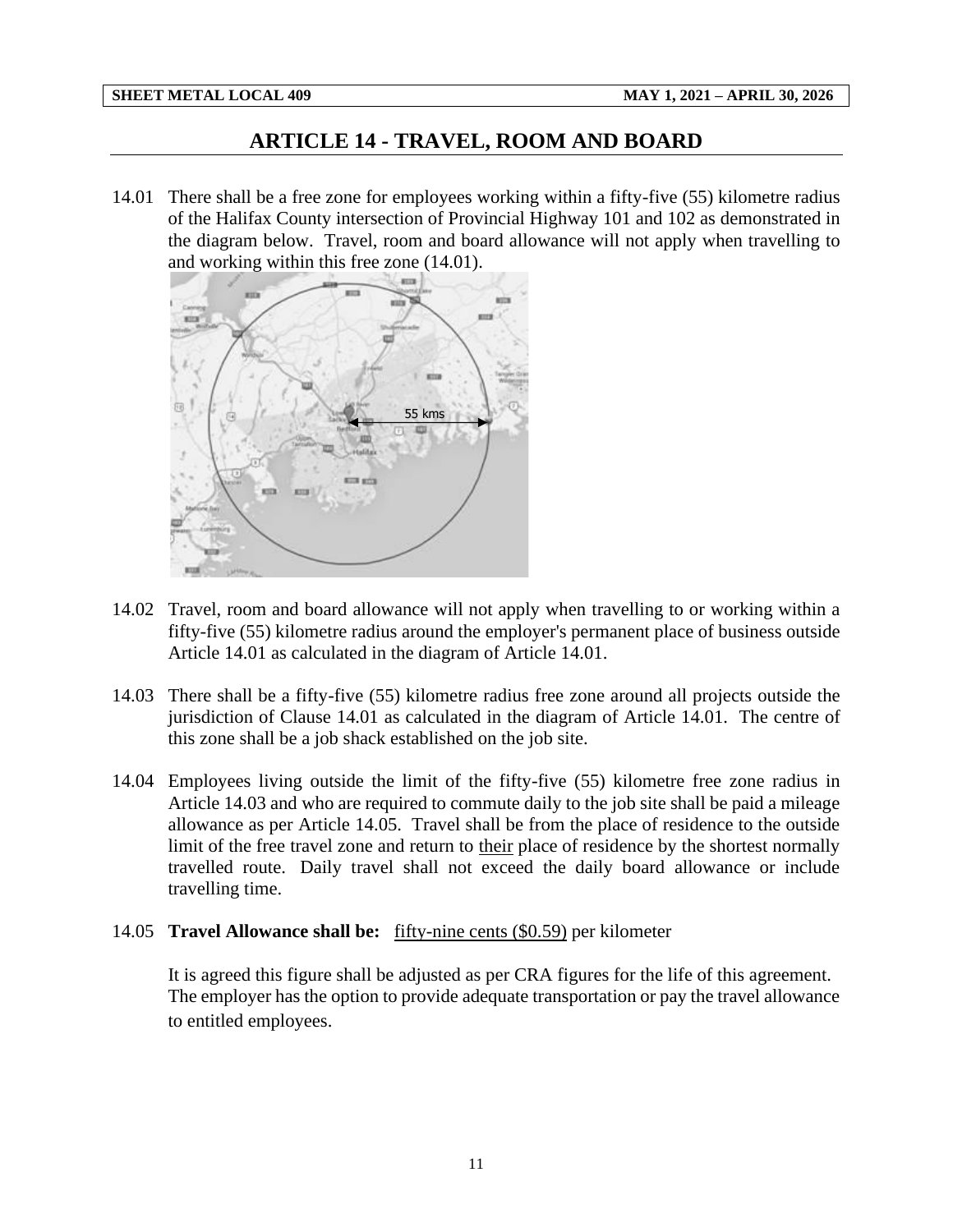# ARTICLE 14 - TRAVEL, ROOM AND BOARD

14.01 There shall be a free zone for employees working within a fifty-five (55) kilometre radius of the Halifax County intersection of Provincial Highway 101 and 102 as demonstrated in the diagram below. Travel, room and board allowance will not apply when travelling to and working within this free zone (14.01).

14.02 Travel, room and board allowance will not apply when travelling to or working within a fifty-five (55) kilometre radius around the employer's permanent place of business outside Article 14.01 as calculated in the diagram of Article 14.01.

14.03 There shall be a fifty-five (55) kilometre radius free zone around all projects outside the jurisdiction of Clause 14.01 as calculated in the diagram of Article 14.01. The centre of this zone shall be a job shack established on the job site.

14.04 Employees living outside the limit of the fifty-five (55) kilometre free zone radius in Article 14.03 and who are required to commute daily to the job site shall be paid a mileage allowance as per Article 14.05. Travel shall be from the place of residence to the outside limit of the free travel zone and return to <u>their</u> place of residence by the shortest normally travelled route. Daily travel shall not exceed the daily board allowance or include travelling time.

14.05 **Travel Allowance shall be:** <u>fifty-nine cents ($0.59)</u> per kilometer

It is agreed this figure shall be adjusted as per CRA figures for the life of this agreement. The employer has the option to provide adequate transportation or pay the travel allowance to entitled employees.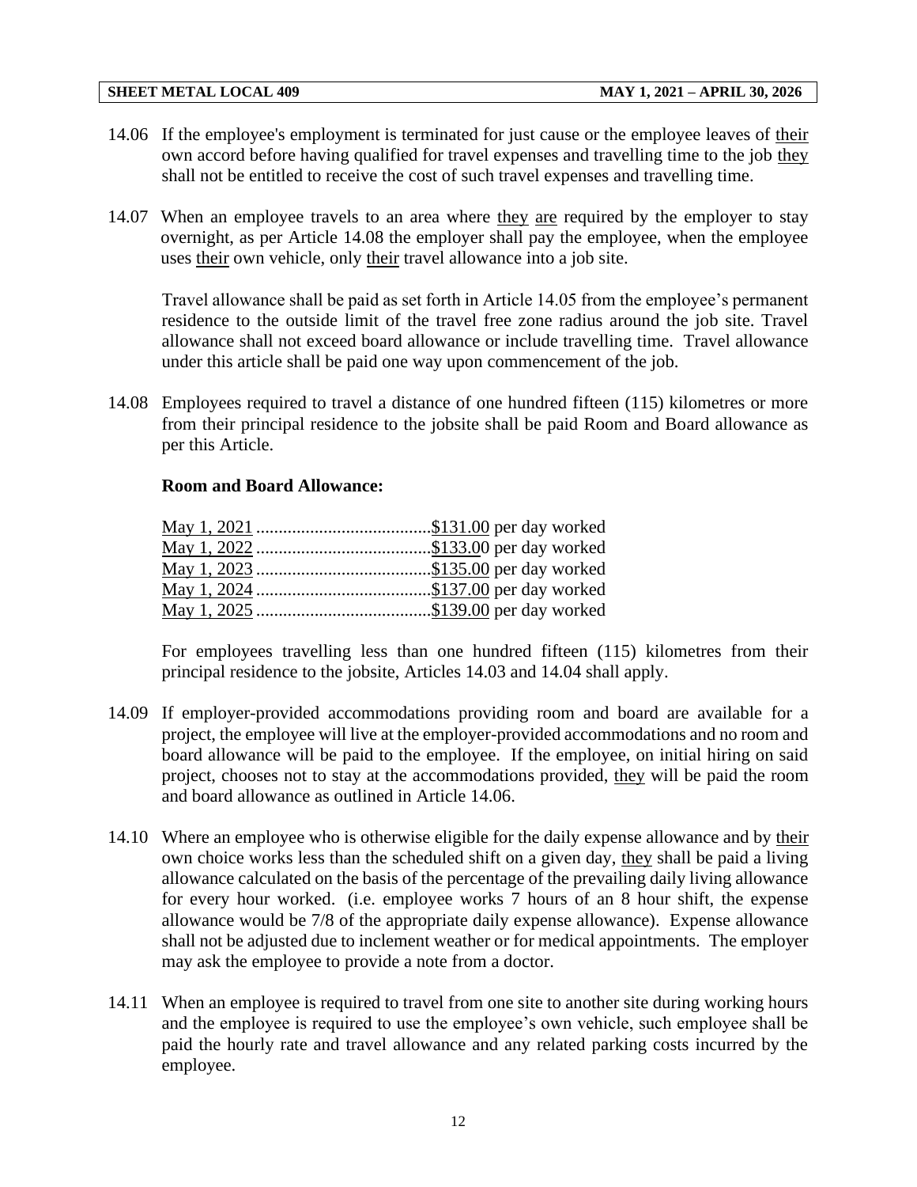14.06 If the employee's employment is terminated for just cause or the employee leaves of their own accord before having qualified for travel expenses and travelling time to the job they shall not be entitled to receive the cost of such travel expenses and travelling time.

14.07 When an employee travels to an area where they are required by the employer to stay overnight, as per Article 14.08 the employer shall pay the employee, when the employee uses their own vehicle, only their travel allowance into a job site.

Travel allowance shall be paid as set forth in Article 14.05 from the employee's permanent residence to the outside limit of the travel free zone radius around the job site. Travel allowance shall not exceed board allowance or include travelling time. Travel allowance under this article shall be paid one way upon commencement of the job.

14.08 Employees required to travel a distance of one hundred fifteen (115) kilometres or more from their principal residence to the jobsite shall be paid Room and Board allowance as per this Article.

**Room and Board Allowance:**

May 1, 2021 ....................................... $131.00 per day worked
May 1, 2022 ....................................... $133.00 per day worked
May 1, 2023 ....................................... $135.00 per day worked
May 1, 2024 ....................................... $137.00 per day worked
May 1, 2025 ....................................... $139.00 per day worked

For employees travelling less than one hundred fifteen (115) kilometres from their principal residence to the jobsite, Articles 14.03 and 14.04 shall apply.

14.09 If employer-provided accommodations providing room and board are available for a project, the employee will live at the employer-provided accommodations and no room and board allowance will be paid to the employee. If the employee, on initial hiring on said project, chooses not to stay at the accommodations provided, they will be paid the room and board allowance as outlined in Article 14.06.

14.10 Where an employee who is otherwise eligible for the daily expense allowance and by their own choice works less than the scheduled shift on a given day, they shall be paid a living allowance calculated on the basis of the percentage of the prevailing daily living allowance for every hour worked. (i.e. employee works 7 hours of an 8 hour shift, the expense allowance would be 7/8 of the appropriate daily expense allowance). Expense allowance shall not be adjusted due to inclement weather or for medical appointments. The employer may ask the employee to provide a note from a doctor.

14.11 When an employee is required to travel from one site to another site during working hours and the employee is required to use the employee's own vehicle, such employee shall be paid the hourly rate and travel allowance and any related parking costs incurred by the employee.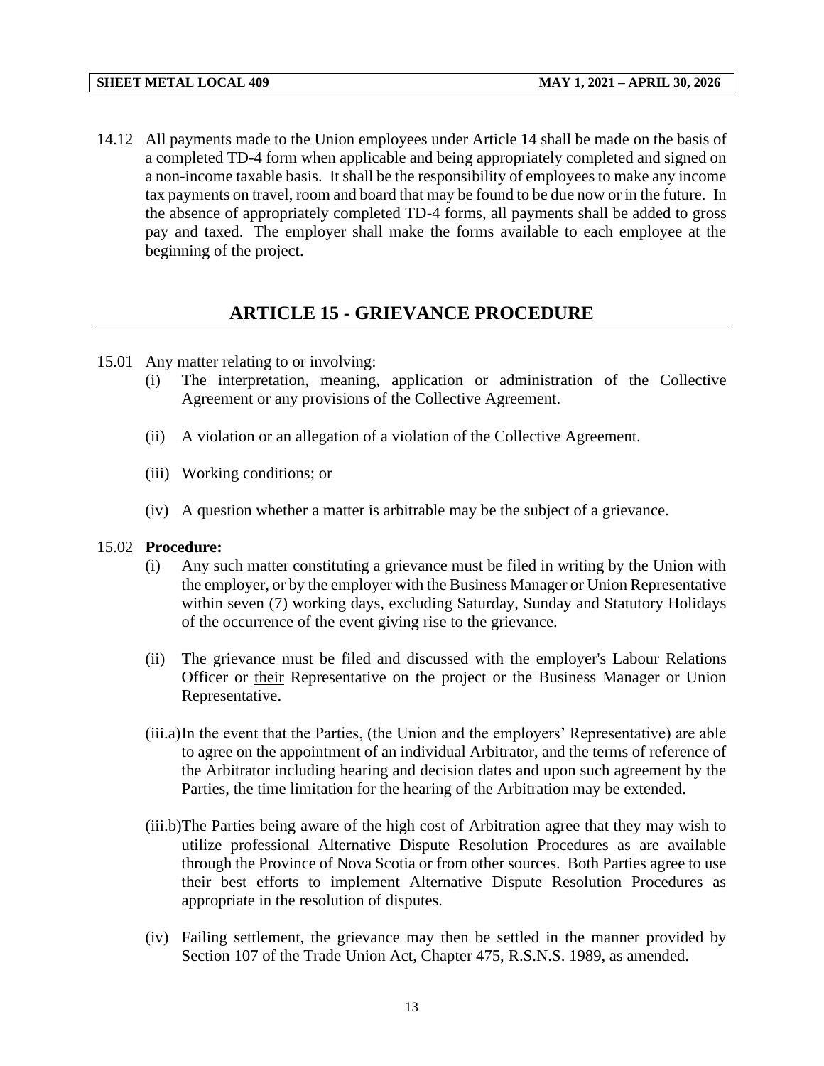14.12 All payments made to the Union employees under Article 14 shall be made on the basis of a completed TD-4 form when applicable and being appropriately completed and signed on a non-income taxable basis. It shall be the responsibility of employees to make any income tax payments on travel, room and board that may be found to be due now or in the future. In the absence of appropriately completed TD-4 forms, all payments shall be added to gross pay and taxed. The employer shall make the forms available to each employee at the beginning of the project.

## ARTICLE 15 - GRIEVANCE PROCEDURE

15.01 Any matter relating to or involving:

(i) The interpretation, meaning, application or administration of the Collective Agreement or any provisions of the Collective Agreement.

(ii) A violation or an allegation of a violation of the Collective Agreement.

(iii) Working conditions; or

(iv) A question whether a matter is arbitrable may be the subject of a grievance.

15.02 **Procedure:**

(i) Any such matter constituting a grievance must be filed in writing by the Union with the employer, or by the employer with the Business Manager or Union Representative within seven (7) working days, excluding Saturday, Sunday and Statutory Holidays of the occurrence of the event giving rise to the grievance.

(ii) The grievance must be filed and discussed with the employer's Labour Relations Officer or their Representative on the project or the Business Manager or Union Representative.

(iii.a) In the event that the Parties, (the Union and the employers' Representative) are able to agree on the appointment of an individual Arbitrator, and the terms of reference of the Arbitrator including hearing and decision dates and upon such agreement by the Parties, the time limitation for the hearing of the Arbitration may be extended.

(iii.b) The Parties being aware of the high cost of Arbitration agree that they may wish to utilize professional Alternative Dispute Resolution Procedures as are available through the Province of Nova Scotia or from other sources. Both Parties agree to use their best efforts to implement Alternative Dispute Resolution Procedures as appropriate in the resolution of disputes.

(iv) Failing settlement, the grievance may then be settled in the manner provided by Section 107 of the Trade Union Act, Chapter 475, R.S.N.S. 1989, as amended.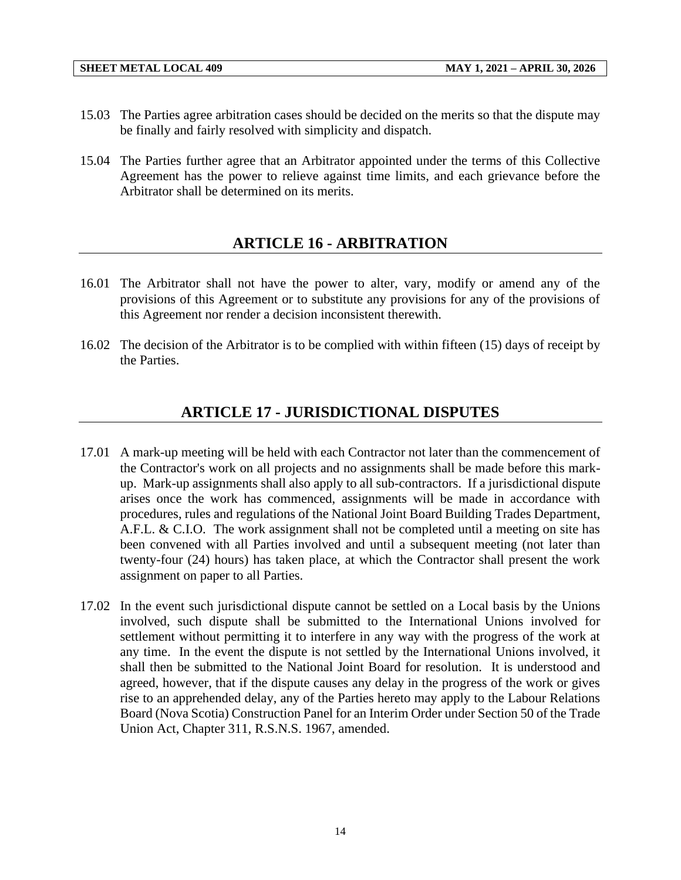15.03 The Parties agree arbitration cases should be decided on the merits so that the dispute may be finally and fairly resolved with simplicity and dispatch.

15.04 The Parties further agree that an Arbitrator appointed under the terms of this Collective Agreement has the power to relieve against time limits, and each grievance before the Arbitrator shall be determined on its merits.

## ARTICLE 16 - ARBITRATION

16.01 The Arbitrator shall not have the power to alter, vary, modify or amend any of the provisions of this Agreement or to substitute any provisions for any of the provisions of this Agreement nor render a decision inconsistent therewith.

16.02 The decision of the Arbitrator is to be complied with within fifteen (15) days of receipt by the Parties.

## ARTICLE 17 - JURISDICTIONAL DISPUTES

17.01 A mark-up meeting will be held with each Contractor not later than the commencement of the Contractor's work on all projects and no assignments shall be made before this mark-up. Mark-up assignments shall also apply to all sub-contractors. If a jurisdictional dispute arises once the work has commenced, assignments will be made in accordance with procedures, rules and regulations of the National Joint Board Building Trades Department, A.F.L. & C.I.O. The work assignment shall not be completed until a meeting on site has been convened with all Parties involved and until a subsequent meeting (not later than twenty-four (24) hours) has taken place, at which the Contractor shall present the work assignment on paper to all Parties.

17.02 In the event such jurisdictional dispute cannot be settled on a Local basis by the Unions involved, such dispute shall be submitted to the International Unions involved for settlement without permitting it to interfere in any way with the progress of the work at any time. In the event the dispute is not settled by the International Unions involved, it shall then be submitted to the National Joint Board for resolution. It is understood and agreed, however, that if the dispute causes any delay in the progress of the work or gives rise to an apprehended delay, any of the Parties hereto may apply to the Labour Relations Board (Nova Scotia) Construction Panel for an Interim Order under Section 50 of the Trade Union Act, Chapter 311, R.S.N.S. 1967, amended.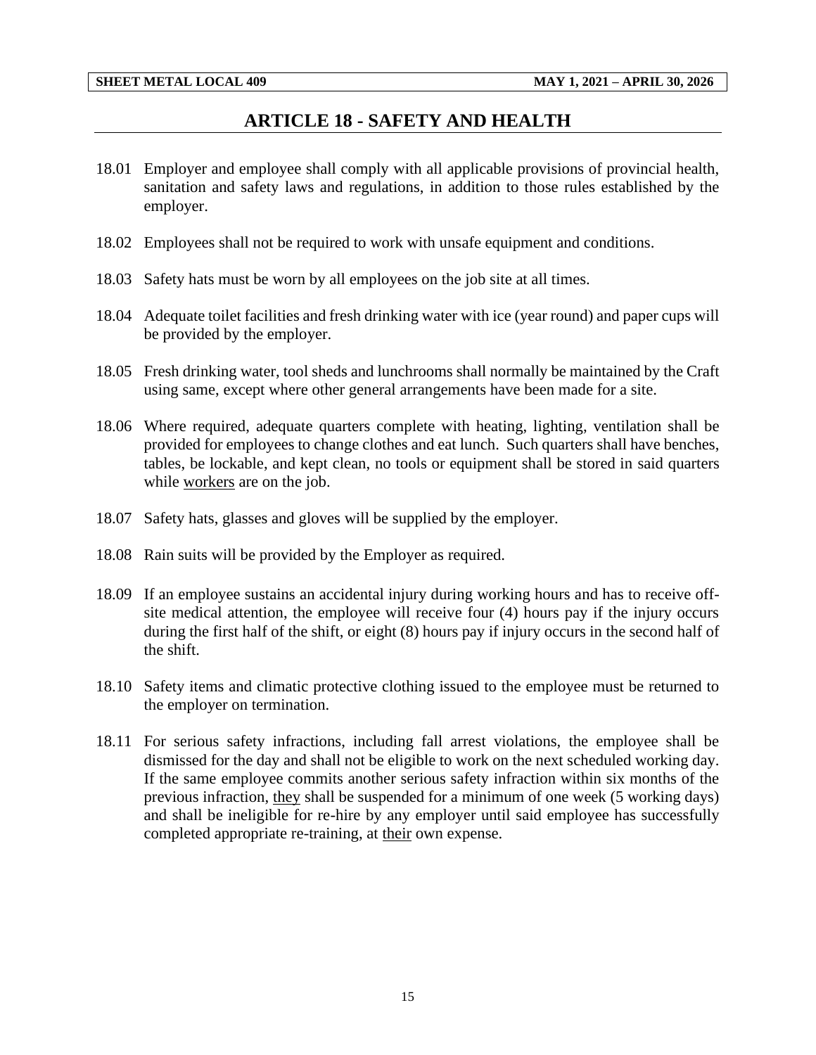# ARTICLE 18 - SAFETY AND HEALTH

18.01 Employer and employee shall comply with all applicable provisions of provincial health, sanitation and safety laws and regulations, in addition to those rules established by the employer.

18.02 Employees shall not be required to work with unsafe equipment and conditions.

18.03 Safety hats must be worn by all employees on the job site at all times.

18.04 Adequate toilet facilities and fresh drinking water with ice (year round) and paper cups will be provided by the employer.

18.05 Fresh drinking water, tool sheds and lunchrooms shall normally be maintained by the Craft using same, except where other general arrangements have been made for a site.

18.06 Where required, adequate quarters complete with heating, lighting, ventilation shall be provided for employees to change clothes and eat lunch. Such quarters shall have benches, tables, be lockable, and kept clean, no tools or equipment shall be stored in said quarters while workers are on the job.

18.07 Safety hats, glasses and gloves will be supplied by the employer.

18.08 Rain suits will be provided by the Employer as required.

18.09 If an employee sustains an accidental injury during working hours and has to receive off-site medical attention, the employee will receive four (4) hours pay if the injury occurs during the first half of the shift, or eight (8) hours pay if injury occurs in the second half of the shift.

18.10 Safety items and climatic protective clothing issued to the employee must be returned to the employer on termination.

18.11 For serious safety infractions, including fall arrest violations, the employee shall be dismissed for the day and shall not be eligible to work on the next scheduled working day. If the same employee commits another serious safety infraction within six months of the previous infraction, they shall be suspended for a minimum of one week (5 working days) and shall be ineligible for re-hire by any employer until said employee has successfully completed appropriate re-training, at their own expense.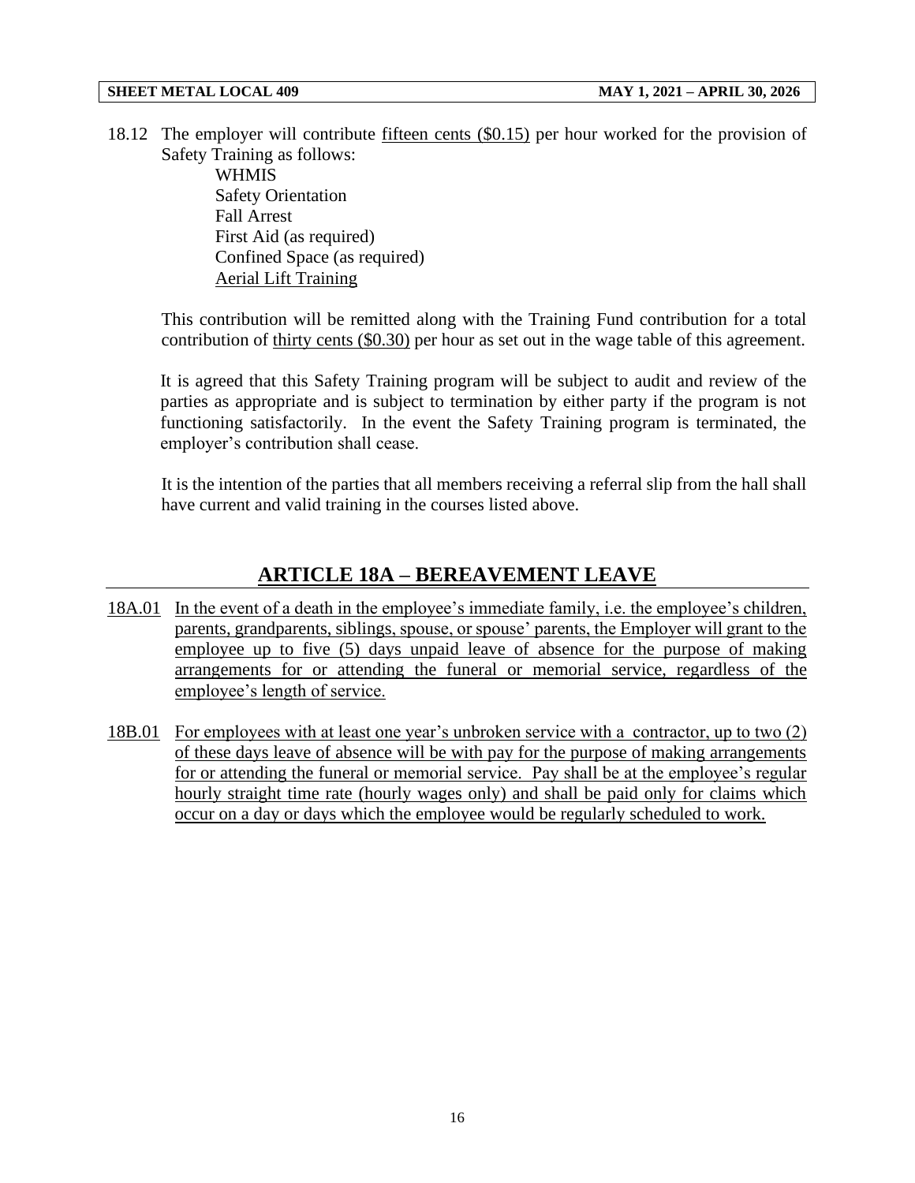18.12 The employer will contribute fifteen cents ($0.15) per hour worked for the provision of Safety Training as follows:

- WHMIS
- Safety Orientation
- Fall Arrest
- First Aid (as required)
- Confined Space (as required)
- Aerial Lift Training

This contribution will be remitted along with the Training Fund contribution for a total contribution of thirty cents ($0.30) per hour as set out in the wage table of this agreement.

It is agreed that this Safety Training program will be subject to audit and review of the parties as appropriate and is subject to termination by either party if the program is not functioning satisfactorily. In the event the Safety Training program is terminated, the employer's contribution shall cease.

It is the intention of the parties that all members receiving a referral slip from the hall shall have current and valid training in the courses listed above.

## ARTICLE 18A – BEREAVEMENT LEAVE

18A.01 In the event of a death in the employee's immediate family, i.e. the employee's children, parents, grandparents, siblings, spouse, or spouse' parents, the Employer will grant to the employee up to five (5) days unpaid leave of absence for the purpose of making arrangements for or attending the funeral or memorial service, regardless of the employee's length of service.

18B.01 For employees with at least one year's unbroken service with a contractor, up to two (2) of these days leave of absence will be with pay for the purpose of making arrangements for or attending the funeral or memorial service. Pay shall be at the employee's regular hourly straight time rate (hourly wages only) and shall be paid only for claims which occur on a day or days which the employee would be regularly scheduled to work.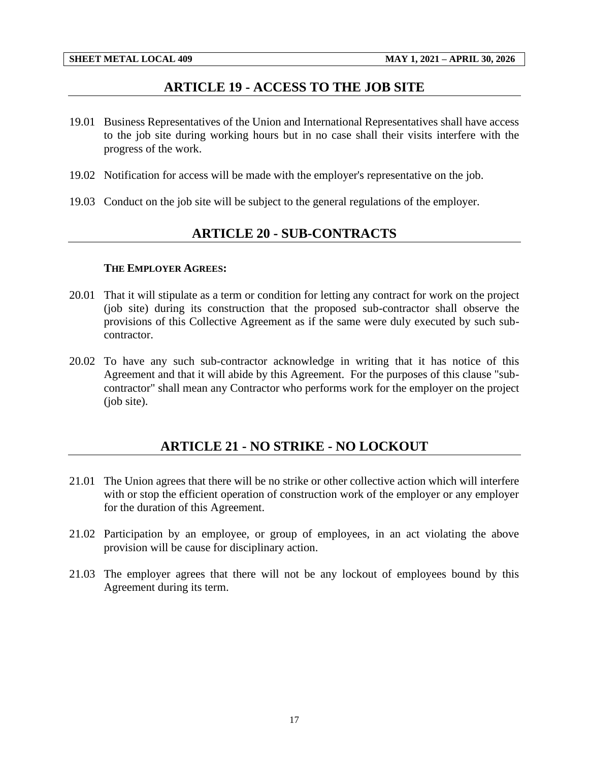## ARTICLE 19 - ACCESS TO THE JOB SITE

19.01 Business Representatives of the Union and International Representatives shall have access to the job site during working hours but in no case shall their visits interfere with the progress of the work.

19.02 Notification for access will be made with the employer's representative on the job.

19.03 Conduct on the job site will be subject to the general regulations of the employer.

## ARTICLE 20 - SUB-CONTRACTS

**THE EMPLOYER AGREES:**

20.01 That it will stipulate as a term or condition for letting any contract for work on the project (job site) during its construction that the proposed sub-contractor shall observe the provisions of this Collective Agreement as if the same were duly executed by such sub-contractor.

20.02 To have any such sub-contractor acknowledge in writing that it has notice of this Agreement and that it will abide by this Agreement. For the purposes of this clause "sub-contractor" shall mean any Contractor who performs work for the employer on the project (job site).

## ARTICLE 21 - NO STRIKE - NO LOCKOUT

21.01 The Union agrees that there will be no strike or other collective action which will interfere with or stop the efficient operation of construction work of the employer or any employer for the duration of this Agreement.

21.02 Participation by an employee, or group of employees, in an act violating the above provision will be cause for disciplinary action.

21.03 The employer agrees that there will not be any lockout of employees bound by this Agreement during its term.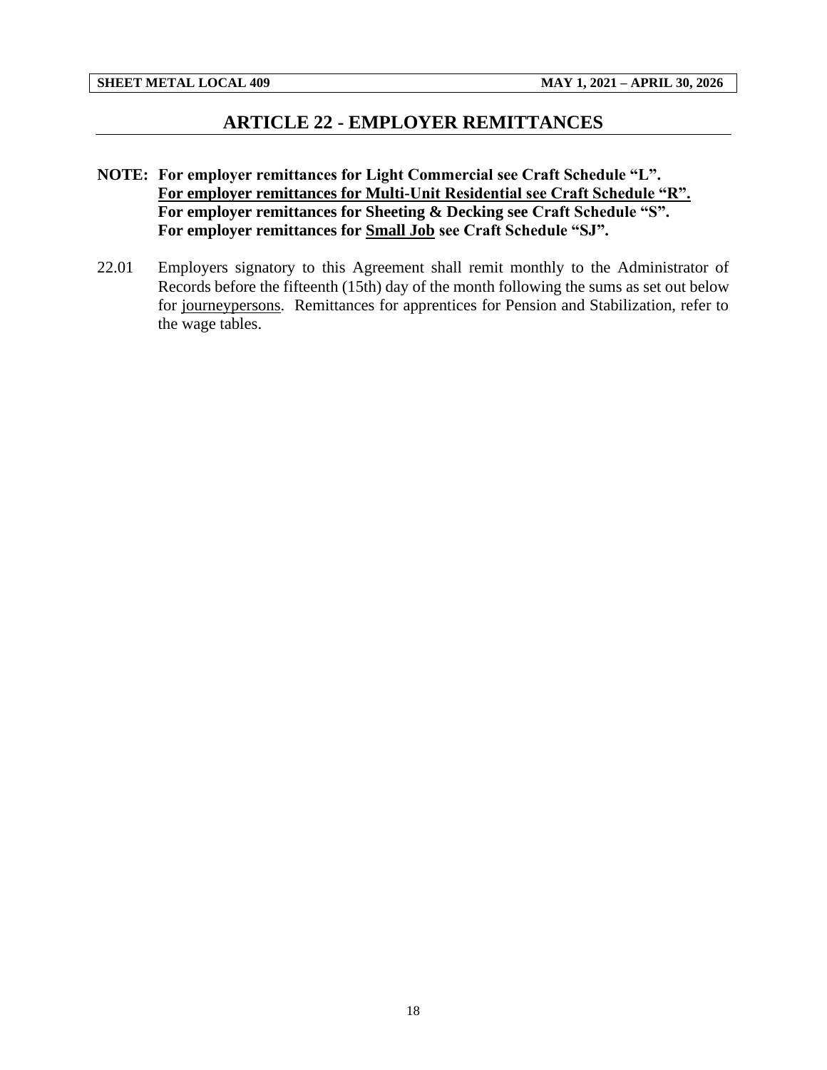# ARTICLE 22 - EMPLOYER REMITTANCES

**NOTE: For employer remittances for Light Commercial see Craft Schedule "L".**
**For employer remittances for Multi-Unit Residential see Craft Schedule "R".**
**For employer remittances for Sheeting & Decking see Craft Schedule "S".**
**For employer remittances for Small Job see Craft Schedule "SJ".**

22.01 Employers signatory to this Agreement shall remit monthly to the Administrator of Records before the fifteenth (15th) day of the month following the sums as set out below for journeypersons. Remittances for apprentices for Pension and Stabilization, refer to the wage tables.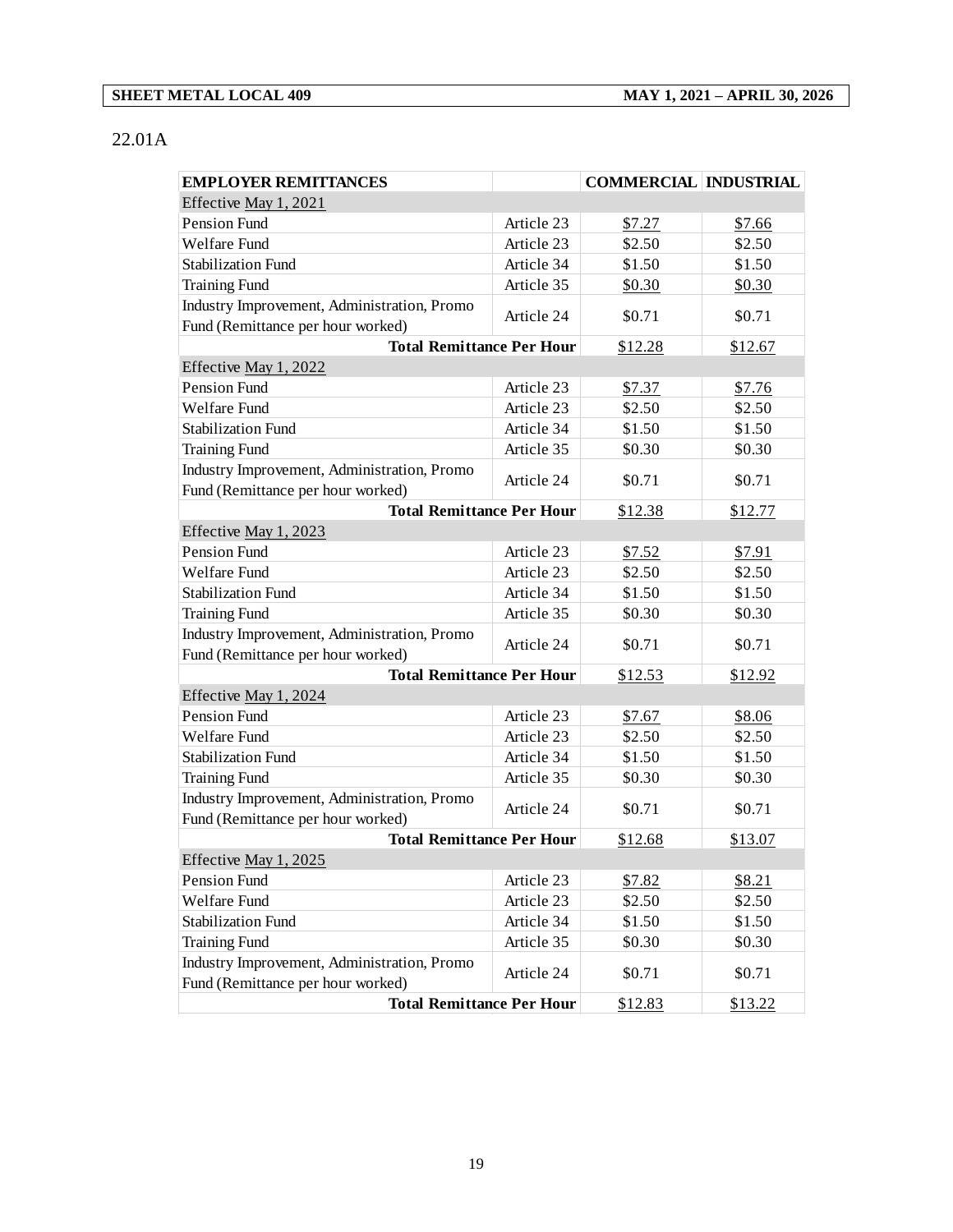22.01A

| EMPLOYER REMITTANCES | | COMMERCIAL | INDUSTRIAL |
|---|---|---|---|
| Effective May 1, 2021 | | | |
| Pension Fund | Article 23 | $7.27 | $7.66 |
| Welfare Fund | Article 23 | $2.50 | $2.50 |
| Stabilization Fund | Article 34 | $1.50 | $1.50 |
| Training Fund | Article 35 | $0.30 | $0.30 |
| Industry Improvement, Administration, Promo Fund (Remittance per hour worked) | Article 24 | $0.71 | $0.71 |
| **Total Remittance Per Hour** | | $12.28 | $12.67 |
| Effective May 1, 2022 | | | |
| Pension Fund | Article 23 | $7.37 | $7.76 |
| Welfare Fund | Article 23 | $2.50 | $2.50 |
| Stabilization Fund | Article 34 | $1.50 | $1.50 |
| Training Fund | Article 35 | $0.30 | $0.30 |
| Industry Improvement, Administration, Promo Fund (Remittance per hour worked) | Article 24 | $0.71 | $0.71 |
| **Total Remittance Per Hour** | | $12.38 | $12.77 |
| Effective May 1, 2023 | | | |
| Pension Fund | Article 23 | $7.52 | $7.91 |
| Welfare Fund | Article 23 | $2.50 | $2.50 |
| Stabilization Fund | Article 34 | $1.50 | $1.50 |
| Training Fund | Article 35 | $0.30 | $0.30 |
| Industry Improvement, Administration, Promo Fund (Remittance per hour worked) | Article 24 | $0.71 | $0.71 |
| **Total Remittance Per Hour** | | $12.53 | $12.92 |
| Effective May 1, 2024 | | | |
| Pension Fund | Article 23 | $7.67 | $8.06 |
| Welfare Fund | Article 23 | $2.50 | $2.50 |
| Stabilization Fund | Article 34 | $1.50 | $1.50 |
| Training Fund | Article 35 | $0.30 | $0.30 |
| Industry Improvement, Administration, Promo Fund (Remittance per hour worked) | Article 24 | $0.71 | $0.71 |
| **Total Remittance Per Hour** | | $12.68 | $13.07 |
| Effective May 1, 2025 | | | |
| Pension Fund | Article 23 | $7.82 | $8.21 |
| Welfare Fund | Article 23 | $2.50 | $2.50 |
| Stabilization Fund | Article 34 | $1.50 | $1.50 |
| Training Fund | Article 35 | $0.30 | $0.30 |
| Industry Improvement, Administration, Promo Fund (Remittance per hour worked) | Article 24 | $0.71 | $0.71 |
| **Total Remittance Per Hour** | | $12.83 | $13.22 |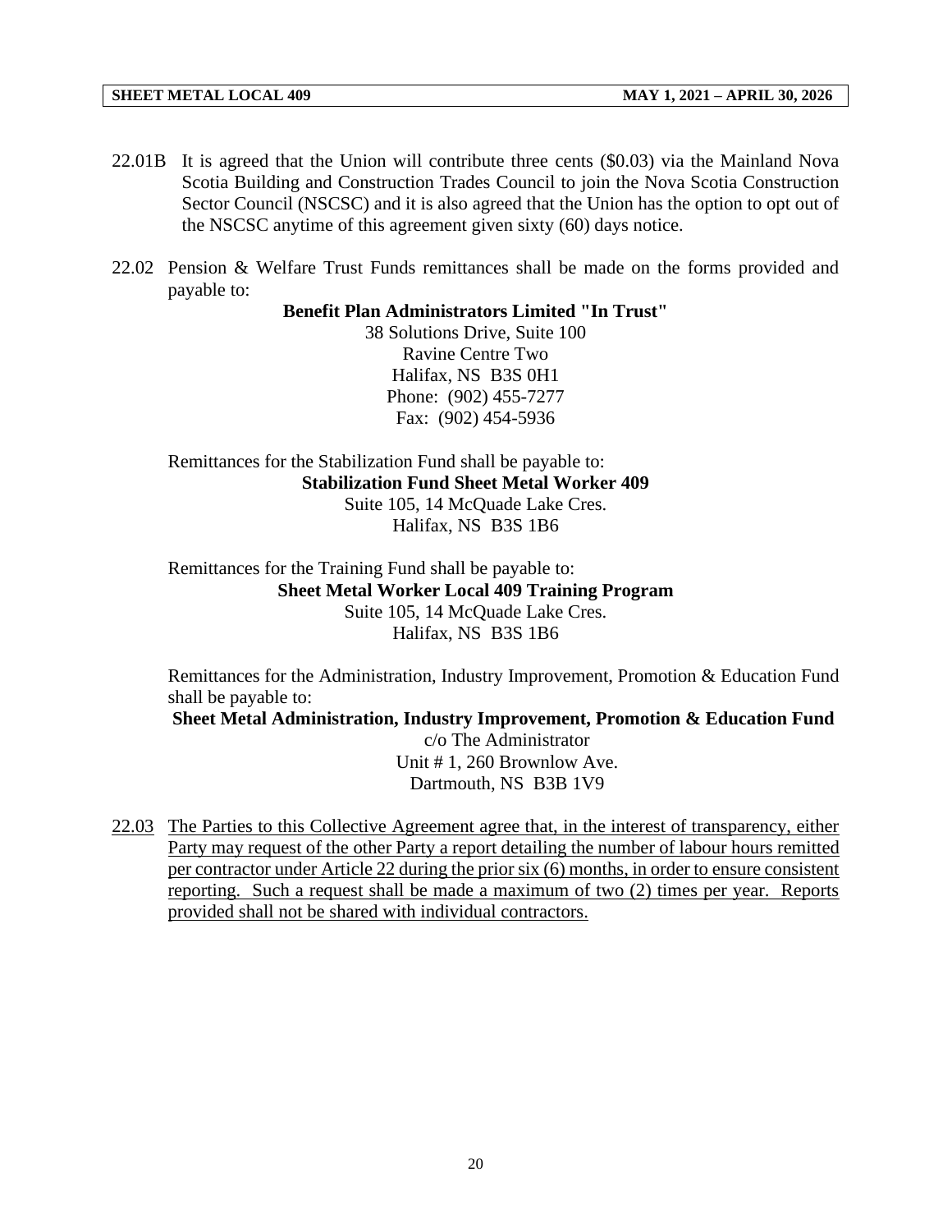22.01B It is agreed that the Union will contribute three cents ($0.03) via the Mainland Nova Scotia Building and Construction Trades Council to join the Nova Scotia Construction Sector Council (NSCSC) and it is also agreed that the Union has the option to opt out of the NSCSC anytime of this agreement given sixty (60) days notice.

22.02 Pension & Welfare Trust Funds remittances shall be made on the forms provided and payable to:

**Benefit Plan Administrators Limited "In Trust"**
38 Solutions Drive, Suite 100
Ravine Centre Two
Halifax, NS B3S 0H1
Phone: (902) 455-7277
Fax: (902) 454-5936

Remittances for the Stabilization Fund shall be payable to:

**Stabilization Fund Sheet Metal Worker 409**
Suite 105, 14 McQuade Lake Cres.
Halifax, NS B3S 1B6

Remittances for the Training Fund shall be payable to:

**Sheet Metal Worker Local 409 Training Program**
Suite 105, 14 McQuade Lake Cres.
Halifax, NS B3S 1B6

Remittances for the Administration, Industry Improvement, Promotion & Education Fund shall be payable to:

**Sheet Metal Administration, Industry Improvement, Promotion & Education Fund**
c/o The Administrator
Unit # 1, 260 Brownlow Ave.
Dartmouth, NS B3B 1V9

<u>22.03 The Parties to this Collective Agreement agree that, in the interest of transparency, either Party may request of the other Party a report detailing the number of labour hours remitted per contractor under Article 22 during the prior six (6) months, in order to ensure consistent reporting. Such a request shall be made a maximum of two (2) times per year. Reports provided shall not be shared with individual contractors.</u>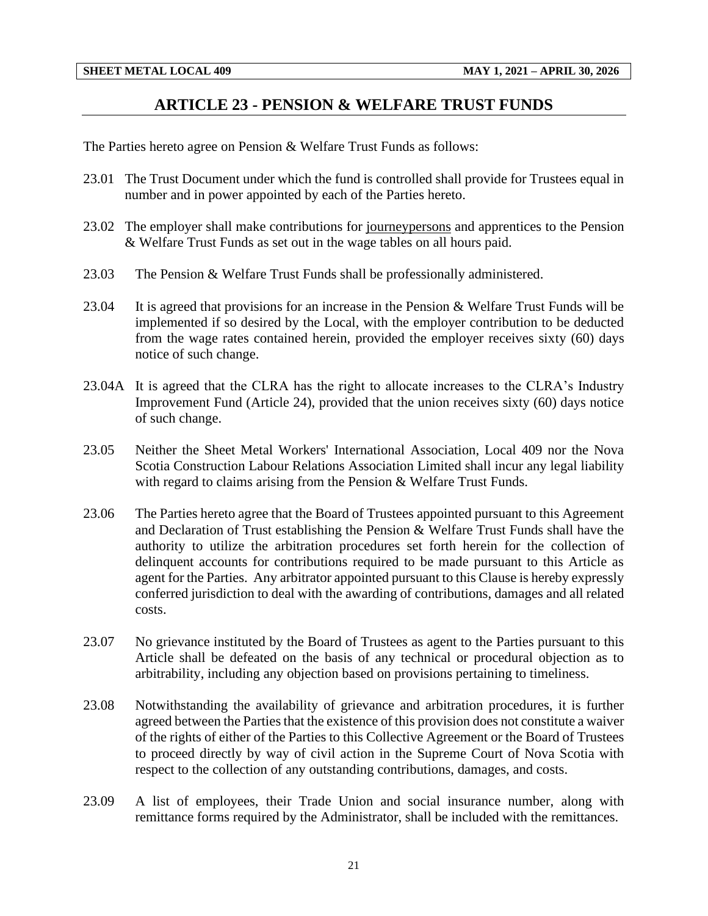# ARTICLE 23 - PENSION & WELFARE TRUST FUNDS

The Parties hereto agree on Pension & Welfare Trust Funds as follows:

23.01 The Trust Document under which the fund is controlled shall provide for Trustees equal in number and in power appointed by each of the Parties hereto.

23.02 The employer shall make contributions for journeypersons and apprentices to the Pension & Welfare Trust Funds as set out in the wage tables on all hours paid.

23.03 The Pension & Welfare Trust Funds shall be professionally administered.

23.04 It is agreed that provisions for an increase in the Pension & Welfare Trust Funds will be implemented if so desired by the Local, with the employer contribution to be deducted from the wage rates contained herein, provided the employer receives sixty (60) days notice of such change.

23.04A It is agreed that the CLRA has the right to allocate increases to the CLRA's Industry Improvement Fund (Article 24), provided that the union receives sixty (60) days notice of such change.

23.05 Neither the Sheet Metal Workers' International Association, Local 409 nor the Nova Scotia Construction Labour Relations Association Limited shall incur any legal liability with regard to claims arising from the Pension & Welfare Trust Funds.

23.06 The Parties hereto agree that the Board of Trustees appointed pursuant to this Agreement and Declaration of Trust establishing the Pension & Welfare Trust Funds shall have the authority to utilize the arbitration procedures set forth herein for the collection of delinquent accounts for contributions required to be made pursuant to this Article as agent for the Parties. Any arbitrator appointed pursuant to this Clause is hereby expressly conferred jurisdiction to deal with the awarding of contributions, damages and all related costs.

23.07 No grievance instituted by the Board of Trustees as agent to the Parties pursuant to this Article shall be defeated on the basis of any technical or procedural objection as to arbitrability, including any objection based on provisions pertaining to timeliness.

23.08 Notwithstanding the availability of grievance and arbitration procedures, it is further agreed between the Parties that the existence of this provision does not constitute a waiver of the rights of either of the Parties to this Collective Agreement or the Board of Trustees to proceed directly by way of civil action in the Supreme Court of Nova Scotia with respect to the collection of any outstanding contributions, damages, and costs.

23.09 A list of employees, their Trade Union and social insurance number, along with remittance forms required by the Administrator, shall be included with the remittances.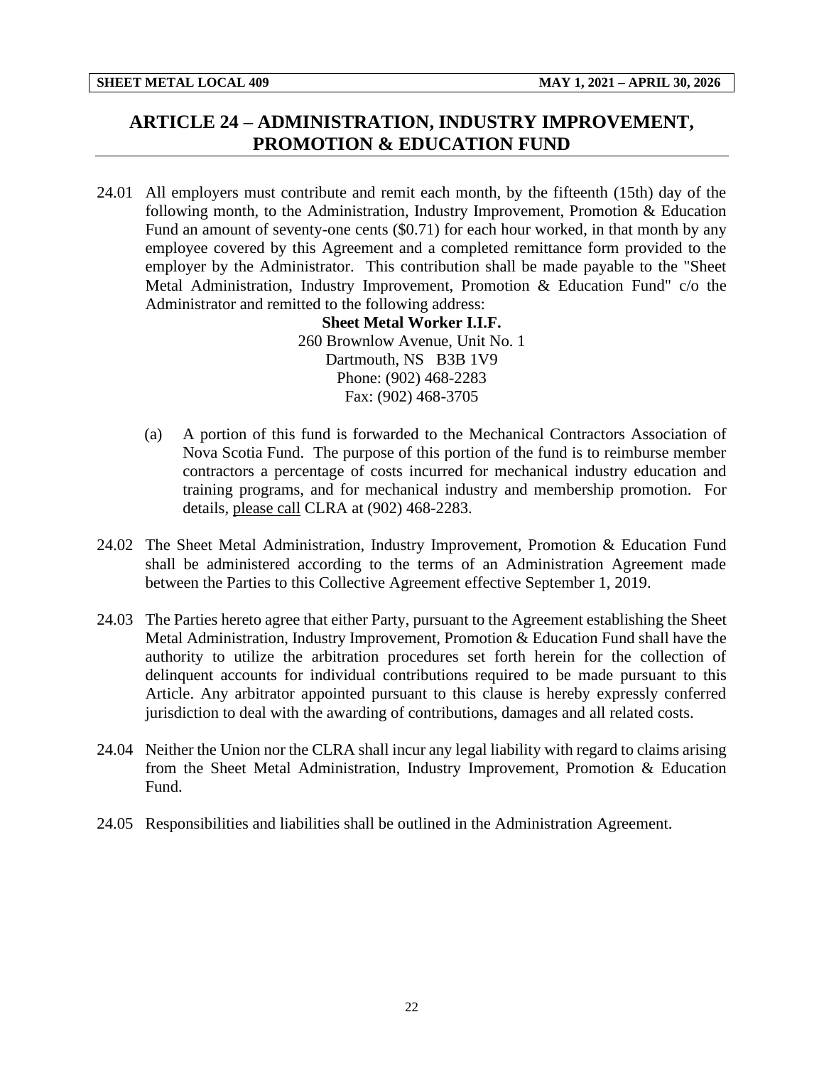## ARTICLE 24 – ADMINISTRATION, INDUSTRY IMPROVEMENT, PROMOTION & EDUCATION FUND

24.01 All employers must contribute and remit each month, by the fifteenth (15th) day of the following month, to the Administration, Industry Improvement, Promotion & Education Fund an amount of seventy-one cents ($0.71) for each hour worked, in that month by any employee covered by this Agreement and a completed remittance form provided to the employer by the Administrator. This contribution shall be made payable to the "Sheet Metal Administration, Industry Improvement, Promotion & Education Fund" c/o the Administrator and remitted to the following address:

**Sheet Metal Worker I.I.F.**
260 Brownlow Avenue, Unit No. 1
Dartmouth, NS B3B 1V9
Phone: (902) 468-2283
Fax: (902) 468-3705

(a) A portion of this fund is forwarded to the Mechanical Contractors Association of Nova Scotia Fund. The purpose of this portion of the fund is to reimburse member contractors a percentage of costs incurred for mechanical industry education and training programs, and for mechanical industry and membership promotion. For details, please call CLRA at (902) 468-2283.

24.02 The Sheet Metal Administration, Industry Improvement, Promotion & Education Fund shall be administered according to the terms of an Administration Agreement made between the Parties to this Collective Agreement effective September 1, 2019.

24.03 The Parties hereto agree that either Party, pursuant to the Agreement establishing the Sheet Metal Administration, Industry Improvement, Promotion & Education Fund shall have the authority to utilize the arbitration procedures set forth herein for the collection of delinquent accounts for individual contributions required to be made pursuant to this Article. Any arbitrator appointed pursuant to this clause is hereby expressly conferred jurisdiction to deal with the awarding of contributions, damages and all related costs.

24.04 Neither the Union nor the CLRA shall incur any legal liability with regard to claims arising from the Sheet Metal Administration, Industry Improvement, Promotion & Education Fund.

24.05 Responsibilities and liabilities shall be outlined in the Administration Agreement.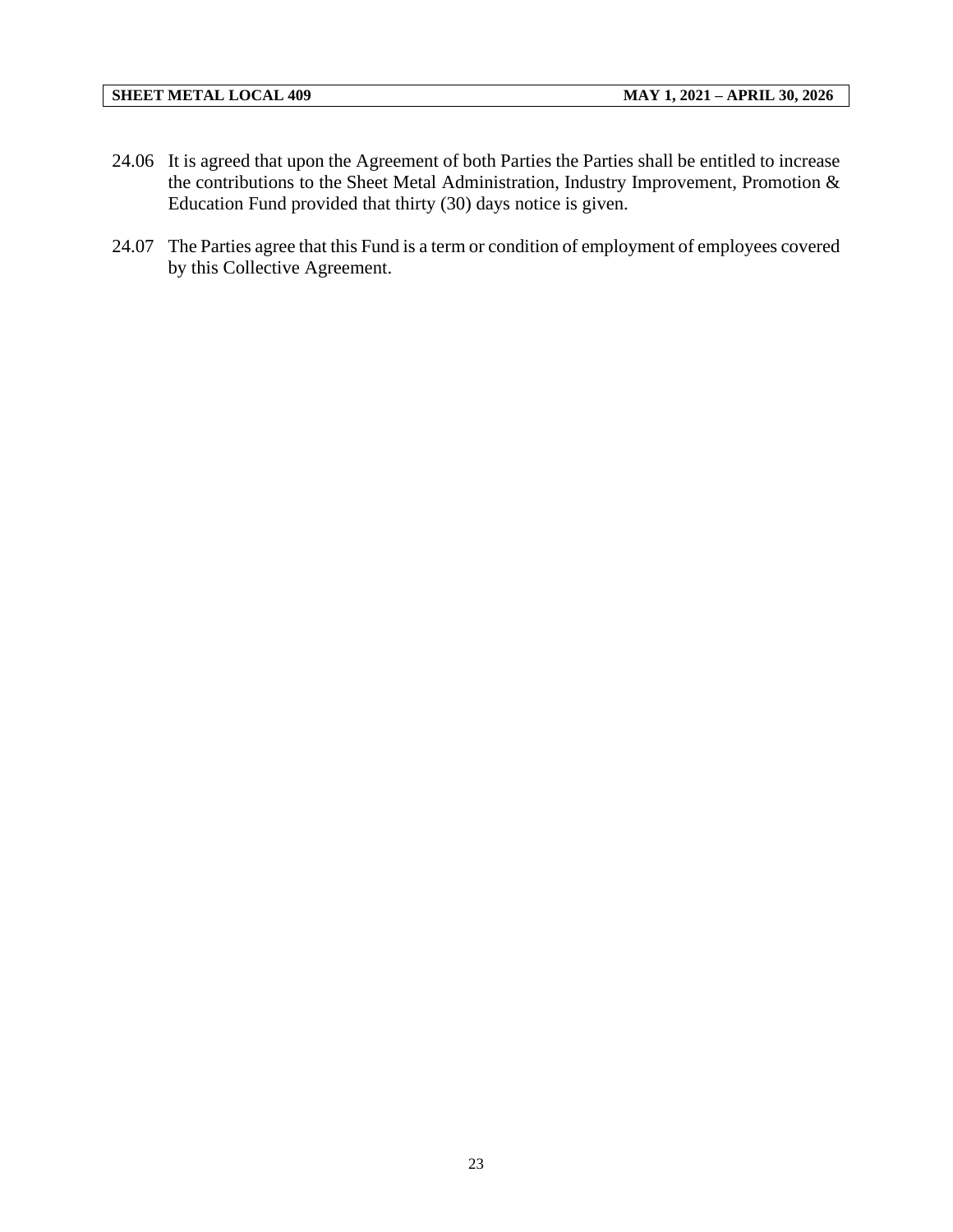24.06 It is agreed that upon the Agreement of both Parties the Parties shall be entitled to increase the contributions to the Sheet Metal Administration, Industry Improvement, Promotion & Education Fund provided that thirty (30) days notice is given.

24.07 The Parties agree that this Fund is a term or condition of employment of employees covered by this Collective Agreement.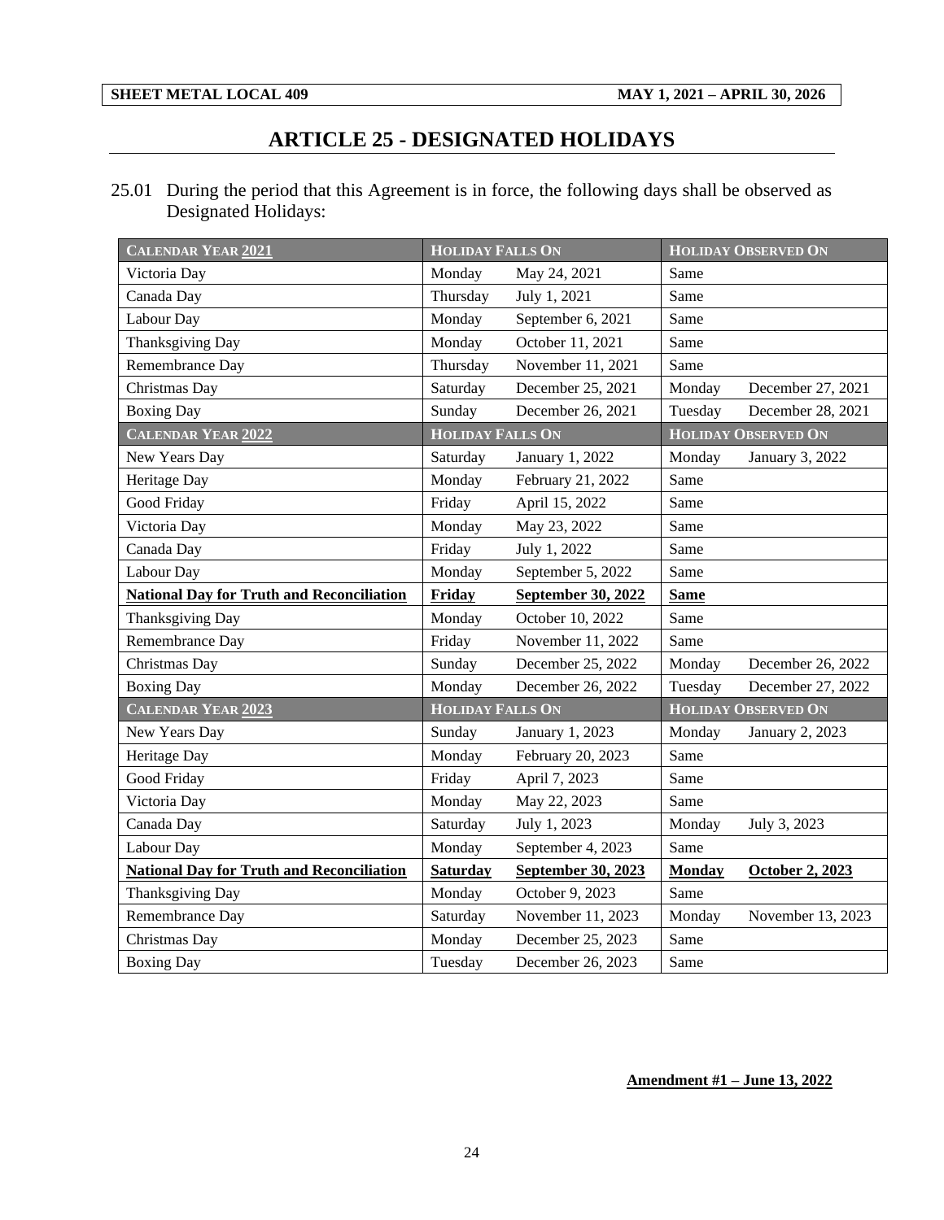# ARTICLE 25 - DESIGNATED HOLIDAYS

25.01 During the period that this Agreement is in force, the following days shall be observed as Designated Holidays:

| CALENDAR YEAR 2021 | HOLIDAY FALLS ON | | HOLIDAY OBSERVED ON | |
|---|---|---|---|---|
| Victoria Day | Monday | May 24, 2021 | Same | |
| Canada Day | Thursday | July 1, 2021 | Same | |
| Labour Day | Monday | September 6, 2021 | Same | |
| Thanksgiving Day | Monday | October 11, 2021 | Same | |
| Remembrance Day | Thursday | November 11, 2021 | Same | |
| Christmas Day | Saturday | December 25, 2021 | Monday | December 27, 2021 |
| Boxing Day | Sunday | December 26, 2021 | Tuesday | December 28, 2021 |
| **CALENDAR YEAR 2022** | **HOLIDAY FALLS ON** | | **HOLIDAY OBSERVED ON** | |
| New Years Day | Saturday | January 1, 2022 | Monday | January 3, 2022 |
| Heritage Day | Monday | February 21, 2022 | Same | |
| Good Friday | Friday | April 15, 2022 | Same | |
| Victoria Day | Monday | May 23, 2022 | Same | |
| Canada Day | Friday | July 1, 2022 | Same | |
| Labour Day | Monday | September 5, 2022 | Same | |
| **National Day for Truth and Reconciliation** | **Friday** | **September 30, 2022** | **Same** | |
| Thanksgiving Day | Monday | October 10, 2022 | Same | |
| Remembrance Day | Friday | November 11, 2022 | Same | |
| Christmas Day | Sunday | December 25, 2022 | Monday | December 26, 2022 |
| Boxing Day | Monday | December 26, 2022 | Tuesday | December 27, 2022 |
| **CALENDAR YEAR 2023** | **HOLIDAY FALLS ON** | | **HOLIDAY OBSERVED ON** | |
| New Years Day | Sunday | January 1, 2023 | Monday | January 2, 2023 |
| Heritage Day | Monday | February 20, 2023 | Same | |
| Good Friday | Friday | April 7, 2023 | Same | |
| Victoria Day | Monday | May 22, 2023 | Same | |
| Canada Day | Saturday | July 1, 2023 | Monday | July 3, 2023 |
| Labour Day | Monday | September 4, 2023 | Same | |
| **National Day for Truth and Reconciliation** | **Saturday** | **September 30, 2023** | **Monday** | **October 2, 2023** |
| Thanksgiving Day | Monday | October 9, 2023 | Same | |
| Remembrance Day | Saturday | November 11, 2023 | Monday | November 13, 2023 |
| Christmas Day | Monday | December 25, 2023 | Same | |
| Boxing Day | Tuesday | December 26, 2023 | Same | |

**Amendment #1 – June 13, 2022**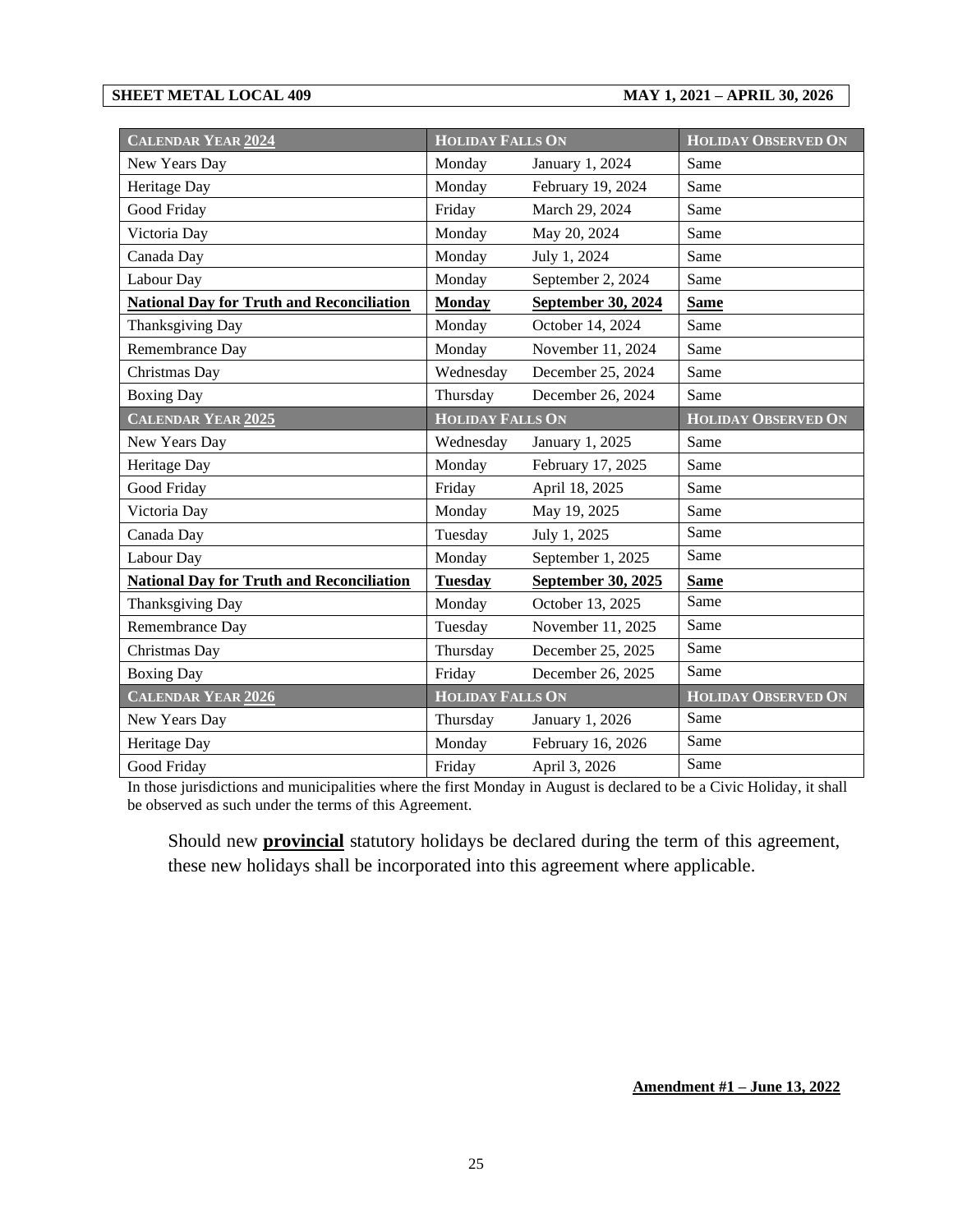| Calendar Year 2024 | Holiday Falls On | | Holiday Observed On |
|---|---|---|---|
| New Years Day | Monday | January 1, 2024 | Same |
| Heritage Day | Monday | February 19, 2024 | Same |
| Good Friday | Friday | March 29, 2024 | Same |
| Victoria Day | Monday | May 20, 2024 | Same |
| Canada Day | Monday | July 1, 2024 | Same |
| Labour Day | Monday | September 2, 2024 | Same |
| **National Day for Truth and Reconciliation** | **Monday** | **September 30, 2024** | **Same** |
| Thanksgiving Day | Monday | October 14, 2024 | Same |
| Remembrance Day | Monday | November 11, 2024 | Same |
| Christmas Day | Wednesday | December 25, 2024 | Same |
| Boxing Day | Thursday | December 26, 2024 | Same |
| **Calendar Year 2025** | **Holiday Falls On** | | **Holiday Observed On** |
| New Years Day | Wednesday | January 1, 2025 | Same |
| Heritage Day | Monday | February 17, 2025 | Same |
| Good Friday | Friday | April 18, 2025 | Same |
| Victoria Day | Monday | May 19, 2025 | Same |
| Canada Day | Tuesday | July 1, 2025 | Same |
| Labour Day | Monday | September 1, 2025 | Same |
| **National Day for Truth and Reconciliation** | **Tuesday** | **September 30, 2025** | **Same** |
| Thanksgiving Day | Monday | October 13, 2025 | Same |
| Remembrance Day | Tuesday | November 11, 2025 | Same |
| Christmas Day | Thursday | December 25, 2025 | Same |
| Boxing Day | Friday | December 26, 2025 | Same |
| **Calendar Year 2026** | **Holiday Falls On** | | **Holiday Observed On** |
| New Years Day | Thursday | January 1, 2026 | Same |
| Heritage Day | Monday | February 16, 2026 | Same |
| Good Friday | Friday | April 3, 2026 | Same |

In those jurisdictions and municipalities where the first Monday in August is declared to be a Civic Holiday, it shall be observed as such under the terms of this Agreement.

Should new **provincial** statutory holidays be declared during the term of this agreement, these new holidays shall be incorporated into this agreement where applicable.

**Amendment #1 – June 13, 2022**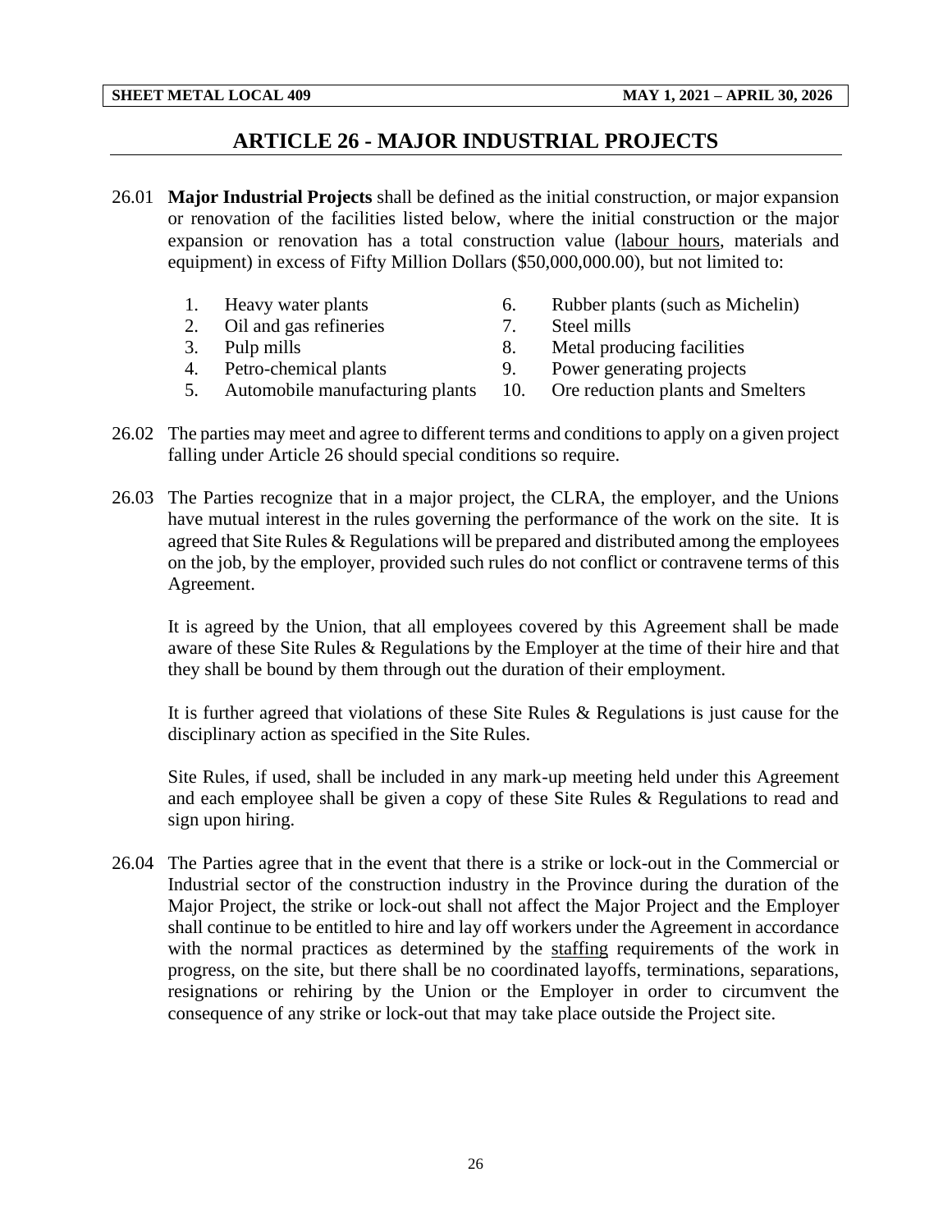# ARTICLE 26 - MAJOR INDUSTRIAL PROJECTS

26.01 **Major Industrial Projects** shall be defined as the initial construction, or major expansion or renovation of the facilities listed below, where the initial construction or the major expansion or renovation has a total construction value (labour hours, materials and equipment) in excess of Fifty Million Dollars ($50,000,000.00), but not limited to:

1. Heavy water plants
2. Oil and gas refineries
3. Pulp mills
4. Petro-chemical plants
5. Automobile manufacturing plants
6. Rubber plants (such as Michelin)
7. Steel mills
8. Metal producing facilities
9. Power generating projects
10. Ore reduction plants and Smelters

26.02 The parties may meet and agree to different terms and conditions to apply on a given project falling under Article 26 should special conditions so require.

26.03 The Parties recognize that in a major project, the CLRA, the employer, and the Unions have mutual interest in the rules governing the performance of the work on the site. It is agreed that Site Rules & Regulations will be prepared and distributed among the employees on the job, by the employer, provided such rules do not conflict or contravene terms of this Agreement.

It is agreed by the Union, that all employees covered by this Agreement shall be made aware of these Site Rules & Regulations by the Employer at the time of their hire and that they shall be bound by them through out the duration of their employment.

It is further agreed that violations of these Site Rules & Regulations is just cause for the disciplinary action as specified in the Site Rules.

Site Rules, if used, shall be included in any mark-up meeting held under this Agreement and each employee shall be given a copy of these Site Rules & Regulations to read and sign upon hiring.

26.04 The Parties agree that in the event that there is a strike or lock-out in the Commercial or Industrial sector of the construction industry in the Province during the duration of the Major Project, the strike or lock-out shall not affect the Major Project and the Employer shall continue to be entitled to hire and lay off workers under the Agreement in accordance with the normal practices as determined by the staffing requirements of the work in progress, on the site, but there shall be no coordinated layoffs, terminations, separations, resignations or rehiring by the Union or the Employer in order to circumvent the consequence of any strike or lock-out that may take place outside the Project site.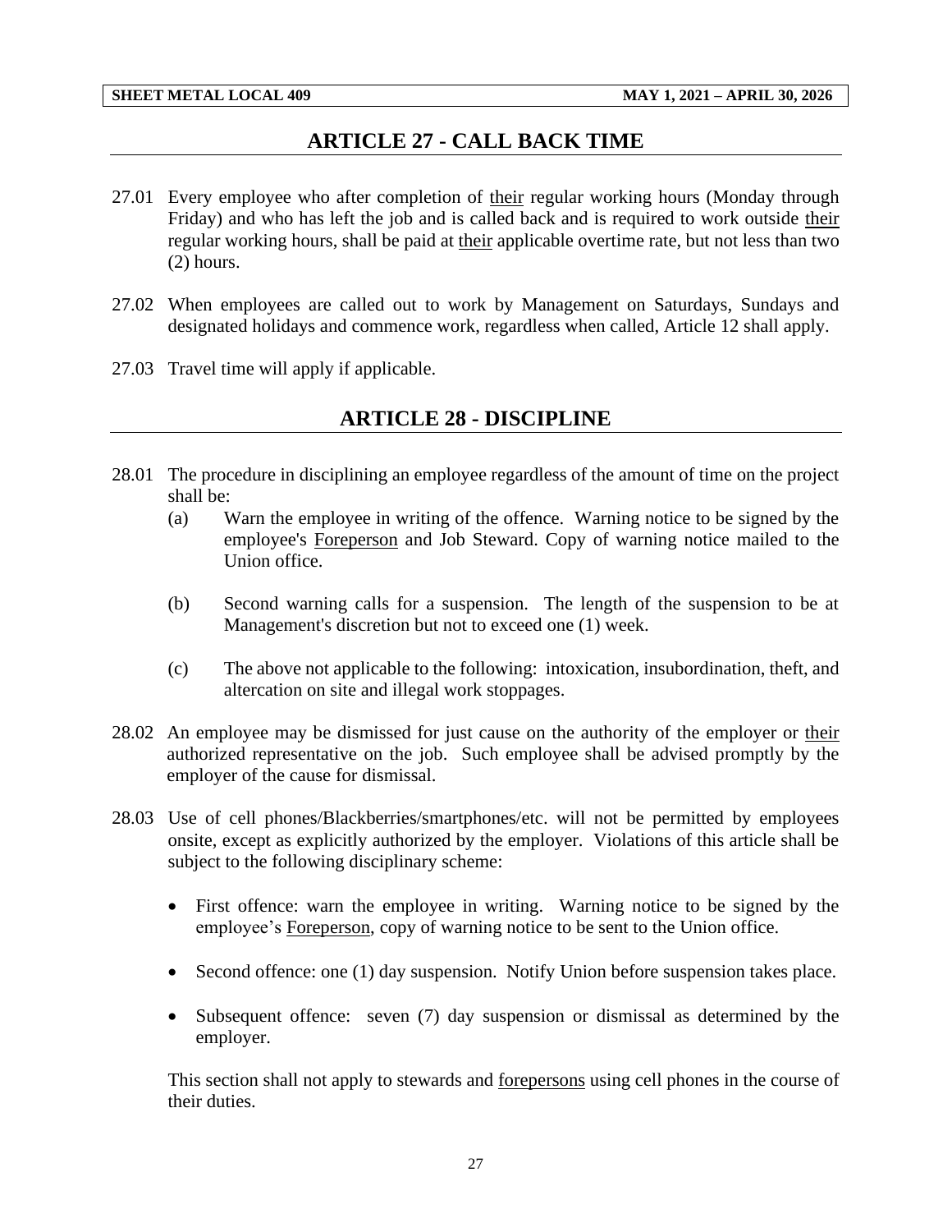## ARTICLE 27 - CALL BACK TIME

27.01 Every employee who after completion of their regular working hours (Monday through Friday) and who has left the job and is called back and is required to work outside their regular working hours, shall be paid at their applicable overtime rate, but not less than two (2) hours.

27.02 When employees are called out to work by Management on Saturdays, Sundays and designated holidays and commence work, regardless when called, Article 12 shall apply.

27.03 Travel time will apply if applicable.

## ARTICLE 28 - DISCIPLINE

28.01 The procedure in disciplining an employee regardless of the amount of time on the project shall be:

(a) Warn the employee in writing of the offence. Warning notice to be signed by the employee's Foreperson and Job Steward. Copy of warning notice mailed to the Union office.

(b) Second warning calls for a suspension. The length of the suspension to be at Management's discretion but not to exceed one (1) week.

(c) The above not applicable to the following: intoxication, insubordination, theft, and altercation on site and illegal work stoppages.

28.02 An employee may be dismissed for just cause on the authority of the employer or their authorized representative on the job. Such employee shall be advised promptly by the employer of the cause for dismissal.

28.03 Use of cell phones/Blackberries/smartphones/etc. will not be permitted by employees onsite, except as explicitly authorized by the employer. Violations of this article shall be subject to the following disciplinary scheme:

- First offence: warn the employee in writing. Warning notice to be signed by the employee's Foreperson, copy of warning notice to be sent to the Union office.
- Second offence: one (1) day suspension. Notify Union before suspension takes place.
- Subsequent offence: seven (7) day suspension or dismissal as determined by the employer.

This section shall not apply to stewards and forepersons using cell phones in the course of their duties.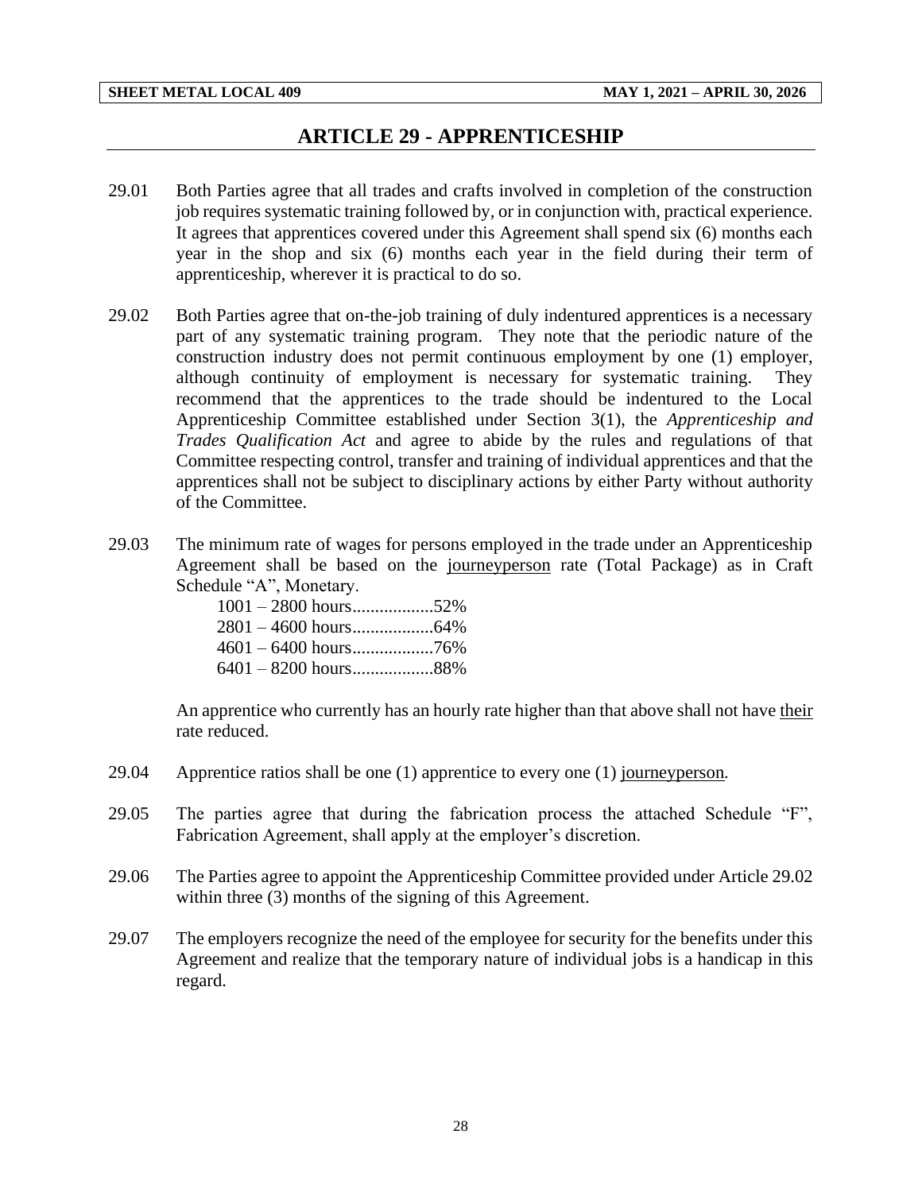# ARTICLE 29 - APPRENTICESHIP

29.01 Both Parties agree that all trades and crafts involved in completion of the construction job requires systematic training followed by, or in conjunction with, practical experience. It agrees that apprentices covered under this Agreement shall spend six (6) months each year in the shop and six (6) months each year in the field during their term of apprenticeship, wherever it is practical to do so.

29.02 Both Parties agree that on-the-job training of duly indentured apprentices is a necessary part of any systematic training program. They note that the periodic nature of the construction industry does not permit continuous employment by one (1) employer, although continuity of employment is necessary for systematic training. They recommend that the apprentices to the trade should be indentured to the Local Apprenticeship Committee established under Section 3(1), the *Apprenticeship and Trades Qualification Act* and agree to abide by the rules and regulations of that Committee respecting control, transfer and training of individual apprentices and that the apprentices shall not be subject to disciplinary actions by either Party without authority of the Committee.

29.03 The minimum rate of wages for persons employed in the trade under an Apprenticeship Agreement shall be based on the journeyperson rate (Total Package) as in Craft Schedule "A", Monetary.

1001 – 2800 hours..................52%
2801 – 4600 hours..................64%
4601 – 6400 hours..................76%
6401 – 8200 hours..................88%

An apprentice who currently has an hourly rate higher than that above shall not have their rate reduced.

29.04 Apprentice ratios shall be one (1) apprentice to every one (1) journeyperson.

29.05 The parties agree that during the fabrication process the attached Schedule "F", Fabrication Agreement, shall apply at the employer's discretion.

29.06 The Parties agree to appoint the Apprenticeship Committee provided under Article 29.02 within three (3) months of the signing of this Agreement.

29.07 The employers recognize the need of the employee for security for the benefits under this Agreement and realize that the temporary nature of individual jobs is a handicap in this regard.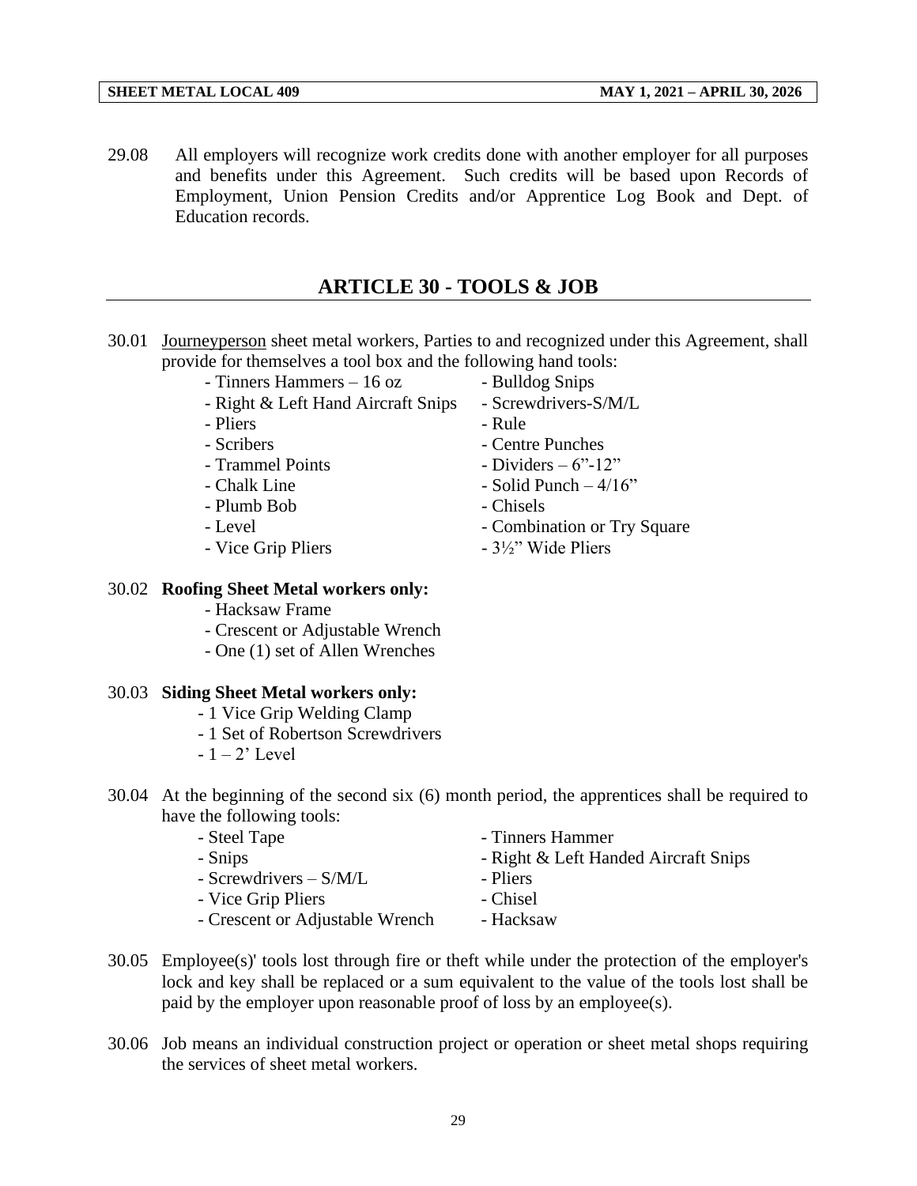29.08 All employers will recognize work credits done with another employer for all purposes and benefits under this Agreement. Such credits will be based upon Records of Employment, Union Pension Credits and/or Apprentice Log Book and Dept. of Education records.

## ARTICLE 30 - TOOLS & JOB

30.01 Journeyperson sheet metal workers, Parties to and recognized under this Agreement, shall provide for themselves a tool box and the following hand tools:

- Tinners Hammers – 16 oz
- Bulldog Snips
- Right & Left Hand Aircraft Snips
- Screwdrivers-S/M/L
- Pliers
- Rule
- Scribers
- Centre Punches
- Trammel Points
- Dividers – 6"-12"
- Chalk Line
- Solid Punch – 4/16"
- Plumb Bob
- Chisels
- Level
- Combination or Try Square
- Vice Grip Pliers
- 3½" Wide Pliers

30.02 **Roofing Sheet Metal workers only:**

- Hacksaw Frame
- Crescent or Adjustable Wrench
- One (1) set of Allen Wrenches

30.03 **Siding Sheet Metal workers only:**

- 1 Vice Grip Welding Clamp
- 1 Set of Robertson Screwdrivers
- 1 – 2' Level

30.04 At the beginning of the second six (6) month period, the apprentices shall be required to have the following tools:

- Steel Tape
- Tinners Hammer
- Snips
- Right & Left Handed Aircraft Snips
- Screwdrivers – S/M/L
- Pliers
- Vice Grip Pliers
- Chisel
- Crescent or Adjustable Wrench
- Hacksaw

30.05 Employee(s)' tools lost through fire or theft while under the protection of the employer's lock and key shall be replaced or a sum equivalent to the value of the tools lost shall be paid by the employer upon reasonable proof of loss by an employee(s).

30.06 Job means an individual construction project or operation or sheet metal shops requiring the services of sheet metal workers.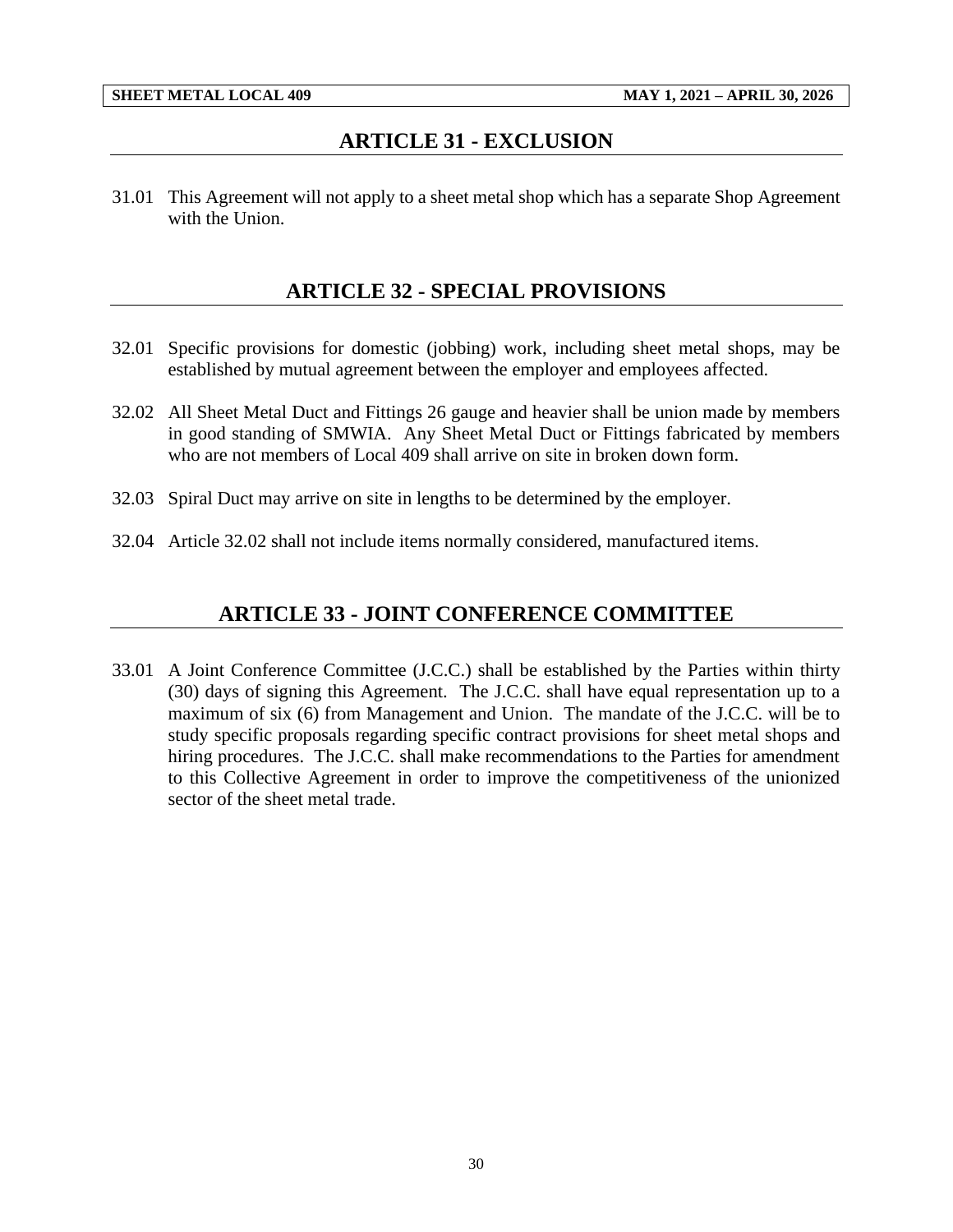## ARTICLE 31 - EXCLUSION

31.01 This Agreement will not apply to a sheet metal shop which has a separate Shop Agreement with the Union.

## ARTICLE 32 - SPECIAL PROVISIONS

32.01 Specific provisions for domestic (jobbing) work, including sheet metal shops, may be established by mutual agreement between the employer and employees affected.

32.02 All Sheet Metal Duct and Fittings 26 gauge and heavier shall be union made by members in good standing of SMWIA. Any Sheet Metal Duct or Fittings fabricated by members who are not members of Local 409 shall arrive on site in broken down form.

32.03 Spiral Duct may arrive on site in lengths to be determined by the employer.

32.04 Article 32.02 shall not include items normally considered, manufactured items.

## ARTICLE 33 - JOINT CONFERENCE COMMITTEE

33.01 A Joint Conference Committee (J.C.C.) shall be established by the Parties within thirty (30) days of signing this Agreement. The J.C.C. shall have equal representation up to a maximum of six (6) from Management and Union. The mandate of the J.C.C. will be to study specific proposals regarding specific contract provisions for sheet metal shops and hiring procedures. The J.C.C. shall make recommendations to the Parties for amendment to this Collective Agreement in order to improve the competitiveness of the unionized sector of the sheet metal trade.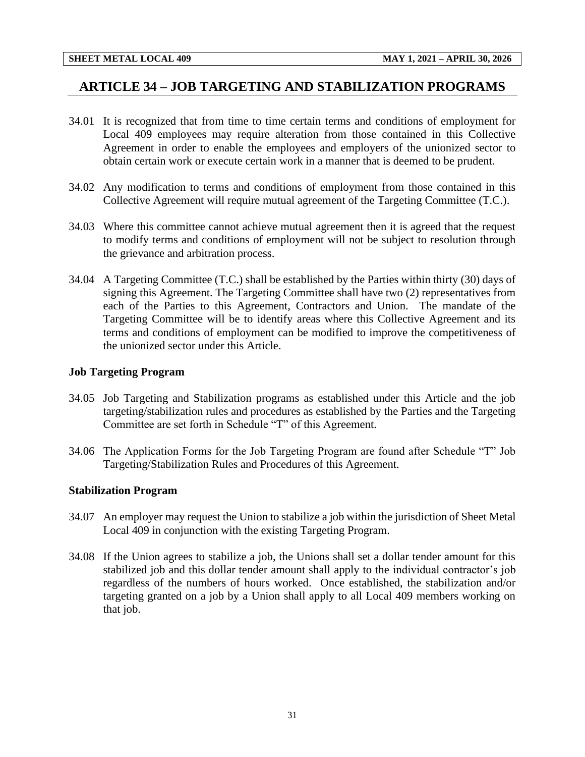## ARTICLE 34 – JOB TARGETING AND STABILIZATION PROGRAMS

34.01 It is recognized that from time to time certain terms and conditions of employment for Local 409 employees may require alteration from those contained in this Collective Agreement in order to enable the employees and employers of the unionized sector to obtain certain work or execute certain work in a manner that is deemed to be prudent.

34.02 Any modification to terms and conditions of employment from those contained in this Collective Agreement will require mutual agreement of the Targeting Committee (T.C.).

34.03 Where this committee cannot achieve mutual agreement then it is agreed that the request to modify terms and conditions of employment will not be subject to resolution through the grievance and arbitration process.

34.04 A Targeting Committee (T.C.) shall be established by the Parties within thirty (30) days of signing this Agreement. The Targeting Committee shall have two (2) representatives from each of the Parties to this Agreement, Contractors and Union. The mandate of the Targeting Committee will be to identify areas where this Collective Agreement and its terms and conditions of employment can be modified to improve the competitiveness of the unionized sector under this Article.

### Job Targeting Program

34.05 Job Targeting and Stabilization programs as established under this Article and the job targeting/stabilization rules and procedures as established by the Parties and the Targeting Committee are set forth in Schedule "T" of this Agreement.

34.06 The Application Forms for the Job Targeting Program are found after Schedule "T" Job Targeting/Stabilization Rules and Procedures of this Agreement.

### Stabilization Program

34.07 An employer may request the Union to stabilize a job within the jurisdiction of Sheet Metal Local 409 in conjunction with the existing Targeting Program.

34.08 If the Union agrees to stabilize a job, the Unions shall set a dollar tender amount for this stabilized job and this dollar tender amount shall apply to the individual contractor's job regardless of the numbers of hours worked. Once established, the stabilization and/or targeting granted on a job by a Union shall apply to all Local 409 members working on that job.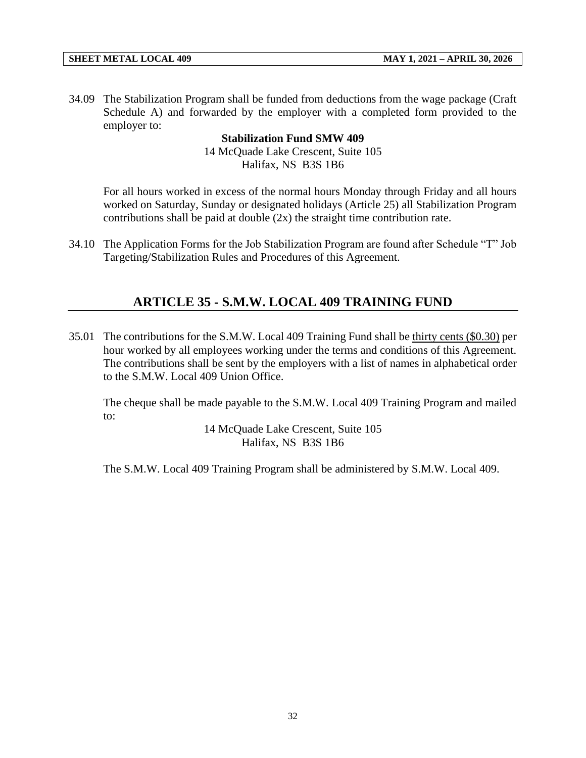34.09 The Stabilization Program shall be funded from deductions from the wage package (Craft Schedule A) and forwarded by the employer with a completed form provided to the employer to:

**Stabilization Fund SMW 409**
14 McQuade Lake Crescent, Suite 105
Halifax, NS B3S 1B6

For all hours worked in excess of the normal hours Monday through Friday and all hours worked on Saturday, Sunday or designated holidays (Article 25) all Stabilization Program contributions shall be paid at double (2x) the straight time contribution rate.

34.10 The Application Forms for the Job Stabilization Program are found after Schedule "T" Job Targeting/Stabilization Rules and Procedures of this Agreement.

## ARTICLE 35 - S.M.W. LOCAL 409 TRAINING FUND

35.01 The contributions for the S.M.W. Local 409 Training Fund shall be <u>thirty cents ($0.30)</u> per hour worked by all employees working under the terms and conditions of this Agreement. The contributions shall be sent by the employers with a list of names in alphabetical order to the S.M.W. Local 409 Union Office.

The cheque shall be made payable to the S.M.W. Local 409 Training Program and mailed to:

14 McQuade Lake Crescent, Suite 105
Halifax, NS B3S 1B6

The S.M.W. Local 409 Training Program shall be administered by S.M.W. Local 409.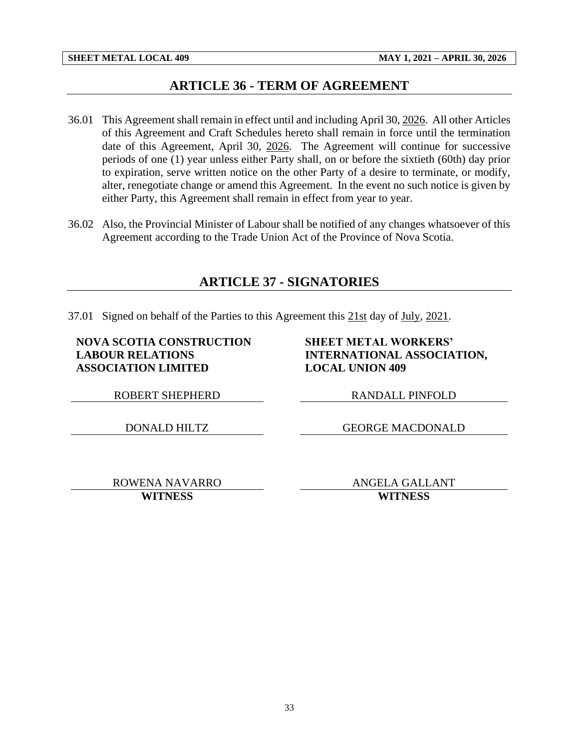## ARTICLE 36 - TERM OF AGREEMENT

36.01 This Agreement shall remain in effect until and including April 30, 2026. All other Articles of this Agreement and Craft Schedules hereto shall remain in force until the termination date of this Agreement, April 30, 2026. The Agreement will continue for successive periods of one (1) year unless either Party shall, on or before the sixtieth (60th) day prior to expiration, serve written notice on the other Party of a desire to terminate, or modify, alter, renegotiate change or amend this Agreement. In the event no such notice is given by either Party, this Agreement shall remain in effect from year to year.

36.02 Also, the Provincial Minister of Labour shall be notified of any changes whatsoever of this Agreement according to the Trade Union Act of the Province of Nova Scotia.

## ARTICLE 37 - SIGNATORIES

37.01 Signed on behalf of the Parties to this Agreement this 21st day of July, 2021.

| NOVA SCOTIA CONSTRUCTION LABOUR RELATIONS ASSOCIATION LIMITED | SHEET METAL WORKERS' INTERNATIONAL ASSOCIATION, LOCAL UNION 409 |
|---|---|
| ROBERT SHEPHERD | RANDALL PINFOLD |
| DONALD HILTZ | GEORGE MACDONALD |
| ROWENA NAVARRO<br>**WITNESS** | ANGELA GALLANT<br>**WITNESS** |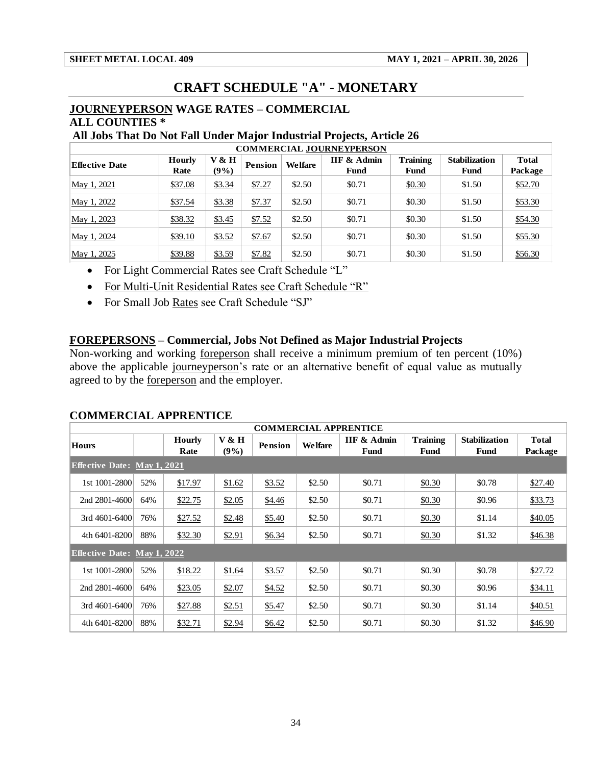# CRAFT SCHEDULE "A" - MONETARY

## JOURNEYPERSON WAGE RATES – COMMERCIAL

### ALL COUNTIES *

### All Jobs That Do Not Fall Under Major Industrial Projects, Article 26

| COMMERCIAL JOURNEYPERSON | | | | | | | | |
|---|---|---|---|---|---|---|---|---|
| Effective Date | Hourly Rate | V & H (9%) | Pension | Welfare | IIF & Admin Fund | Training Fund | Stabilization Fund | Total Package |
| May 1, 2021 | $37.08 | $3.34 | $7.27 | $2.50 | $0.71 | $0.30 | $1.50 | $52.70 |
| May 1, 2022 | $37.54 | $3.38 | $7.37 | $2.50 | $0.71 | $0.30 | $1.50 | $53.30 |
| May 1, 2023 | $38.32 | $3.45 | $7.52 | $2.50 | $0.71 | $0.30 | $1.50 | $54.30 |
| May 1, 2024 | $39.10 | $3.52 | $7.67 | $2.50 | $0.71 | $0.30 | $1.50 | $55.30 |
| May 1, 2025 | $39.88 | $3.59 | $7.82 | $2.50 | $0.71 | $0.30 | $1.50 | $56.30 |

- For Light Commercial Rates see Craft Schedule "L"
- For Multi-Unit Residential Rates see Craft Schedule "R"
- For Small Job Rates see Craft Schedule "SJ"

## FOREPERSONS – Commercial, Jobs Not Defined as Major Industrial Projects

Non-working and working foreperson shall receive a minimum premium of ten percent (10%) above the applicable journeyperson's rate or an alternative benefit of equal value as mutually agreed to by the foreperson and the employer.

## COMMERCIAL APPRENTICE

| COMMERCIAL APPRENTICE | | | | | | | | | |
|---|---|---|---|---|---|---|---|---|---|
| Hours | | Hourly Rate | V & H (9%) | Pension | Welfare | IIF & Admin Fund | Training Fund | Stabilization Fund | Total Package |
| **Effective Date: May 1, 2021** | | | | | | | | | |
| 1st 1001-2800 | 52% | $17.97 | $1.62 | $3.52 | $2.50 | $0.71 | $0.30 | $0.78 | $27.40 |
| 2nd 2801-4600 | 64% | $22.75 | $2.05 | $4.46 | $2.50 | $0.71 | $0.30 | $0.96 | $33.73 |
| 3rd 4601-6400 | 76% | $27.52 | $2.48 | $5.40 | $2.50 | $0.71 | $0.30 | $1.14 | $40.05 |
| 4th 6401-8200 | 88% | $32.30 | $2.91 | $6.34 | $2.50 | $0.71 | $0.30 | $1.32 | $46.38 |
| **Effective Date: May 1, 2022** | | | | | | | | | |
| 1st 1001-2800 | 52% | $18.22 | $1.64 | $3.57 | $2.50 | $0.71 | $0.30 | $0.78 | $27.72 |
| 2nd 2801-4600 | 64% | $23.05 | $2.07 | $4.52 | $2.50 | $0.71 | $0.30 | $0.96 | $34.11 |
| 3rd 4601-6400 | 76% | $27.88 | $2.51 | $5.47 | $2.50 | $0.71 | $0.30 | $1.14 | $40.51 |
| 4th 6401-8200 | 88% | $32.71 | $2.94 | $6.42 | $2.50 | $0.71 | $0.30 | $1.32 | $46.90 |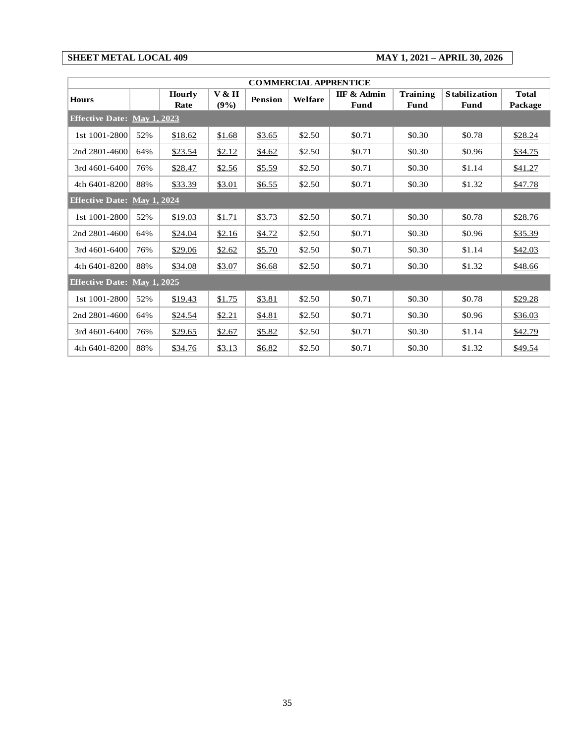| SHEET METAL LOCAL 409 | MAY 1, 2021 – APRIL 30, 2026 |
|---|---|

| COMMERCIAL APPRENTICE | | | | | | | | | |
|---|---|---|---|---|---|---|---|---|---|
| **Hours** | | **Hourly Rate** | **V & H (9%)** | **Pension** | **Welfare** | **IIF & Admin Fund** | **Training Fund** | **Stabilization Fund** | **Total Package** |
| **Effective Date: May 1, 2023** | | | | | | | | | |
| 1st 1001-2800 | 52% | $18.62 | $1.68 | $3.65 | $2.50 | $0.71 | $0.30 | $0.78 | $28.24 |
| 2nd 2801-4600 | 64% | $23.54 | $2.12 | $4.62 | $2.50 | $0.71 | $0.30 | $0.96 | $34.75 |
| 3rd 4601-6400 | 76% | $28.47 | $2.56 | $5.59 | $2.50 | $0.71 | $0.30 | $1.14 | $41.27 |
| 4th 6401-8200 | 88% | $33.39 | $3.01 | $6.55 | $2.50 | $0.71 | $0.30 | $1.32 | $47.78 |
| **Effective Date: May 1, 2024** | | | | | | | | | |
| 1st 1001-2800 | 52% | $19.03 | $1.71 | $3.73 | $2.50 | $0.71 | $0.30 | $0.78 | $28.76 |
| 2nd 2801-4600 | 64% | $24.04 | $2.16 | $4.72 | $2.50 | $0.71 | $0.30 | $0.96 | $35.39 |
| 3rd 4601-6400 | 76% | $29.06 | $2.62 | $5.70 | $2.50 | $0.71 | $0.30 | $1.14 | $42.03 |
| 4th 6401-8200 | 88% | $34.08 | $3.07 | $6.68 | $2.50 | $0.71 | $0.30 | $1.32 | $48.66 |
| **Effective Date: May 1, 2025** | | | | | | | | | |
| 1st 1001-2800 | 52% | $19.43 | $1.75 | $3.81 | $2.50 | $0.71 | $0.30 | $0.78 | $29.28 |
| 2nd 2801-4600 | 64% | $24.54 | $2.21 | $4.81 | $2.50 | $0.71 | $0.30 | $0.96 | $36.03 |
| 3rd 4601-6400 | 76% | $29.65 | $2.67 | $5.82 | $2.50 | $0.71 | $0.30 | $1.14 | $42.79 |
| 4th 6401-8200 | 88% | $34.76 | $3.13 | $6.82 | $2.50 | $0.71 | $0.30 | $1.32 | $49.54 |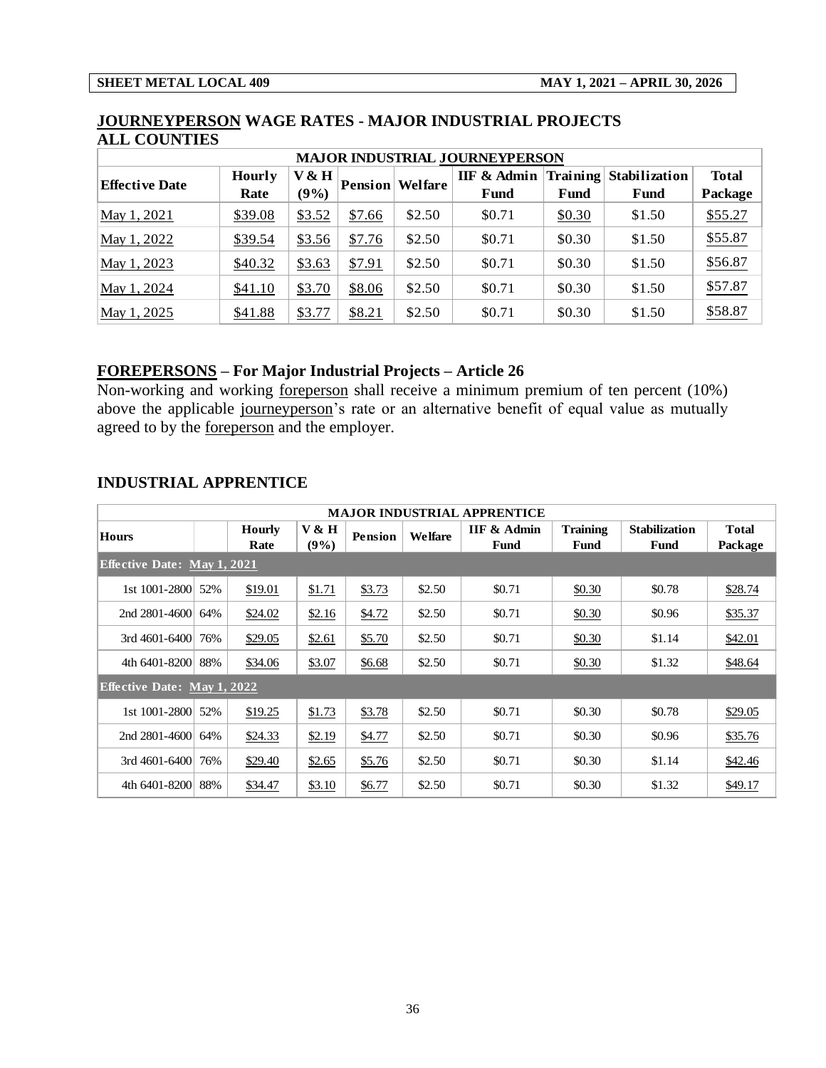## JOURNEYPERSON WAGE RATES - MAJOR INDUSTRIAL PROJECTS ALL COUNTIES

| MAJOR INDUSTRIAL JOURNEYPERSON | | | | | | | | |
|---|---|---|---|---|---|---|---|---|
| Effective Date | Hourly Rate | V & H (9%) | Pension | Welfare | IIF & Admin Fund | Training Fund | Stabilization Fund | Total Package |
| May 1, 2021 | $39.08 | $3.52 | $7.66 | $2.50 | $0.71 | $0.30 | $1.50 | $55.27 |
| May 1, 2022 | $39.54 | $3.56 | $7.76 | $2.50 | $0.71 | $0.30 | $1.50 | $55.87 |
| May 1, 2023 | $40.32 | $3.63 | $7.91 | $2.50 | $0.71 | $0.30 | $1.50 | $56.87 |
| May 1, 2024 | $41.10 | $3.70 | $8.06 | $2.50 | $0.71 | $0.30 | $1.50 | $57.87 |
| May 1, 2025 | $41.88 | $3.77 | $8.21 | $2.50 | $0.71 | $0.30 | $1.50 | $58.87 |

## FOREPERSONS – For Major Industrial Projects – Article 26

Non-working and working foreperson shall receive a minimum premium of ten percent (10%) above the applicable journeyperson's rate or an alternative benefit of equal value as mutually agreed to by the foreperson and the employer.

## INDUSTRIAL APPRENTICE

| MAJOR INDUSTRIAL APPRENTICE | | | | | | | | | |
|---|---|---|---|---|---|---|---|---|---|
| Hours | | Hourly Rate | V & H (9%) | Pension | Welfare | IIF & Admin Fund | Training Fund | Stabilization Fund | Total Package |
| Effective Date: May 1, 2021 | | | | | | | | | |
| 1st 1001-2800 | 52% | $19.01 | $1.71 | $3.73 | $2.50 | $0.71 | $0.30 | $0.78 | $28.74 |
| 2nd 2801-4600 | 64% | $24.02 | $2.16 | $4.72 | $2.50 | $0.71 | $0.30 | $0.96 | $35.37 |
| 3rd 4601-6400 | 76% | $29.05 | $2.61 | $5.70 | $2.50 | $0.71 | $0.30 | $1.14 | $42.01 |
| 4th 6401-8200 | 88% | $34.06 | $3.07 | $6.68 | $2.50 | $0.71 | $0.30 | $1.32 | $48.64 |
| Effective Date: May 1, 2022 | | | | | | | | | |
| 1st 1001-2800 | 52% | $19.25 | $1.73 | $3.78 | $2.50 | $0.71 | $0.30 | $0.78 | $29.05 |
| 2nd 2801-4600 | 64% | $24.33 | $2.19 | $4.77 | $2.50 | $0.71 | $0.30 | $0.96 | $35.76 |
| 3rd 4601-6400 | 76% | $29.40 | $2.65 | $5.76 | $2.50 | $0.71 | $0.30 | $1.14 | $42.46 |
| 4th 6401-8200 | 88% | $34.47 | $3.10 | $6.77 | $2.50 | $0.71 | $0.30 | $1.32 | $49.17 |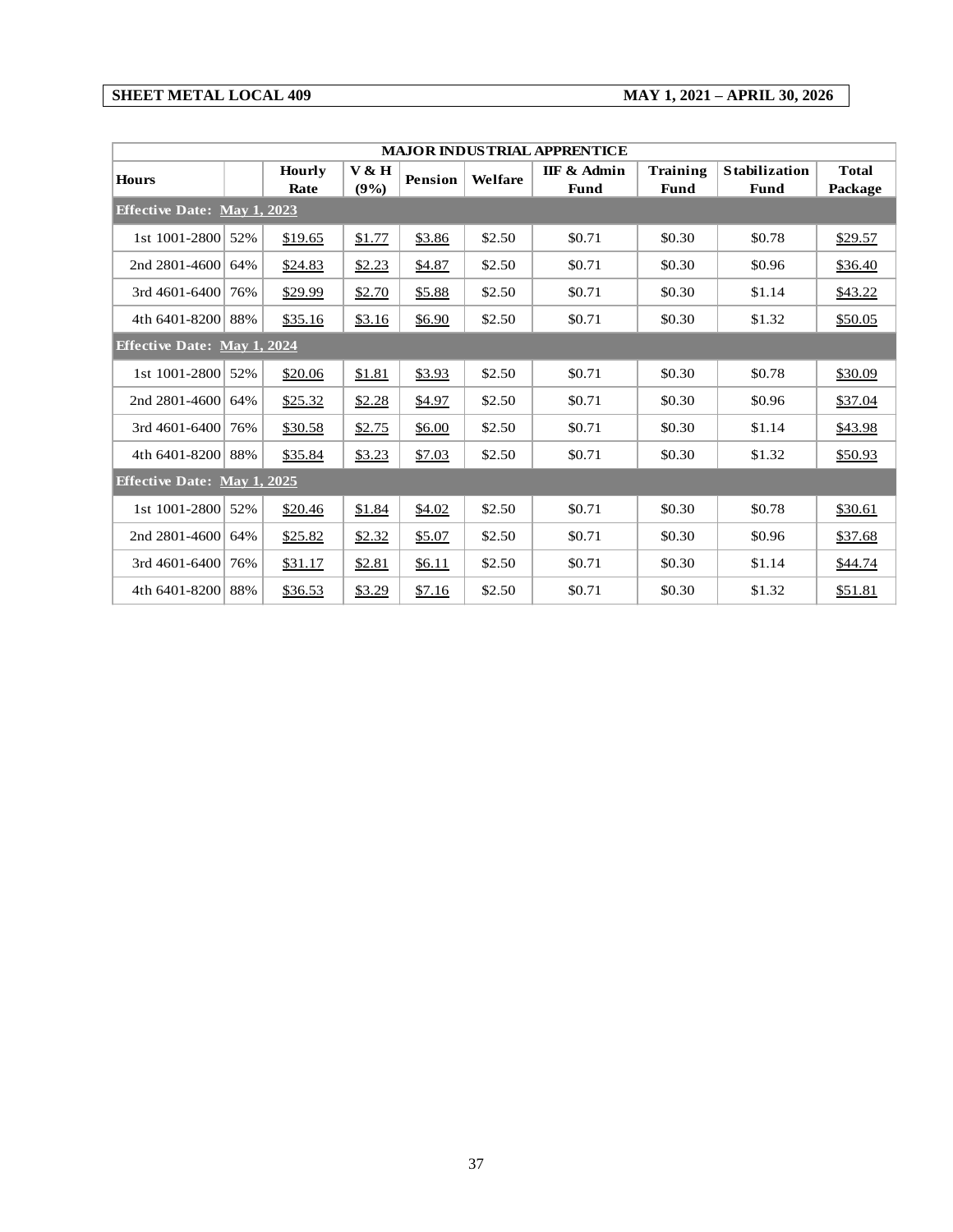**SHEET METAL LOCAL 409** **MAY 1, 2021 – APRIL 30, 2026**

| MAJOR INDUSTRIAL APPRENTICE | | | | | | | | | |
|---|---|---|---|---|---|---|---|---|---|
| Hours | | Hourly Rate | V & H (9%) | Pension | Welfare | IIF & Admin Fund | Training Fund | Stabilization Fund | Total Package |
| **Effective Date: May 1, 2023** | | | | | | | | | |
| 1st 1001-2800 | 52% | $19.65 | $1.77 | $3.86 | $2.50 | $0.71 | $0.30 | $0.78 | $29.57 |
| 2nd 2801-4600 | 64% | $24.83 | $2.23 | $4.87 | $2.50 | $0.71 | $0.30 | $0.96 | $36.40 |
| 3rd 4601-6400 | 76% | $29.99 | $2.70 | $5.88 | $2.50 | $0.71 | $0.30 | $1.14 | $43.22 |
| 4th 6401-8200 | 88% | $35.16 | $3.16 | $6.90 | $2.50 | $0.71 | $0.30 | $1.32 | $50.05 |
| **Effective Date: May 1, 2024** | | | | | | | | | |
| 1st 1001-2800 | 52% | $20.06 | $1.81 | $3.93 | $2.50 | $0.71 | $0.30 | $0.78 | $30.09 |
| 2nd 2801-4600 | 64% | $25.32 | $2.28 | $4.97 | $2.50 | $0.71 | $0.30 | $0.96 | $37.04 |
| 3rd 4601-6400 | 76% | $30.58 | $2.75 | $6.00 | $2.50 | $0.71 | $0.30 | $1.14 | $43.98 |
| 4th 6401-8200 | 88% | $35.84 | $3.23 | $7.03 | $2.50 | $0.71 | $0.30 | $1.32 | $50.93 |
| **Effective Date: May 1, 2025** | | | | | | | | | |
| 1st 1001-2800 | 52% | $20.46 | $1.84 | $4.02 | $2.50 | $0.71 | $0.30 | $0.78 | $30.61 |
| 2nd 2801-4600 | 64% | $25.82 | $2.32 | $5.07 | $2.50 | $0.71 | $0.30 | $0.96 | $37.68 |
| 3rd 4601-6400 | 76% | $31.17 | $2.81 | $6.11 | $2.50 | $0.71 | $0.30 | $1.14 | $44.74 |
| 4th 6401-8200 | 88% | $36.53 | $3.29 | $7.16 | $2.50 | $0.71 | $0.30 | $1.32 | $51.81 |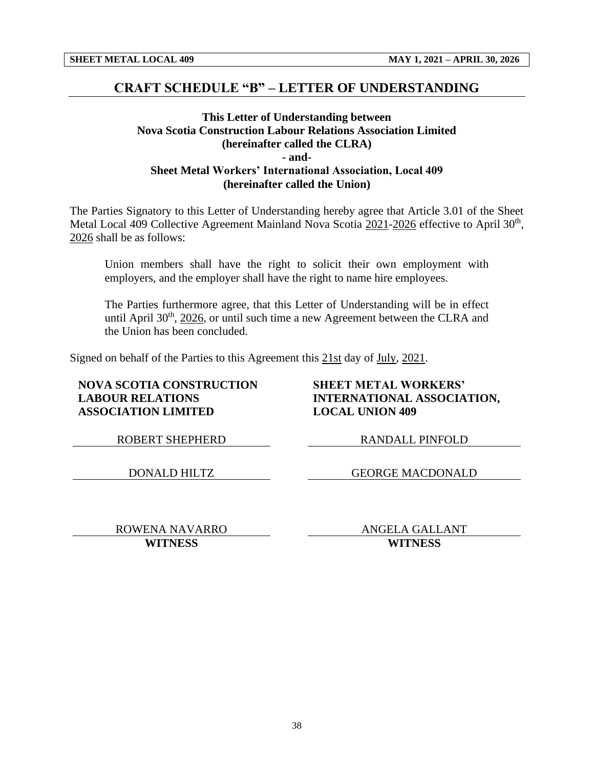# CRAFT SCHEDULE "B" – LETTER OF UNDERSTANDING

**This Letter of Understanding between**
**Nova Scotia Construction Labour Relations Association Limited**
**(hereinafter called the CLRA)**
**- and-**
**Sheet Metal Workers' International Association, Local 409**
**(hereinafter called the Union)**

The Parties Signatory to this Letter of Understanding hereby agree that Article 3.01 of the Sheet Metal Local 409 Collective Agreement Mainland Nova Scotia 2021-2026 effective to April 30th, 2026 shall be as follows:

> Union members shall have the right to solicit their own employment with employers, and the employer shall have the right to name hire employees.
>
> The Parties furthermore agree, that this Letter of Understanding will be in effect until April 30th, 2026, or until such time a new Agreement between the CLRA and the Union has been concluded.

Signed on behalf of the Parties to this Agreement this 21st day of July, 2021.

| **NOVA SCOTIA CONSTRUCTION LABOUR RELATIONS ASSOCIATION LIMITED** | **SHEET METAL WORKERS' INTERNATIONAL ASSOCIATION, LOCAL UNION 409** |
|---|---|
| ROBERT SHEPHERD | RANDALL PINFOLD |
| DONALD HILTZ | GEORGE MACDONALD |
| ROWENA NAVARRO **WITNESS** | ANGELA GALLANT **WITNESS** |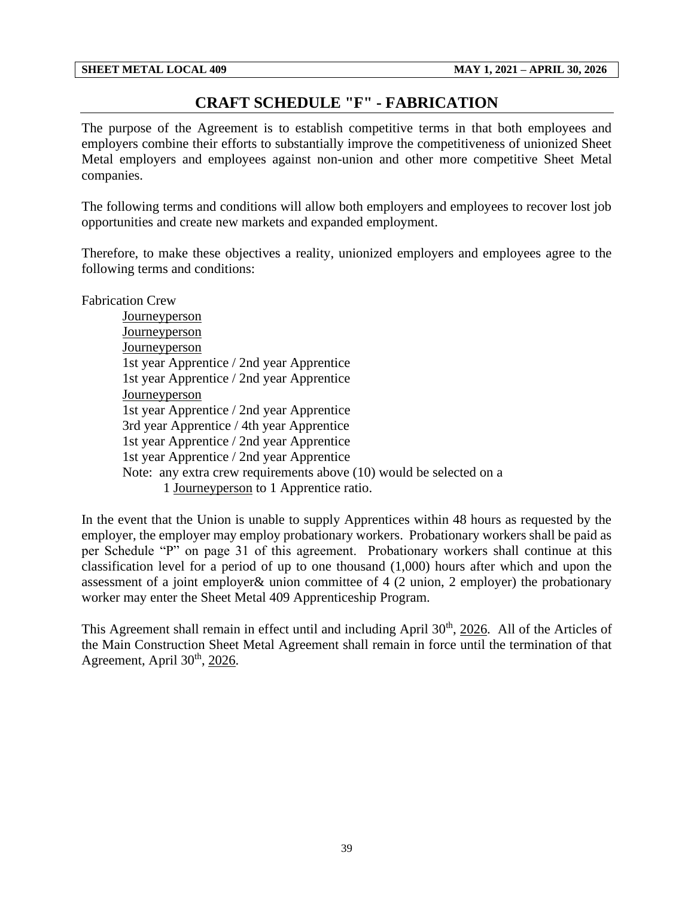# CRAFT SCHEDULE "F" - FABRICATION

The purpose of the Agreement is to establish competitive terms in that both employees and employers combine their efforts to substantially improve the competitiveness of unionized Sheet Metal employers and employees against non-union and other more competitive Sheet Metal companies.

The following terms and conditions will allow both employers and employees to recover lost job opportunities and create new markets and expanded employment.

Therefore, to make these objectives a reality, unionized employers and employees agree to the following terms and conditions:

Fabrication Crew

- Journeyperson
- Journeyperson
- Journeyperson
- 1st year Apprentice / 2nd year Apprentice
- 1st year Apprentice / 2nd year Apprentice
- Journeyperson
- 1st year Apprentice / 2nd year Apprentice
- 3rd year Apprentice / 4th year Apprentice
- 1st year Apprentice / 2nd year Apprentice
- 1st year Apprentice / 2nd year Apprentice

Note: any extra crew requirements above (10) would be selected on a 1 Journeyperson to 1 Apprentice ratio.

In the event that the Union is unable to supply Apprentices within 48 hours as requested by the employer, the employer may employ probationary workers. Probationary workers shall be paid as per Schedule "P" on page 31 of this agreement. Probationary workers shall continue at this classification level for a period of up to one thousand (1,000) hours after which and upon the assessment of a joint employer& union committee of 4 (2 union, 2 employer) the probationary worker may enter the Sheet Metal 409 Apprenticeship Program.

This Agreement shall remain in effect until and including April 30th, 2026. All of the Articles of the Main Construction Sheet Metal Agreement shall remain in force until the termination of that Agreement, April 30th, 2026.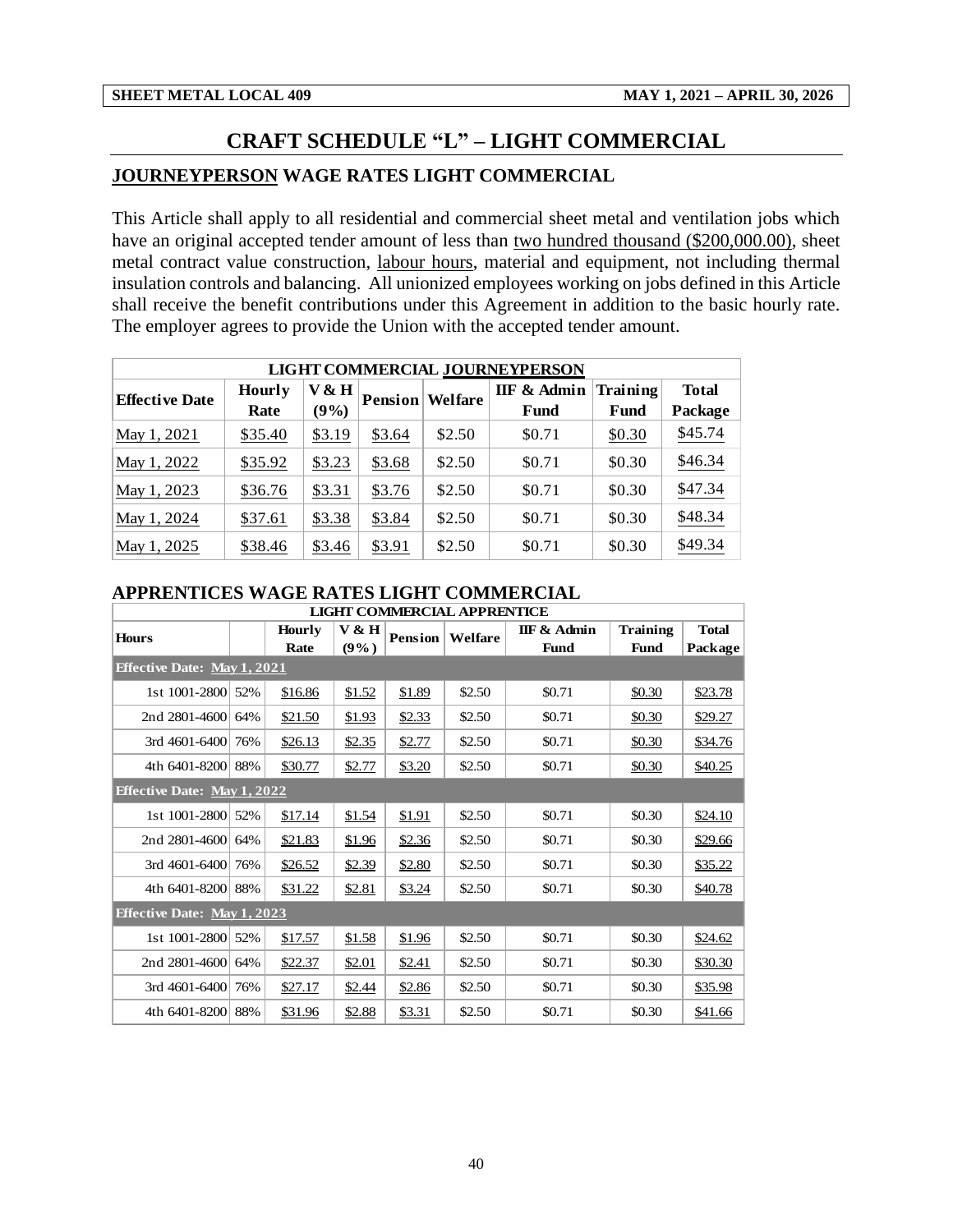# CRAFT SCHEDULE "L" – LIGHT COMMERCIAL

## JOURNEYPERSON WAGE RATES LIGHT COMMERCIAL

This Article shall apply to all residential and commercial sheet metal and ventilation jobs which have an original accepted tender amount of less than two hundred thousand ($200,000.00), sheet metal contract value construction, labour hours, material and equipment, not including thermal insulation controls and balancing. All unionized employees working on jobs defined in this Article shall receive the benefit contributions under this Agreement in addition to the basic hourly rate. The employer agrees to provide the Union with the accepted tender amount.

| LIGHT COMMERCIAL JOURNEYPERSON | | | | | | | |
|---|---|---|---|---|---|---|---|
| Effective Date | Hourly Rate | V & H (9%) | Pension | Welfare | IIF & Admin Fund | Training Fund | Total Package |
| May 1, 2021 | $35.40 | $3.19 | $3.64 | $2.50 | $0.71 | $0.30 | $45.74 |
| May 1, 2022 | $35.92 | $3.23 | $3.68 | $2.50 | $0.71 | $0.30 | $46.34 |
| May 1, 2023 | $36.76 | $3.31 | $3.76 | $2.50 | $0.71 | $0.30 | $47.34 |
| May 1, 2024 | $37.61 | $3.38 | $3.84 | $2.50 | $0.71 | $0.30 | $48.34 |
| May 1, 2025 | $38.46 | $3.46 | $3.91 | $2.50 | $0.71 | $0.30 | $49.34 |

## APPRENTICES WAGE RATES LIGHT COMMERCIAL

| LIGHT COMMERCIAL APPRENTICE | | | | | | | | |
|---|---|---|---|---|---|---|---|---|
| Hours | | Hourly Rate | V & H (9%) | Pension | Welfare | IIF & Admin Fund | Training Fund | Total Package |
| **Effective Date: May 1, 2021** | | | | | | | | |
| 1st 1001-2800 | 52% | $16.86 | $1.52 | $1.89 | $2.50 | $0.71 | $0.30 | $23.78 |
| 2nd 2801-4600 | 64% | $21.50 | $1.93 | $2.33 | $2.50 | $0.71 | $0.30 | $29.27 |
| 3rd 4601-6400 | 76% | $26.13 | $2.35 | $2.77 | $2.50 | $0.71 | $0.30 | $34.76 |
| 4th 6401-8200 | 88% | $30.77 | $2.77 | $3.20 | $2.50 | $0.71 | $0.30 | $40.25 |
| **Effective Date: May 1, 2022** | | | | | | | | |
| 1st 1001-2800 | 52% | $17.14 | $1.54 | $1.91 | $2.50 | $0.71 | $0.30 | $24.10 |
| 2nd 2801-4600 | 64% | $21.83 | $1.96 | $2.36 | $2.50 | $0.71 | $0.30 | $29.66 |
| 3rd 4601-6400 | 76% | $26.52 | $2.39 | $2.80 | $2.50 | $0.71 | $0.30 | $35.22 |
| 4th 6401-8200 | 88% | $31.22 | $2.81 | $3.24 | $2.50 | $0.71 | $0.30 | $40.78 |
| **Effective Date: May 1, 2023** | | | | | | | | |
| 1st 1001-2800 | 52% | $17.57 | $1.58 | $1.96 | $2.50 | $0.71 | $0.30 | $24.62 |
| 2nd 2801-4600 | 64% | $22.37 | $2.01 | $2.41 | $2.50 | $0.71 | $0.30 | $30.30 |
| 3rd 4601-6400 | 76% | $27.17 | $2.44 | $2.86 | $2.50 | $0.71 | $0.30 | $35.98 |
| 4th 6401-8200 | 88% | $31.96 | $2.88 | $3.31 | $2.50 | $0.71 | $0.30 | $41.66 |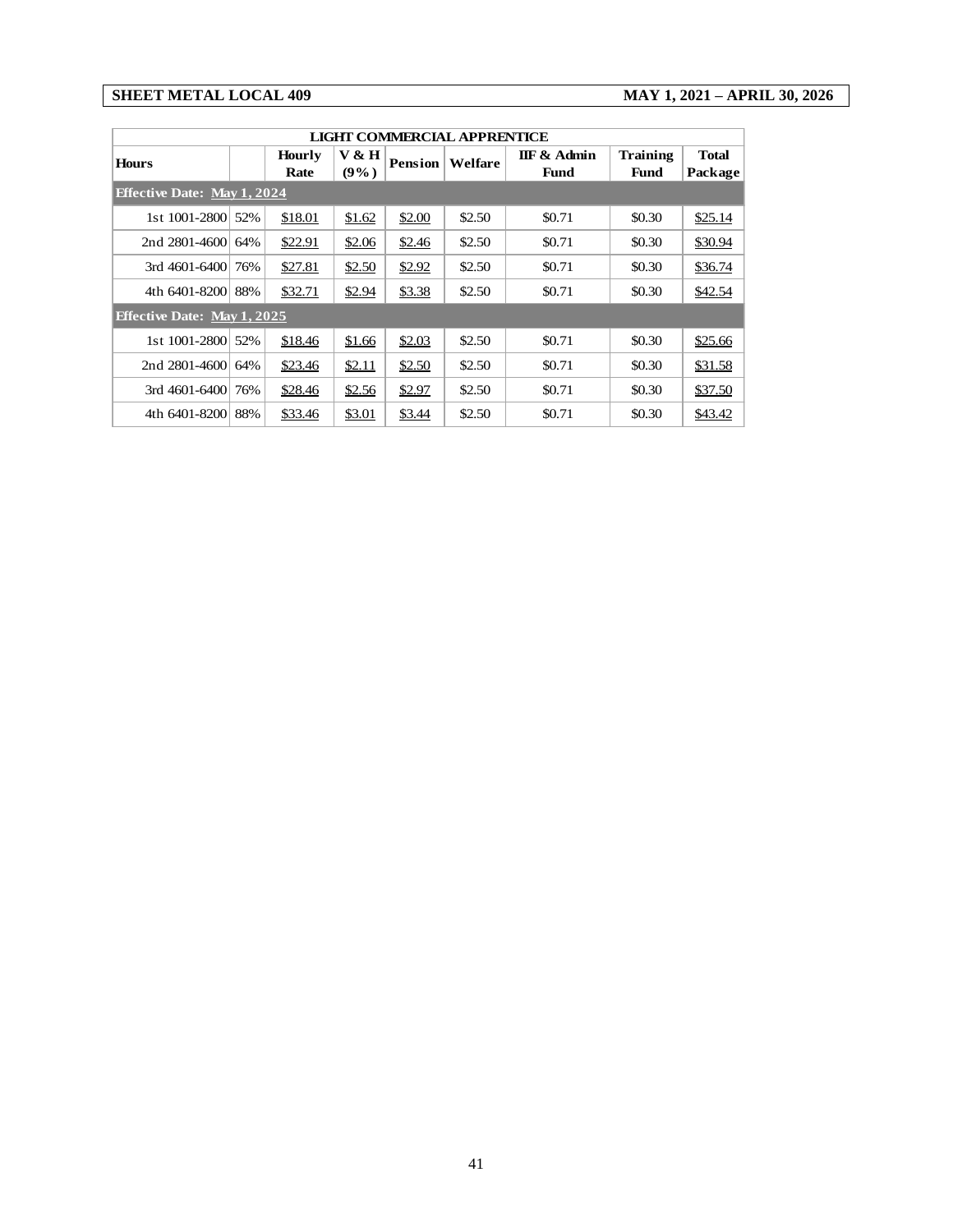| LIGHT COMMERCIAL APPRENTICE | | | | | | | | |
|---|---|---|---|---|---|---|---|---|
| Hours | | Hourly Rate | V & H (9%) | Pension | Welfare | IIF & Admin Fund | Training Fund | Total Package |
| **Effective Date: May 1, 2024** | | | | | | | | |
| 1st 1001-2800 | 52% | $18.01 | $1.62 | $2.00 | $2.50 | $0.71 | $0.30 | $25.14 |
| 2nd 2801-4600 | 64% | $22.91 | $2.06 | $2.46 | $2.50 | $0.71 | $0.30 | $30.94 |
| 3rd 4601-6400 | 76% | $27.81 | $2.50 | $2.92 | $2.50 | $0.71 | $0.30 | $36.74 |
| 4th 6401-8200 | 88% | $32.71 | $2.94 | $3.38 | $2.50 | $0.71 | $0.30 | $42.54 |
| **Effective Date: May 1, 2025** | | | | | | | | |
| 1st 1001-2800 | 52% | $18.46 | $1.66 | $2.03 | $2.50 | $0.71 | $0.30 | $25.66 |
| 2nd 2801-4600 | 64% | $23.46 | $2.11 | $2.50 | $2.50 | $0.71 | $0.30 | $31.58 |
| 3rd 4601-6400 | 76% | $28.46 | $2.56 | $2.97 | $2.50 | $0.71 | $0.30 | $37.50 |
| 4th 6401-8200 | 88% | $33.46 | $3.01 | $3.44 | $2.50 | $0.71 | $0.30 | $43.42 |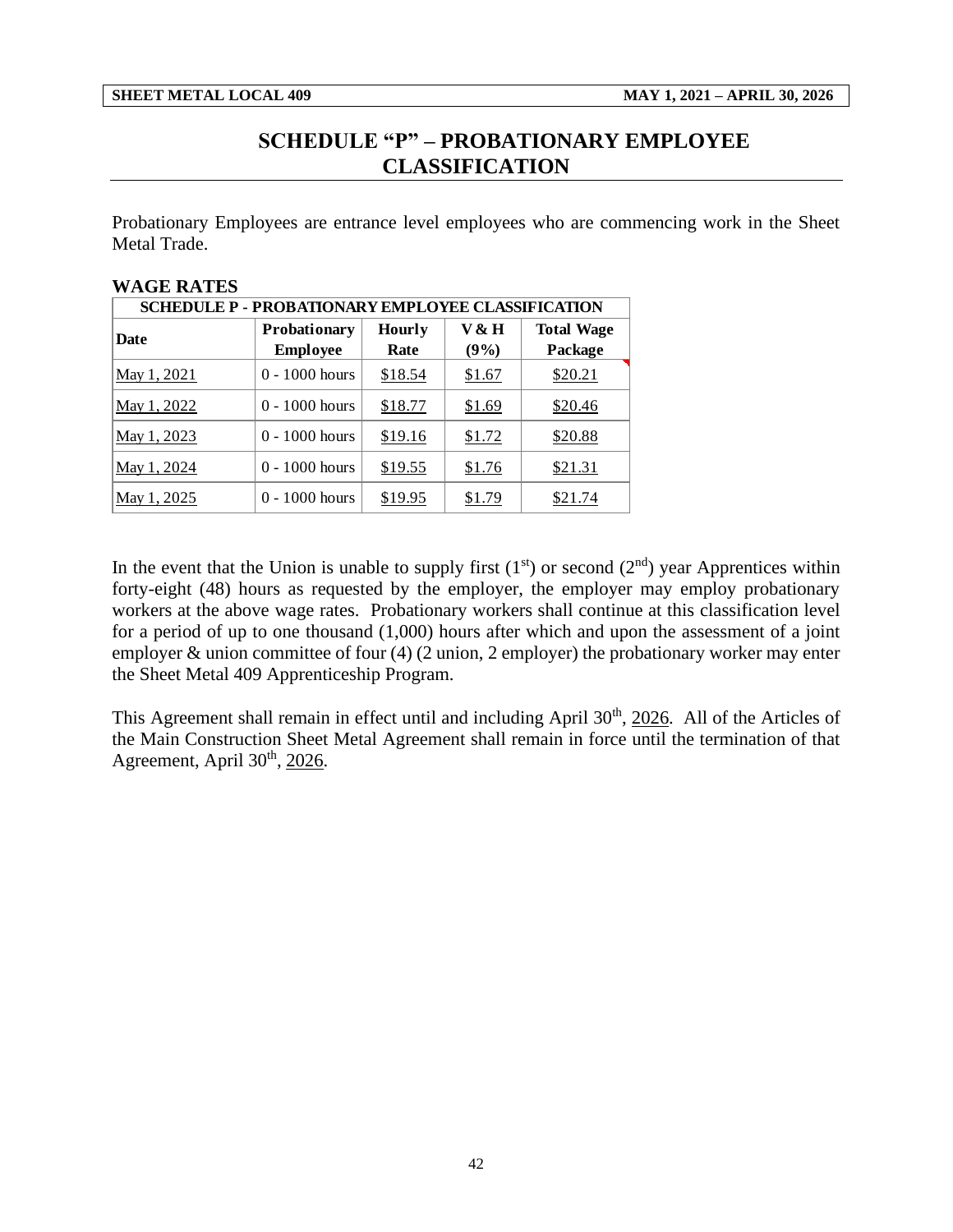# SCHEDULE "P" – PROBATIONARY EMPLOYEE CLASSIFICATION

Probationary Employees are entrance level employees who are commencing work in the Sheet Metal Trade.

**WAGE RATES**

| SCHEDULE P - PROBATIONARY EMPLOYEE CLASSIFICATION | | | | |
|---|---|---|---|---|
| **Date** | **Probationary Employee** | **Hourly Rate** | **V & H (9%)** | **Total Wage Package** |
| May 1, 2021 | 0 - 1000 hours | $18.54 | $1.67 | $20.21 |
| May 1, 2022 | 0 - 1000 hours | $18.77 | $1.69 | $20.46 |
| May 1, 2023 | 0 - 1000 hours | $19.16 | $1.72 | $20.88 |
| May 1, 2024 | 0 - 1000 hours | $19.55 | $1.76 | $21.31 |
| May 1, 2025 | 0 - 1000 hours | $19.95 | $1.79 | $21.74 |

In the event that the Union is unable to supply first (1st) or second (2nd) year Apprentices within forty-eight (48) hours as requested by the employer, the employer may employ probationary workers at the above wage rates. Probationary workers shall continue at this classification level for a period of up to one thousand (1,000) hours after which and upon the assessment of a joint employer & union committee of four (4) (2 union, 2 employer) the probationary worker may enter the Sheet Metal 409 Apprenticeship Program.

This Agreement shall remain in effect until and including April 30th, 2026. All of the Articles of the Main Construction Sheet Metal Agreement shall remain in force until the termination of that Agreement, April 30th, 2026.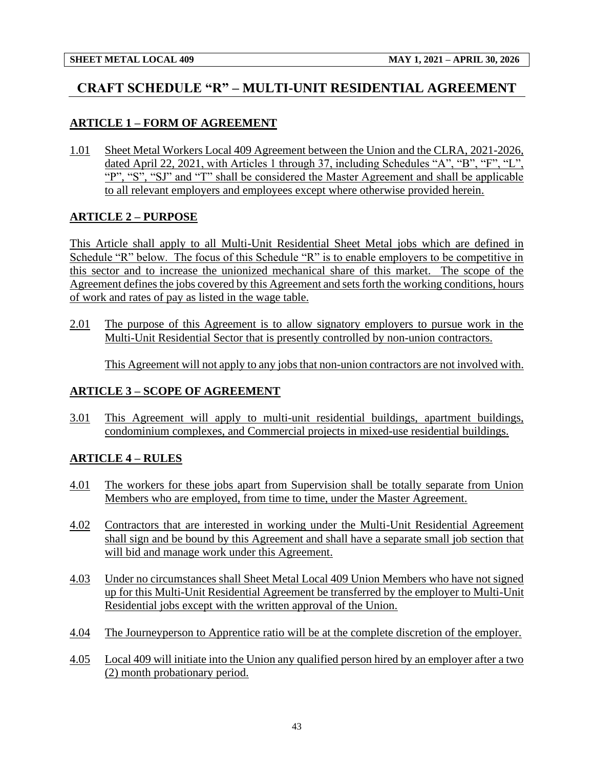# CRAFT SCHEDULE "R" – MULTI-UNIT RESIDENTIAL AGREEMENT

## ARTICLE 1 – FORM OF AGREEMENT

1.01 Sheet Metal Workers Local 409 Agreement between the Union and the CLRA, 2021-2026, dated April 22, 2021, with Articles 1 through 37, including Schedules "A", "B", "F", "L", "P", "S", "SJ" and "T" shall be considered the Master Agreement and shall be applicable to all relevant employers and employees except where otherwise provided herein.

## ARTICLE 2 – PURPOSE

This Article shall apply to all Multi-Unit Residential Sheet Metal jobs which are defined in Schedule "R" below. The focus of this Schedule "R" is to enable employers to be competitive in this sector and to increase the unionized mechanical share of this market. The scope of the Agreement defines the jobs covered by this Agreement and sets forth the working conditions, hours of work and rates of pay as listed in the wage table.

2.01 The purpose of this Agreement is to allow signatory employers to pursue work in the Multi-Unit Residential Sector that is presently controlled by non-union contractors.

This Agreement will not apply to any jobs that non-union contractors are not involved with.

## ARTICLE 3 – SCOPE OF AGREEMENT

3.01 This Agreement will apply to multi-unit residential buildings, apartment buildings, condominium complexes, and Commercial projects in mixed-use residential buildings.

## ARTICLE 4 – RULES

4.01 The workers for these jobs apart from Supervision shall be totally separate from Union Members who are employed, from time to time, under the Master Agreement.

4.02 Contractors that are interested in working under the Multi-Unit Residential Agreement shall sign and be bound by this Agreement and shall have a separate small job section that will bid and manage work under this Agreement.

4.03 Under no circumstances shall Sheet Metal Local 409 Union Members who have not signed up for this Multi-Unit Residential Agreement be transferred by the employer to Multi-Unit Residential jobs except with the written approval of the Union.

4.04 The Journeyperson to Apprentice ratio will be at the complete discretion of the employer.

4.05 Local 409 will initiate into the Union any qualified person hired by an employer after a two (2) month probationary period.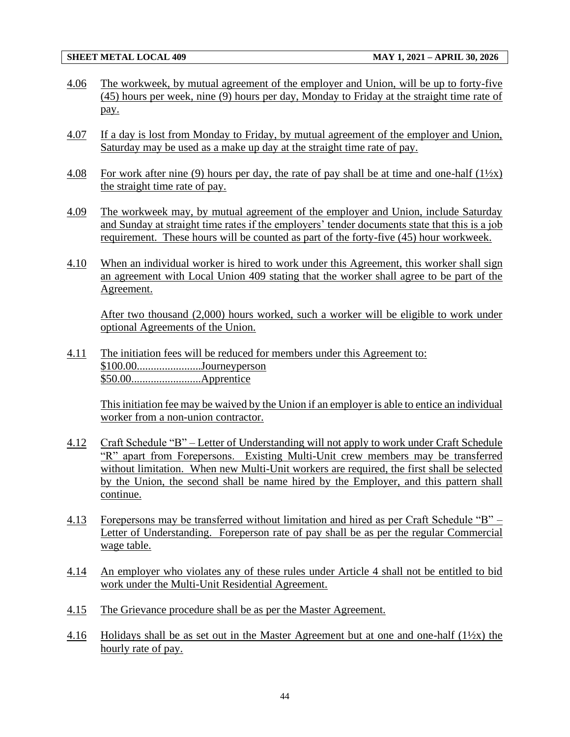4.06 The workweek, by mutual agreement of the employer and Union, will be up to forty-five (45) hours per week, nine (9) hours per day, Monday to Friday at the straight time rate of pay.

4.07 If a day is lost from Monday to Friday, by mutual agreement of the employer and Union, Saturday may be used as a make up day at the straight time rate of pay.

4.08 For work after nine (9) hours per day, the rate of pay shall be at time and one-half (1½x) the straight time rate of pay.

4.09 The workweek may, by mutual agreement of the employer and Union, include Saturday and Sunday at straight time rates if the employers' tender documents state that this is a job requirement. These hours will be counted as part of the forty-five (45) hour workweek.

4.10 When an individual worker is hired to work under this Agreement, this worker shall sign an agreement with Local Union 409 stating that the worker shall agree to be part of the Agreement.

After two thousand (2,000) hours worked, such a worker will be eligible to work under optional Agreements of the Union.

4.11 The initiation fees will be reduced for members under this Agreement to:
$100.00.......................Journeyperson
$50.00.........................Apprentice

This initiation fee may be waived by the Union if an employer is able to entice an individual worker from a non-union contractor.

4.12 Craft Schedule "B" – Letter of Understanding will not apply to work under Craft Schedule "R" apart from Forepersons. Existing Multi-Unit crew members may be transferred without limitation. When new Multi-Unit workers are required, the first shall be selected by the Union, the second shall be name hired by the Employer, and this pattern shall continue.

4.13 Forepersons may be transferred without limitation and hired as per Craft Schedule "B" – Letter of Understanding. Foreperson rate of pay shall be as per the regular Commercial wage table.

4.14 An employer who violates any of these rules under Article 4 shall not be entitled to bid work under the Multi-Unit Residential Agreement.

4.15 The Grievance procedure shall be as per the Master Agreement.

4.16 Holidays shall be as set out in the Master Agreement but at one and one-half (1½x) the hourly rate of pay.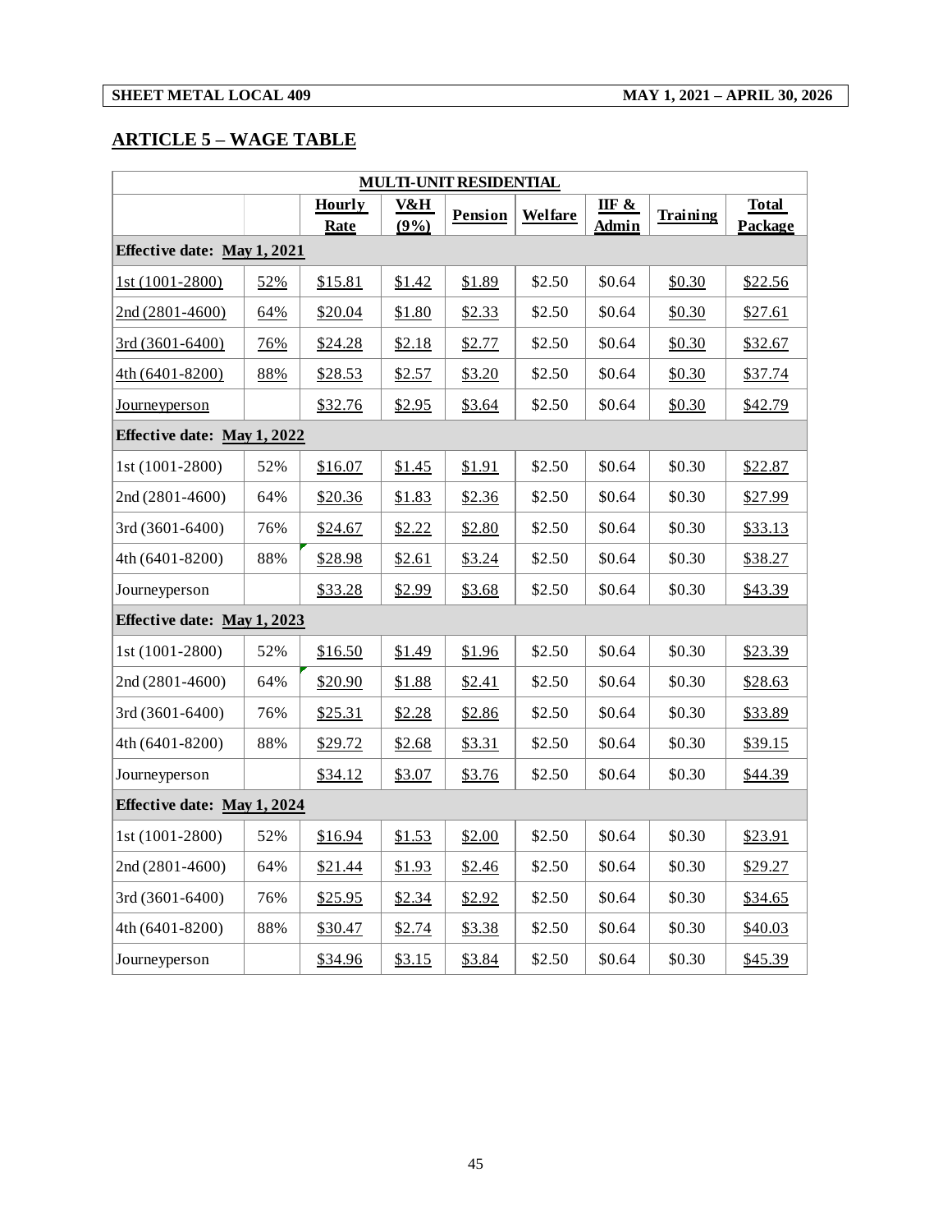## ARTICLE 5 – WAGE TABLE

| MULTI-UNIT RESIDENTIAL | | | | | | | | |
|---|---|---|---|---|---|---|---|---|
| | | Hourly Rate | V&H (9%) | Pension | Welfare | IIF & Admin | Training | Total Package |
| **Effective date: May 1, 2021** | | | | | | | | |
| 1st (1001-2800) | 52% | $15.81 | $1.42 | $1.89 | $2.50 | $0.64 | $0.30 | $22.56 |
| 2nd (2801-4600) | 64% | $20.04 | $1.80 | $2.33 | $2.50 | $0.64 | $0.30 | $27.61 |
| 3rd (3601-6400) | 76% | $24.28 | $2.18 | $2.77 | $2.50 | $0.64 | $0.30 | $32.67 |
| 4th (6401-8200) | 88% | $28.53 | $2.57 | $3.20 | $2.50 | $0.64 | $0.30 | $37.74 |
| Journeyperson | | $32.76 | $2.95 | $3.64 | $2.50 | $0.64 | $0.30 | $42.79 |
| **Effective date: May 1, 2022** | | | | | | | | |
| 1st (1001-2800) | 52% | $16.07 | $1.45 | $1.91 | $2.50 | $0.64 | $0.30 | $22.87 |
| 2nd (2801-4600) | 64% | $20.36 | $1.83 | $2.36 | $2.50 | $0.64 | $0.30 | $27.99 |
| 3rd (3601-6400) | 76% | $24.67 | $2.22 | $2.80 | $2.50 | $0.64 | $0.30 | $33.13 |
| 4th (6401-8200) | 88% | $28.98 | $2.61 | $3.24 | $2.50 | $0.64 | $0.30 | $38.27 |
| Journeyperson | | $33.28 | $2.99 | $3.68 | $2.50 | $0.64 | $0.30 | $43.39 |
| **Effective date: May 1, 2023** | | | | | | | | |
| 1st (1001-2800) | 52% | $16.50 | $1.49 | $1.96 | $2.50 | $0.64 | $0.30 | $23.39 |
| 2nd (2801-4600) | 64% | $20.90 | $1.88 | $2.41 | $2.50 | $0.64 | $0.30 | $28.63 |
| 3rd (3601-6400) | 76% | $25.31 | $2.28 | $2.86 | $2.50 | $0.64 | $0.30 | $33.89 |
| 4th (6401-8200) | 88% | $29.72 | $2.68 | $3.31 | $2.50 | $0.64 | $0.30 | $39.15 |
| Journeyperson | | $34.12 | $3.07 | $3.76 | $2.50 | $0.64 | $0.30 | $44.39 |
| **Effective date: May 1, 2024** | | | | | | | | |
| 1st (1001-2800) | 52% | $16.94 | $1.53 | $2.00 | $2.50 | $0.64 | $0.30 | $23.91 |
| 2nd (2801-4600) | 64% | $21.44 | $1.93 | $2.46 | $2.50 | $0.64 | $0.30 | $29.27 |
| 3rd (3601-6400) | 76% | $25.95 | $2.34 | $2.92 | $2.50 | $0.64 | $0.30 | $34.65 |
| 4th (6401-8200) | 88% | $30.47 | $2.74 | $3.38 | $2.50 | $0.64 | $0.30 | $40.03 |
| Journeyperson | | $34.96 | $3.15 | $3.84 | $2.50 | $0.64 | $0.30 | $45.39 |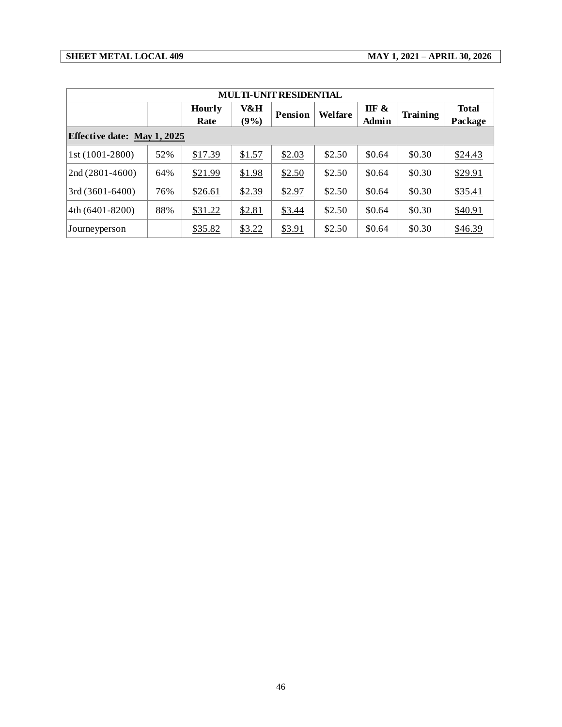| MULTI-UNIT RESIDENTIAL | | | | | | | | |
|---|---|---|---|---|---|---|---|---|
| | | Hourly Rate | V&H (9%) | Pension | Welfare | IIF & Admin | Training | Total Package |
| **Effective date: May 1, 2025** | | | | | | | | |
| 1st (1001-2800) | 52% | $17.39 | $1.57 | $2.03 | $2.50 | $0.64 | $0.30 | $24.43 |
| 2nd (2801-4600) | 64% | $21.99 | $1.98 | $2.50 | $2.50 | $0.64 | $0.30 | $29.91 |
| 3rd (3601-6400) | 76% | $26.61 | $2.39 | $2.97 | $2.50 | $0.64 | $0.30 | $35.41 |
| 4th (6401-8200) | 88% | $31.22 | $2.81 | $3.44 | $2.50 | $0.64 | $0.30 | $40.91 |
| Journeyperson | | $35.82 | $3.22 | $3.91 | $2.50 | $0.64 | $0.30 | $46.39 |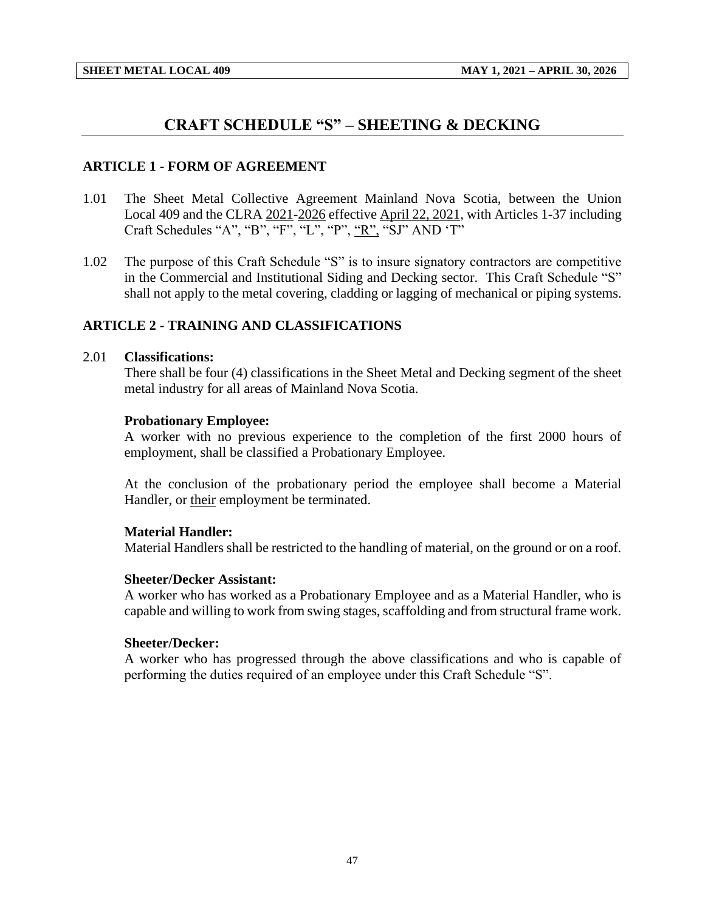# CRAFT SCHEDULE "S" – SHEETING & DECKING

## ARTICLE 1 - FORM OF AGREEMENT

1.01 The Sheet Metal Collective Agreement Mainland Nova Scotia, between the Union Local 409 and the CLRA 2021-2026 effective April 22, 2021, with Articles 1-37 including Craft Schedules "A", "B", "F", "L", "P", "R", "SJ" AND 'T"

1.02 The purpose of this Craft Schedule "S" is to insure signatory contractors are competitive in the Commercial and Institutional Siding and Decking sector. This Craft Schedule "S" shall not apply to the metal covering, cladding or lagging of mechanical or piping systems.

## ARTICLE 2 - TRAINING AND CLASSIFICATIONS

2.01 **Classifications:**
There shall be four (4) classifications in the Sheet Metal and Decking segment of the sheet metal industry for all areas of Mainland Nova Scotia.

**Probationary Employee:**
A worker with no previous experience to the completion of the first 2000 hours of employment, shall be classified a Probationary Employee.

At the conclusion of the probationary period the employee shall become a Material Handler, or their employment be terminated.

**Material Handler:**
Material Handlers shall be restricted to the handling of material, on the ground or on a roof.

**Sheeter/Decker Assistant:**
A worker who has worked as a Probationary Employee and as a Material Handler, who is capable and willing to work from swing stages, scaffolding and from structural frame work.

**Sheeter/Decker:**
A worker who has progressed through the above classifications and who is capable of performing the duties required of an employee under this Craft Schedule "S".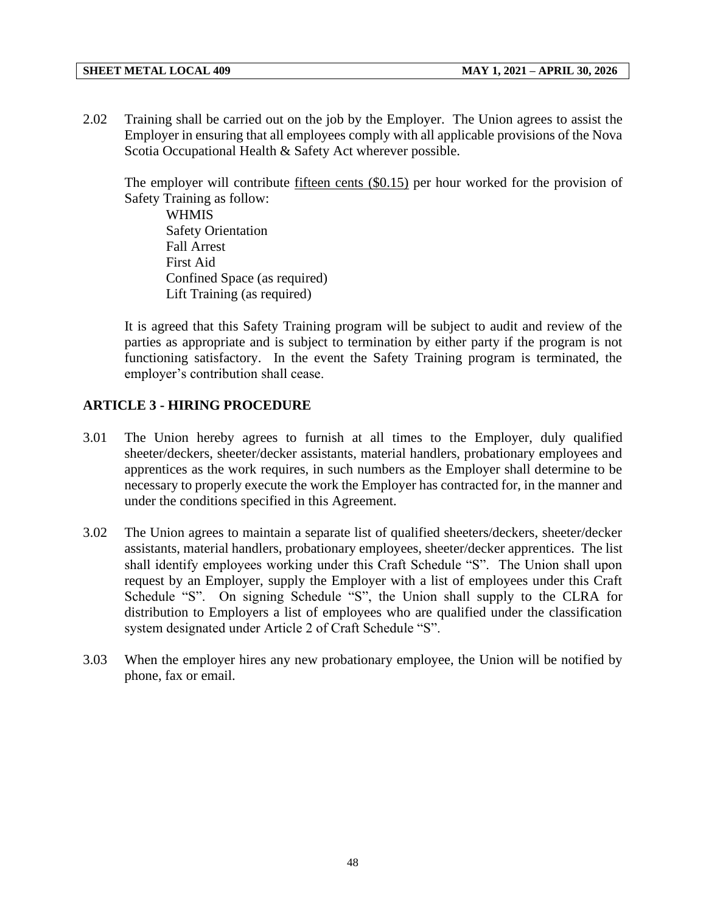2.02 Training shall be carried out on the job by the Employer. The Union agrees to assist the Employer in ensuring that all employees comply with all applicable provisions of the Nova Scotia Occupational Health & Safety Act wherever possible.

The employer will contribute <u>fifteen cents ($0.15)</u> per hour worked for the provision of Safety Training as follow:

- WHMIS
- Safety Orientation
- Fall Arrest
- First Aid
- Confined Space (as required)
- Lift Training (as required)

It is agreed that this Safety Training program will be subject to audit and review of the parties as appropriate and is subject to termination by either party if the program is not functioning satisfactory. In the event the Safety Training program is terminated, the employer's contribution shall cease.

## ARTICLE 3 - HIRING PROCEDURE

3.01 The Union hereby agrees to furnish at all times to the Employer, duly qualified sheeter/deckers, sheeter/decker assistants, material handlers, probationary employees and apprentices as the work requires, in such numbers as the Employer shall determine to be necessary to properly execute the work the Employer has contracted for, in the manner and under the conditions specified in this Agreement.

3.02 The Union agrees to maintain a separate list of qualified sheeters/deckers, sheeter/decker assistants, material handlers, probationary employees, sheeter/decker apprentices. The list shall identify employees working under this Craft Schedule "S". The Union shall upon request by an Employer, supply the Employer with a list of employees under this Craft Schedule "S". On signing Schedule "S", the Union shall supply to the CLRA for distribution to Employers a list of employees who are qualified under the classification system designated under Article 2 of Craft Schedule "S".

3.03 When the employer hires any new probationary employee, the Union will be notified by phone, fax or email.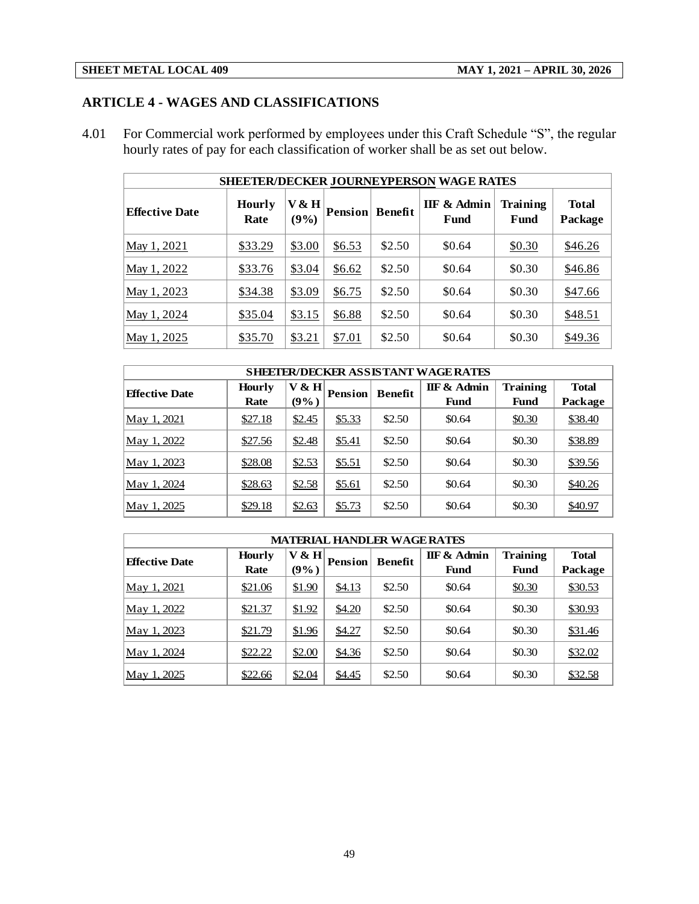## ARTICLE 4 - WAGES AND CLASSIFICATIONS

4.01 For Commercial work performed by employees under this Craft Schedule "S", the regular hourly rates of pay for each classification of worker shall be as set out below.

| SHEETER/DECKER JOURNEYPERSON WAGE RATES | | | | | | | |
|---|---|---|---|---|---|---|---|
| **Effective Date** | **Hourly Rate** | **V & H (9%)** | **Pension** | **Benefit** | **IIF & Admin Fund** | **Training Fund** | **Total Package** |
| May 1, 2021 | $33.29 | $3.00 | $6.53 | $2.50 | $0.64 | $0.30 | $46.26 |
| May 1, 2022 | $33.76 | $3.04 | $6.62 | $2.50 | $0.64 | $0.30 | $46.86 |
| May 1, 2023 | $34.38 | $3.09 | $6.75 | $2.50 | $0.64 | $0.30 | $47.66 |
| May 1, 2024 | $35.04 | $3.15 | $6.88 | $2.50 | $0.64 | $0.30 | $48.51 |
| May 1, 2025 | $35.70 | $3.21 | $7.01 | $2.50 | $0.64 | $0.30 | $49.36 |

| SHEETER/DECKER ASSISTANT WAGE RATES | | | | | | | |
|---|---|---|---|---|---|---|---|
| **Effective Date** | **Hourly Rate** | **V & H (9%)** | **Pension** | **Benefit** | **IIF & Admin Fund** | **Training Fund** | **Total Package** |
| May 1, 2021 | $27.18 | $2.45 | $5.33 | $2.50 | $0.64 | $0.30 | $38.40 |
| May 1, 2022 | $27.56 | $2.48 | $5.41 | $2.50 | $0.64 | $0.30 | $38.89 |
| May 1, 2023 | $28.08 | $2.53 | $5.51 | $2.50 | $0.64 | $0.30 | $39.56 |
| May 1, 2024 | $28.63 | $2.58 | $5.61 | $2.50 | $0.64 | $0.30 | $40.26 |
| May 1, 2025 | $29.18 | $2.63 | $5.73 | $2.50 | $0.64 | $0.30 | $40.97 |

| MATERIAL HANDLER WAGE RATES | | | | | | | |
|---|---|---|---|---|---|---|---|
| **Effective Date** | **Hourly Rate** | **V & H (9%)** | **Pension** | **Benefit** | **IIF & Admin Fund** | **Training Fund** | **Total Package** |
| May 1, 2021 | $21.06 | $1.90 | $4.13 | $2.50 | $0.64 | $0.30 | $30.53 |
| May 1, 2022 | $21.37 | $1.92 | $4.20 | $2.50 | $0.64 | $0.30 | $30.93 |
| May 1, 2023 | $21.79 | $1.96 | $4.27 | $2.50 | $0.64 | $0.30 | $31.46 |
| May 1, 2024 | $22.22 | $2.00 | $4.36 | $2.50 | $0.64 | $0.30 | $32.02 |
| May 1, 2025 | $22.66 | $2.04 | $4.45 | $2.50 | $0.64 | $0.30 | $32.58 |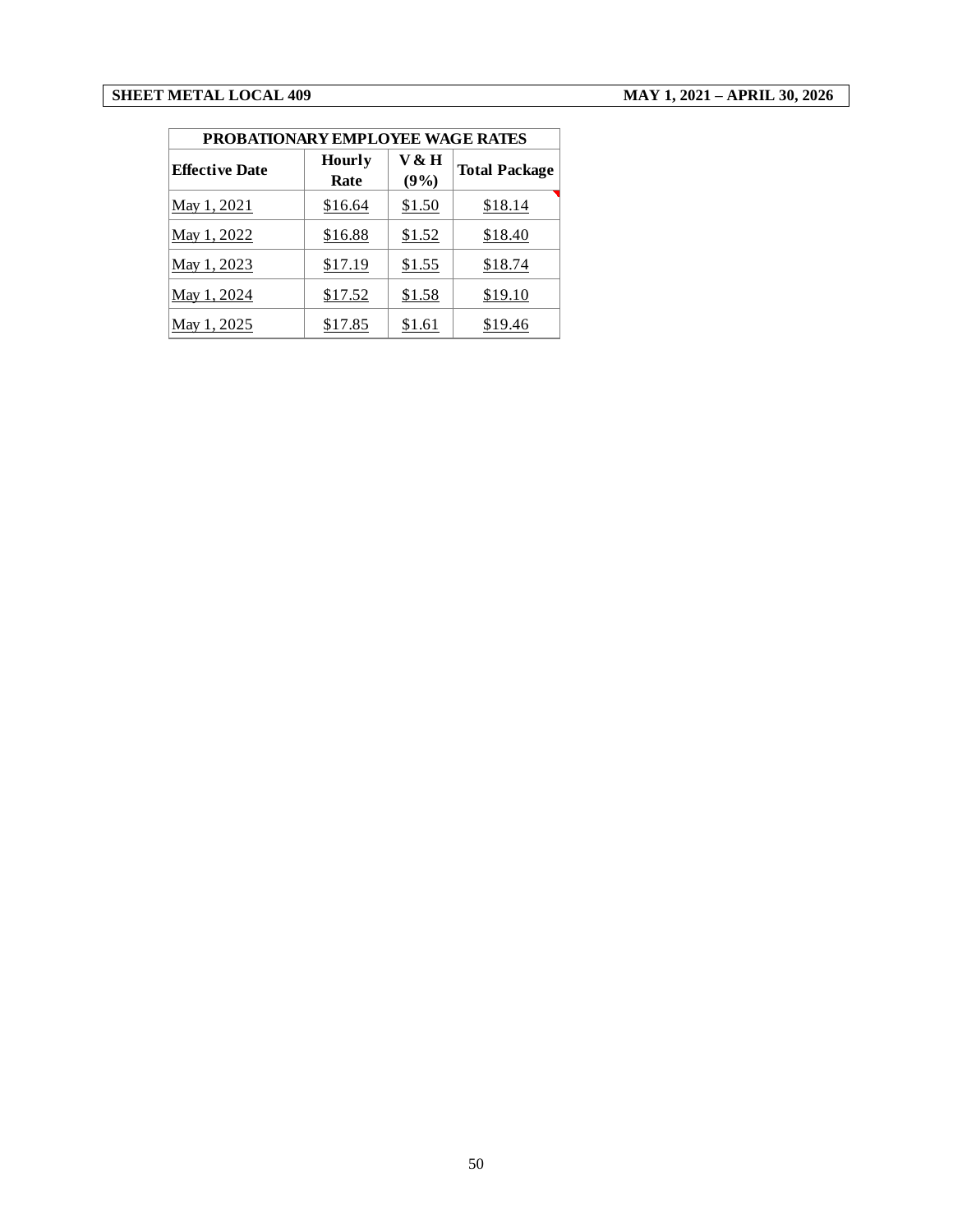| PROBATIONARY EMPLOYEE WAGE RATES | | | |
|---|---|---|---|
| Effective Date | Hourly Rate | V & H (9%) | Total Package |
| May 1, 2021 | $16.64 | $1.50 | $18.14 |
| May 1, 2022 | $16.88 | $1.52 | $18.40 |
| May 1, 2023 | $17.19 | $1.55 | $18.74 |
| May 1, 2024 | $17.52 | $1.58 | $19.10 |
| May 1, 2025 | $17.85 | $1.61 | $19.46 |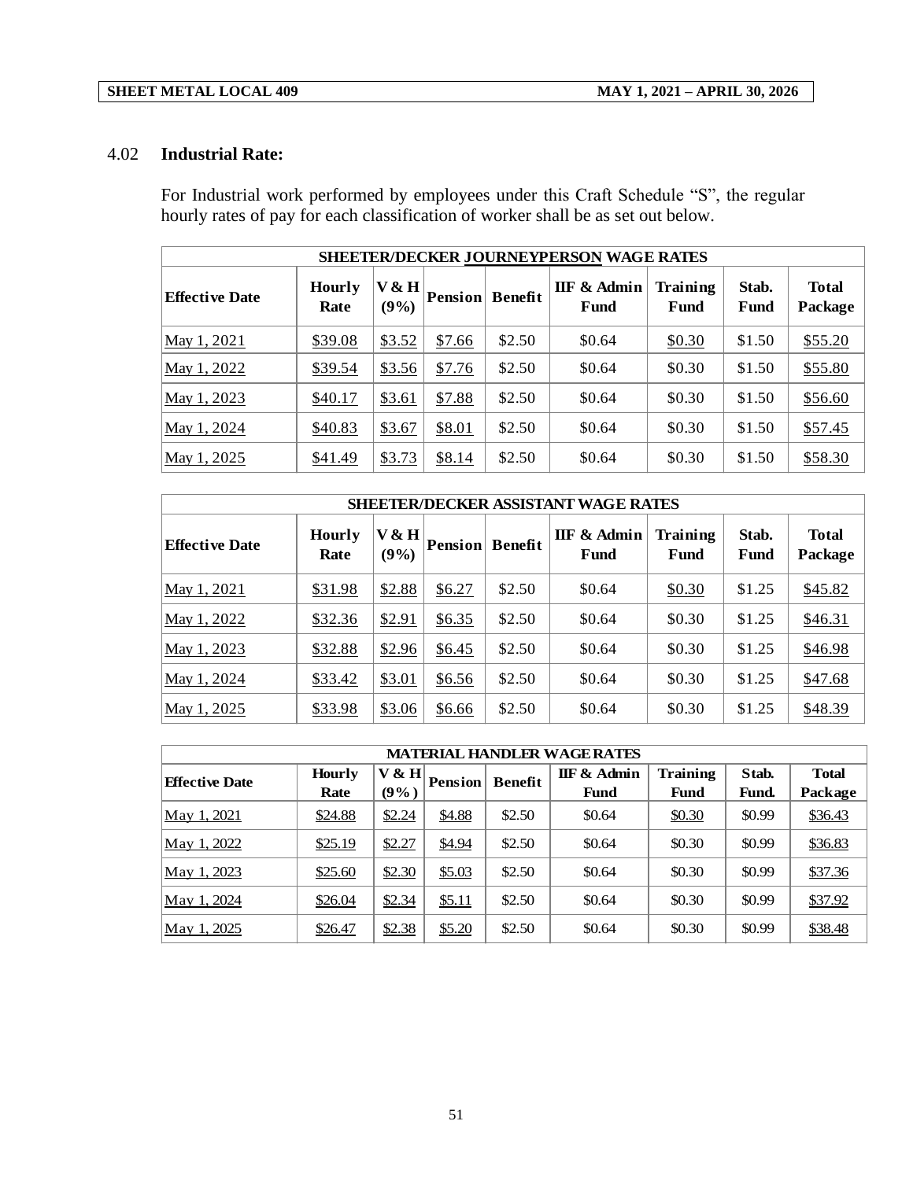## 4.02 **Industrial Rate:**

For Industrial work performed by employees under this Craft Schedule "S", the regular hourly rates of pay for each classification of worker shall be as set out below.

| SHEETER/DECKER JOURNEYPERSON WAGE RATES | | | | | | | | |
|---|---|---|---|---|---|---|---|---|
| **Effective Date** | **Hourly Rate** | **V & H (9%)** | **Pension** | **Benefit** | **IIF & Admin Fund** | **Training Fund** | **Stab. Fund** | **Total Package** |
| May 1, 2021 | $39.08 | $3.52 | $7.66 | $2.50 | $0.64 | $0.30 | $1.50 | $55.20 |
| May 1, 2022 | $39.54 | $3.56 | $7.76 | $2.50 | $0.64 | $0.30 | $1.50 | $55.80 |
| May 1, 2023 | $40.17 | $3.61 | $7.88 | $2.50 | $0.64 | $0.30 | $1.50 | $56.60 |
| May 1, 2024 | $40.83 | $3.67 | $8.01 | $2.50 | $0.64 | $0.30 | $1.50 | $57.45 |
| May 1, 2025 | $41.49 | $3.73 | $8.14 | $2.50 | $0.64 | $0.30 | $1.50 | $58.30 |

| SHEETER/DECKER ASSISTANT WAGE RATES | | | | | | | | |
|---|---|---|---|---|---|---|---|---|
| **Effective Date** | **Hourly Rate** | **V & H (9%)** | **Pension** | **Benefit** | **IIF & Admin Fund** | **Training Fund** | **Stab. Fund** | **Total Package** |
| May 1, 2021 | $31.98 | $2.88 | $6.27 | $2.50 | $0.64 | $0.30 | $1.25 | $45.82 |
| May 1, 2022 | $32.36 | $2.91 | $6.35 | $2.50 | $0.64 | $0.30 | $1.25 | $46.31 |
| May 1, 2023 | $32.88 | $2.96 | $6.45 | $2.50 | $0.64 | $0.30 | $1.25 | $46.98 |
| May 1, 2024 | $33.42 | $3.01 | $6.56 | $2.50 | $0.64 | $0.30 | $1.25 | $47.68 |
| May 1, 2025 | $33.98 | $3.06 | $6.66 | $2.50 | $0.64 | $0.30 | $1.25 | $48.39 |

| MATERIAL HANDLER WAGE RATES | | | | | | | | |
|---|---|---|---|---|---|---|---|---|
| **Effective Date** | **Hourly Rate** | **V & H (9%)** | **Pension** | **Benefit** | **IIF & Admin Fund** | **Training Fund** | **Stab. Fund.** | **Total Package** |
| May 1, 2021 | $24.88 | $2.24 | $4.88 | $2.50 | $0.64 | $0.30 | $0.99 | $36.43 |
| May 1, 2022 | $25.19 | $2.27 | $4.94 | $2.50 | $0.64 | $0.30 | $0.99 | $36.83 |
| May 1, 2023 | $25.60 | $2.30 | $5.03 | $2.50 | $0.64 | $0.30 | $0.99 | $37.36 |
| May 1, 2024 | $26.04 | $2.34 | $5.11 | $2.50 | $0.64 | $0.30 | $0.99 | $37.92 |
| May 1, 2025 | $26.47 | $2.38 | $5.20 | $2.50 | $0.64 | $0.30 | $0.99 | $38.48 |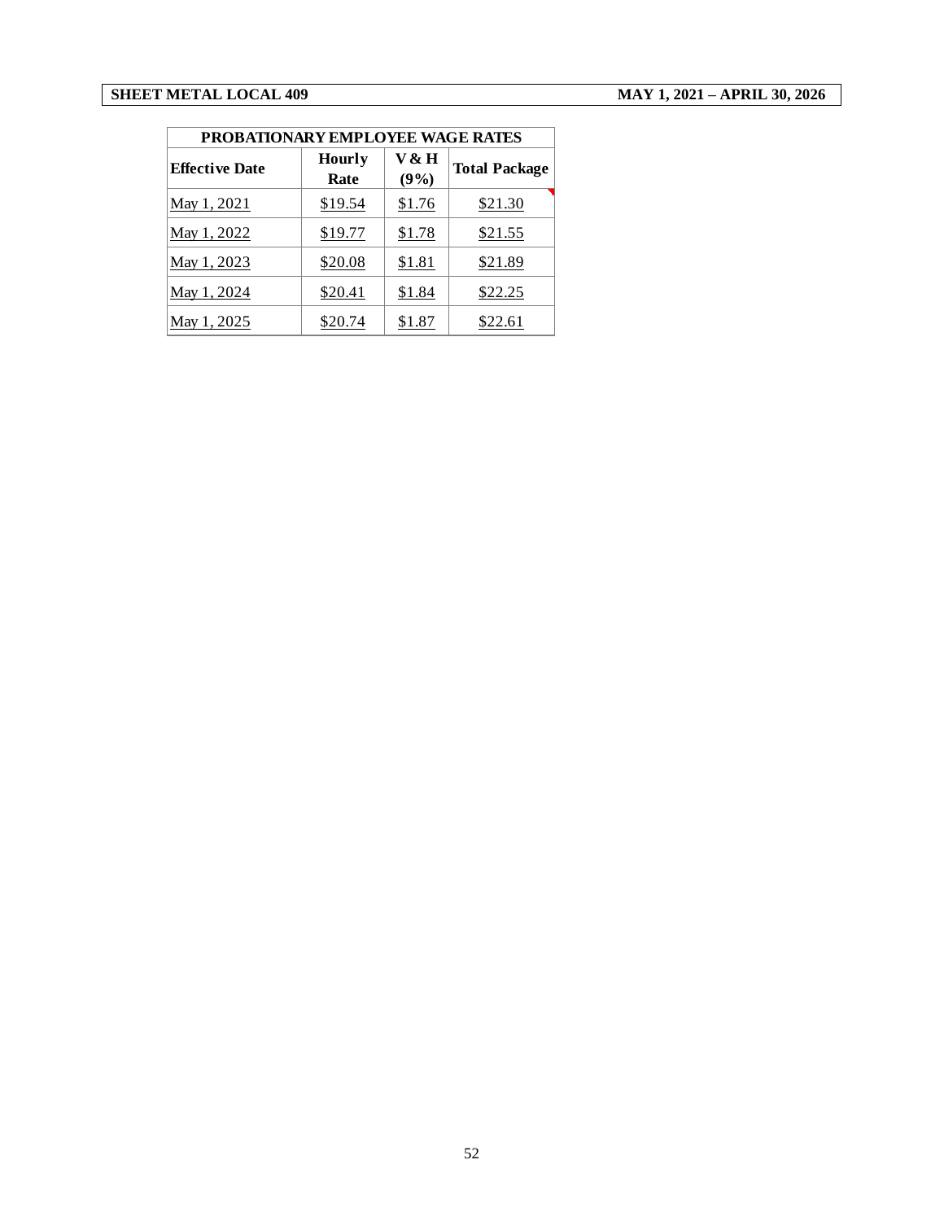| PROBATIONARY EMPLOYEE WAGE RATES | | | |
|---|---|---|---|
| **Effective Date** | **Hourly Rate** | **V & H (9%)** | **Total Package** |
| May 1, 2021 | $19.54 | $1.76 | $21.30 |
| May 1, 2022 | $19.77 | $1.78 | $21.55 |
| May 1, 2023 | $20.08 | $1.81 | $21.89 |
| May 1, 2024 | $20.41 | $1.84 | $22.25 |
| May 1, 2025 | $20.74 | $1.87 | $22.61 |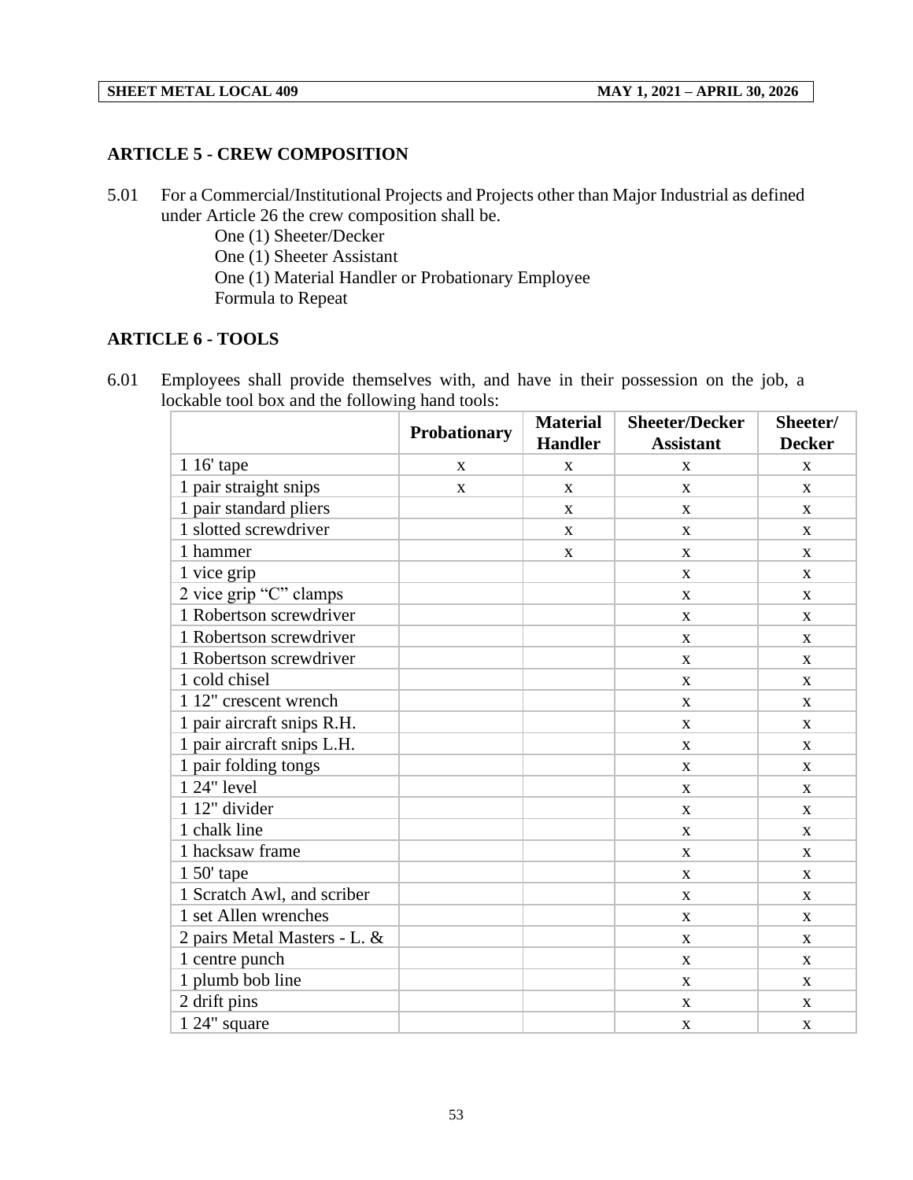## ARTICLE 5 - CREW COMPOSITION

5.01 For a Commercial/Institutional Projects and Projects other than Major Industrial as defined under Article 26 the crew composition shall be.

One (1) Sheeter/Decker
One (1) Sheeter Assistant
One (1) Material Handler or Probationary Employee
Formula to Repeat

## ARTICLE 6 - TOOLS

6.01 Employees shall provide themselves with, and have in their possession on the job, a lockable tool box and the following hand tools:

| | Probationary | Material Handler | Sheeter/Decker Assistant | Sheeter/ Decker |
|---|---|---|---|---|
| 1 16' tape | x | x | x | x |
| 1 pair straight snips | x | x | x | x |
| 1 pair standard pliers | | x | x | x |
| 1 slotted screwdriver | | x | x | x |
| 1 hammer | | x | x | x |
| 1 vice grip | | | x | x |
| 2 vice grip "C" clamps | | | x | x |
| 1 Robertson screwdriver | | | x | x |
| 1 Robertson screwdriver | | | x | x |
| 1 Robertson screwdriver | | | x | x |
| 1 cold chisel | | | x | x |
| 1 12" crescent wrench | | | x | x |
| 1 pair aircraft snips R.H. | | | x | x |
| 1 pair aircraft snips L.H. | | | x | x |
| 1 pair folding tongs | | | x | x |
| 1 24" level | | | x | x |
| 1 12" divider | | | x | x |
| 1 chalk line | | | x | x |
| 1 hacksaw frame | | | x | x |
| 1 50' tape | | | x | x |
| 1 Scratch Awl, and scriber | | | x | x |
| 1 set Allen wrenches | | | x | x |
| 2 pairs Metal Masters - L. & | | | x | x |
| 1 centre punch | | | x | x |
| 1 plumb bob line | | | x | x |
| 2 drift pins | | | x | x |
| 1 24" square | | | x | x |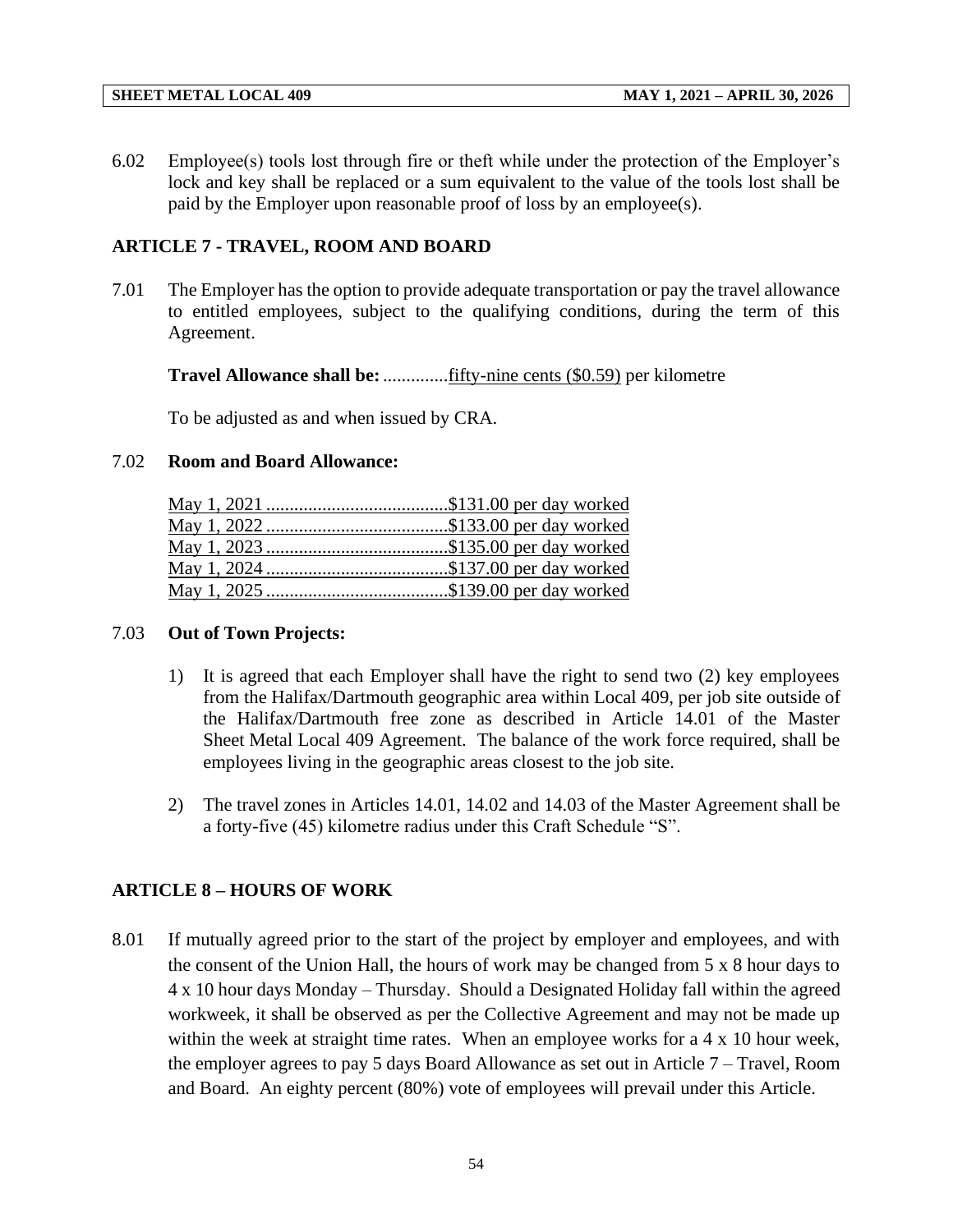6.02 Employee(s) tools lost through fire or theft while under the protection of the Employer's lock and key shall be replaced or a sum equivalent to the value of the tools lost shall be paid by the Employer upon reasonable proof of loss by an employee(s).

## ARTICLE 7 - TRAVEL, ROOM AND BOARD

7.01 The Employer has the option to provide adequate transportation or pay the travel allowance to entitled employees, subject to the qualifying conditions, during the term of this Agreement.

**Travel Allowance shall be:** ..............fifty-nine cents ($0.59) per kilometre

To be adjusted as and when issued by CRA.

7.02 **Room and Board Allowance:**

May 1, 2021 .......................................$131.00 per day worked
May 1, 2022 .......................................$133.00 per day worked
May 1, 2023 .......................................$135.00 per day worked
May 1, 2024 .......................................$137.00 per day worked
May 1, 2025 .......................................$139.00 per day worked

7.03 **Out of Town Projects:**

1) It is agreed that each Employer shall have the right to send two (2) key employees from the Halifax/Dartmouth geographic area within Local 409, per job site outside of the Halifax/Dartmouth free zone as described in Article 14.01 of the Master Sheet Metal Local 409 Agreement. The balance of the work force required, shall be employees living in the geographic areas closest to the job site.

2) The travel zones in Articles 14.01, 14.02 and 14.03 of the Master Agreement shall be a forty-five (45) kilometre radius under this Craft Schedule "S".

## ARTICLE 8 – HOURS OF WORK

8.01 If mutually agreed prior to the start of the project by employer and employees, and with the consent of the Union Hall, the hours of work may be changed from 5 x 8 hour days to 4 x 10 hour days Monday – Thursday. Should a Designated Holiday fall within the agreed workweek, it shall be observed as per the Collective Agreement and may not be made up within the week at straight time rates. When an employee works for a 4 x 10 hour week, the employer agrees to pay 5 days Board Allowance as set out in Article 7 – Travel, Room and Board. An eighty percent (80%) vote of employees will prevail under this Article.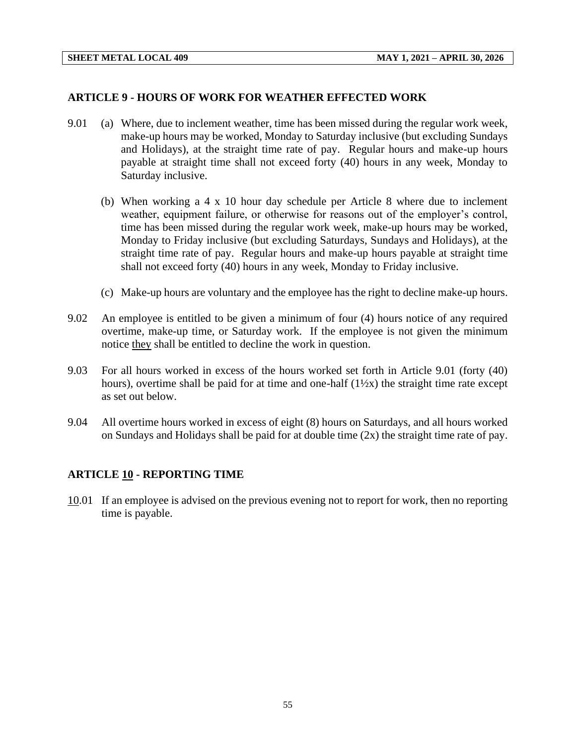## ARTICLE 9 - HOURS OF WORK FOR WEATHER EFFECTED WORK

9.01 (a) Where, due to inclement weather, time has been missed during the regular work week, make-up hours may be worked, Monday to Saturday inclusive (but excluding Sundays and Holidays), at the straight time rate of pay. Regular hours and make-up hours payable at straight time shall not exceed forty (40) hours in any week, Monday to Saturday inclusive.

(b) When working a 4 x 10 hour day schedule per Article 8 where due to inclement weather, equipment failure, or otherwise for reasons out of the employer's control, time has been missed during the regular work week, make-up hours may be worked, Monday to Friday inclusive (but excluding Saturdays, Sundays and Holidays), at the straight time rate of pay. Regular hours and make-up hours payable at straight time shall not exceed forty (40) hours in any week, Monday to Friday inclusive.

(c) Make-up hours are voluntary and the employee has the right to decline make-up hours.

9.02 An employee is entitled to be given a minimum of four (4) hours notice of any required overtime, make-up time, or Saturday work. If the employee is not given the minimum notice they shall be entitled to decline the work in question.

9.03 For all hours worked in excess of the hours worked set forth in Article 9.01 (forty (40) hours), overtime shall be paid for at time and one-half (1½x) the straight time rate except as set out below.

9.04 All overtime hours worked in excess of eight (8) hours on Saturdays, and all hours worked on Sundays and Holidays shall be paid for at double time (2x) the straight time rate of pay.

## ARTICLE 10 - REPORTING TIME

10.01 If an employee is advised on the previous evening not to report for work, then no reporting time is payable.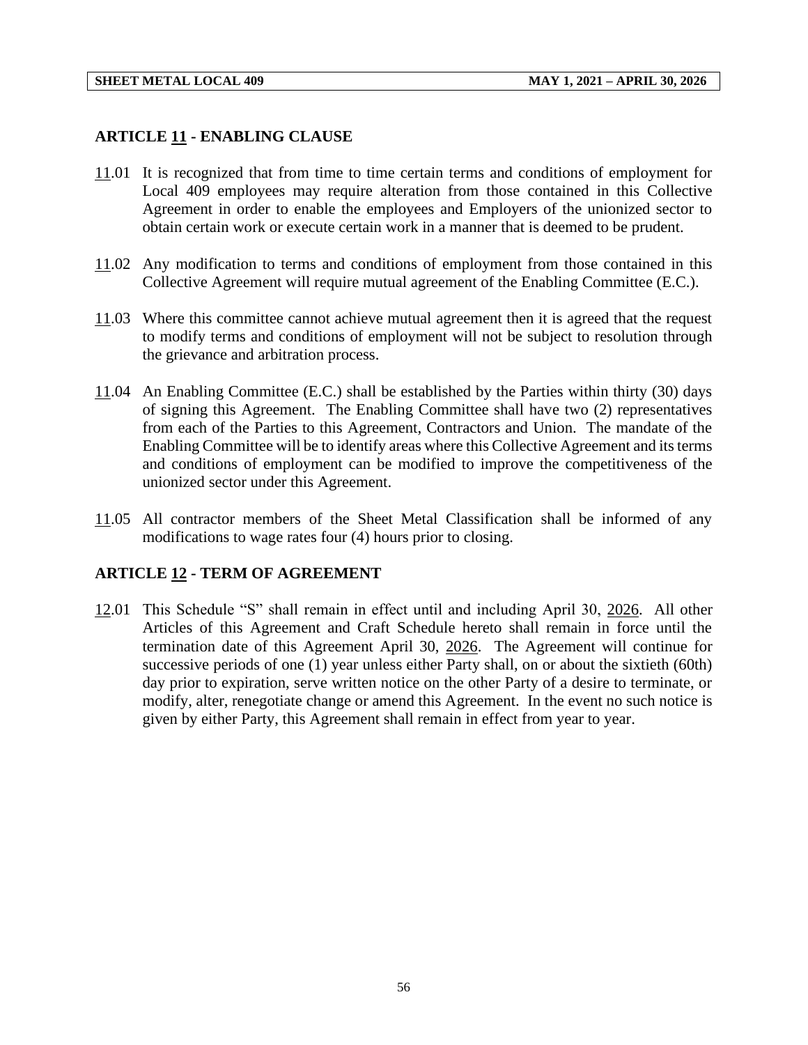## ARTICLE 11 - ENABLING CLAUSE

11.01 It is recognized that from time to time certain terms and conditions of employment for Local 409 employees may require alteration from those contained in this Collective Agreement in order to enable the employees and Employers of the unionized sector to obtain certain work or execute certain work in a manner that is deemed to be prudent.

11.02 Any modification to terms and conditions of employment from those contained in this Collective Agreement will require mutual agreement of the Enabling Committee (E.C.).

11.03 Where this committee cannot achieve mutual agreement then it is agreed that the request to modify terms and conditions of employment will not be subject to resolution through the grievance and arbitration process.

11.04 An Enabling Committee (E.C.) shall be established by the Parties within thirty (30) days of signing this Agreement. The Enabling Committee shall have two (2) representatives from each of the Parties to this Agreement, Contractors and Union. The mandate of the Enabling Committee will be to identify areas where this Collective Agreement and its terms and conditions of employment can be modified to improve the competitiveness of the unionized sector under this Agreement.

11.05 All contractor members of the Sheet Metal Classification shall be informed of any modifications to wage rates four (4) hours prior to closing.

## ARTICLE 12 - TERM OF AGREEMENT

12.01 This Schedule "S" shall remain in effect until and including April 30, 2026. All other Articles of this Agreement and Craft Schedule hereto shall remain in force until the termination date of this Agreement April 30, 2026. The Agreement will continue for successive periods of one (1) year unless either Party shall, on or about the sixtieth (60th) day prior to expiration, serve written notice on the other Party of a desire to terminate, or modify, alter, renegotiate change or amend this Agreement. In the event no such notice is given by either Party, this Agreement shall remain in effect from year to year.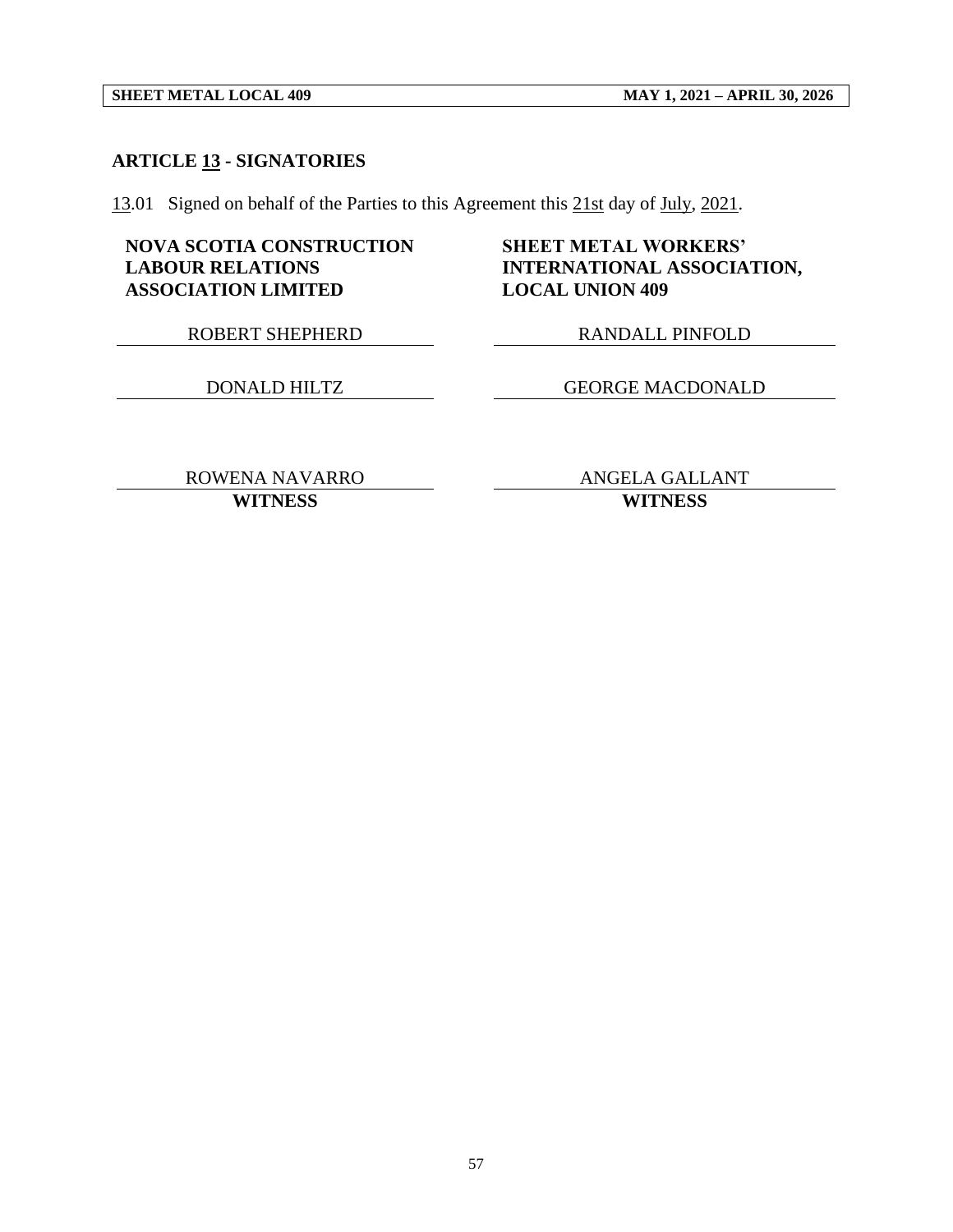## ARTICLE 13 - SIGNATORIES

13.01 Signed on behalf of the Parties to this Agreement this 21st day of July, 2021.

| NOVA SCOTIA CONSTRUCTION LABOUR RELATIONS ASSOCIATION LIMITED | SHEET METAL WORKERS' INTERNATIONAL ASSOCIATION, LOCAL UNION 409 |
| --- | --- |
| ROBERT SHEPHERD | RANDALL PINFOLD |
| DONALD HILTZ | GEORGE MACDONALD |
| ROWENA NAVARRO<br>**WITNESS** | ANGELA GALLANT<br>**WITNESS** |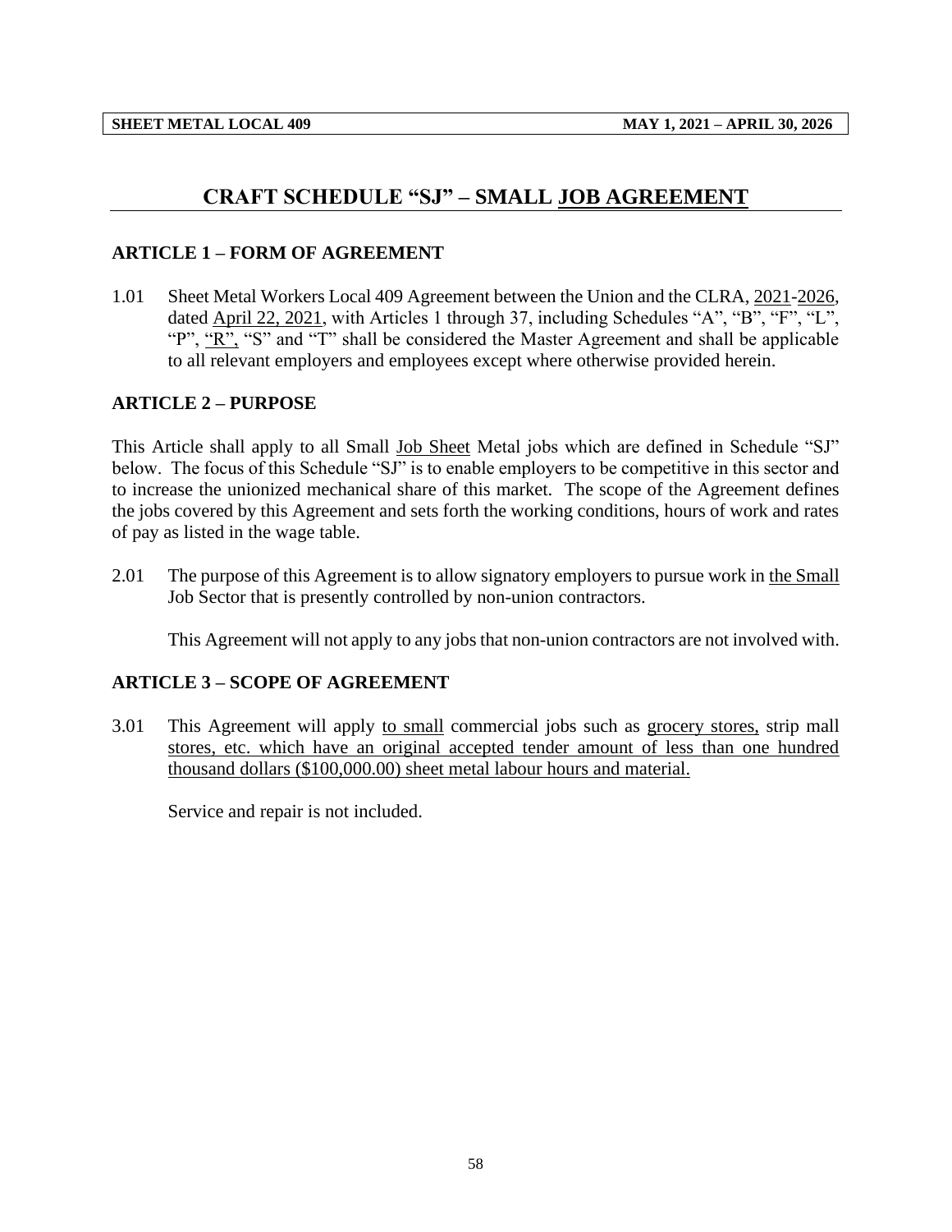# CRAFT SCHEDULE "SJ" – SMALL JOB AGREEMENT

## ARTICLE 1 – FORM OF AGREEMENT

1.01 Sheet Metal Workers Local 409 Agreement between the Union and the CLRA, 2021-2026, dated April 22, 2021, with Articles 1 through 37, including Schedules "A", "B", "F", "L", "P", "R", "S" and "T" shall be considered the Master Agreement and shall be applicable to all relevant employers and employees except where otherwise provided herein.

## ARTICLE 2 – PURPOSE

This Article shall apply to all Small Job Sheet Metal jobs which are defined in Schedule "SJ" below. The focus of this Schedule "SJ" is to enable employers to be competitive in this sector and to increase the unionized mechanical share of this market. The scope of the Agreement defines the jobs covered by this Agreement and sets forth the working conditions, hours of work and rates of pay as listed in the wage table.

2.01 The purpose of this Agreement is to allow signatory employers to pursue work in the Small Job Sector that is presently controlled by non-union contractors.

This Agreement will not apply to any jobs that non-union contractors are not involved with.

## ARTICLE 3 – SCOPE OF AGREEMENT

3.01 This Agreement will apply to small commercial jobs such as grocery stores, strip mall stores, etc. which have an original accepted tender amount of less than one hundred thousand dollars ($100,000.00) sheet metal labour hours and material.

Service and repair is not included.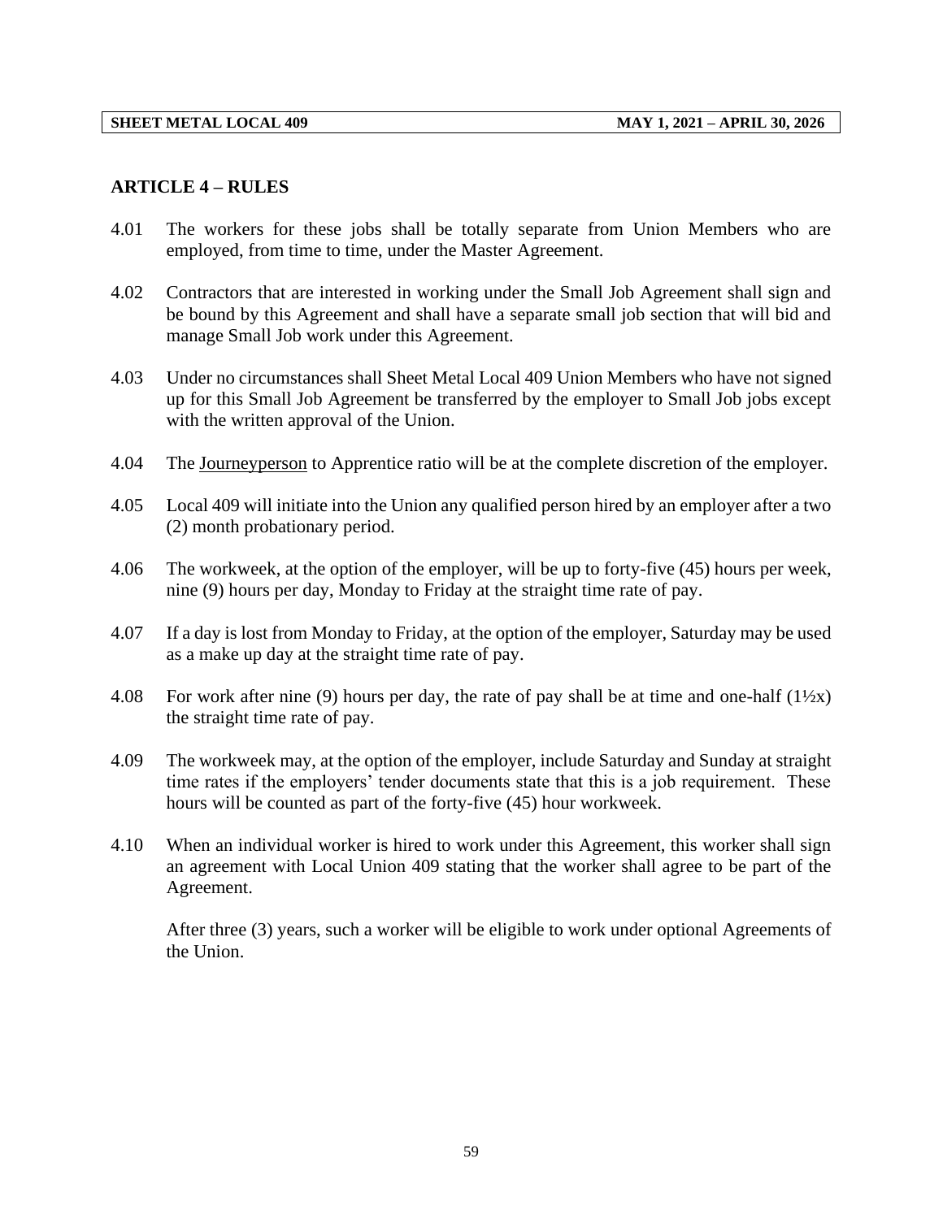## ARTICLE 4 – RULES

4.01 The workers for these jobs shall be totally separate from Union Members who are employed, from time to time, under the Master Agreement.

4.02 Contractors that are interested in working under the Small Job Agreement shall sign and be bound by this Agreement and shall have a separate small job section that will bid and manage Small Job work under this Agreement.

4.03 Under no circumstances shall Sheet Metal Local 409 Union Members who have not signed up for this Small Job Agreement be transferred by the employer to Small Job jobs except with the written approval of the Union.

4.04 The <u>Journeyperson</u> to Apprentice ratio will be at the complete discretion of the employer.

4.05 Local 409 will initiate into the Union any qualified person hired by an employer after a two (2) month probationary period.

4.06 The workweek, at the option of the employer, will be up to forty-five (45) hours per week, nine (9) hours per day, Monday to Friday at the straight time rate of pay.

4.07 If a day is lost from Monday to Friday, at the option of the employer, Saturday may be used as a make up day at the straight time rate of pay.

4.08 For work after nine (9) hours per day, the rate of pay shall be at time and one-half (1½x) the straight time rate of pay.

4.09 The workweek may, at the option of the employer, include Saturday and Sunday at straight time rates if the employers' tender documents state that this is a job requirement. These hours will be counted as part of the forty-five (45) hour workweek.

4.10 When an individual worker is hired to work under this Agreement, this worker shall sign an agreement with Local Union 409 stating that the worker shall agree to be part of the Agreement.

After three (3) years, such a worker will be eligible to work under optional Agreements of the Union.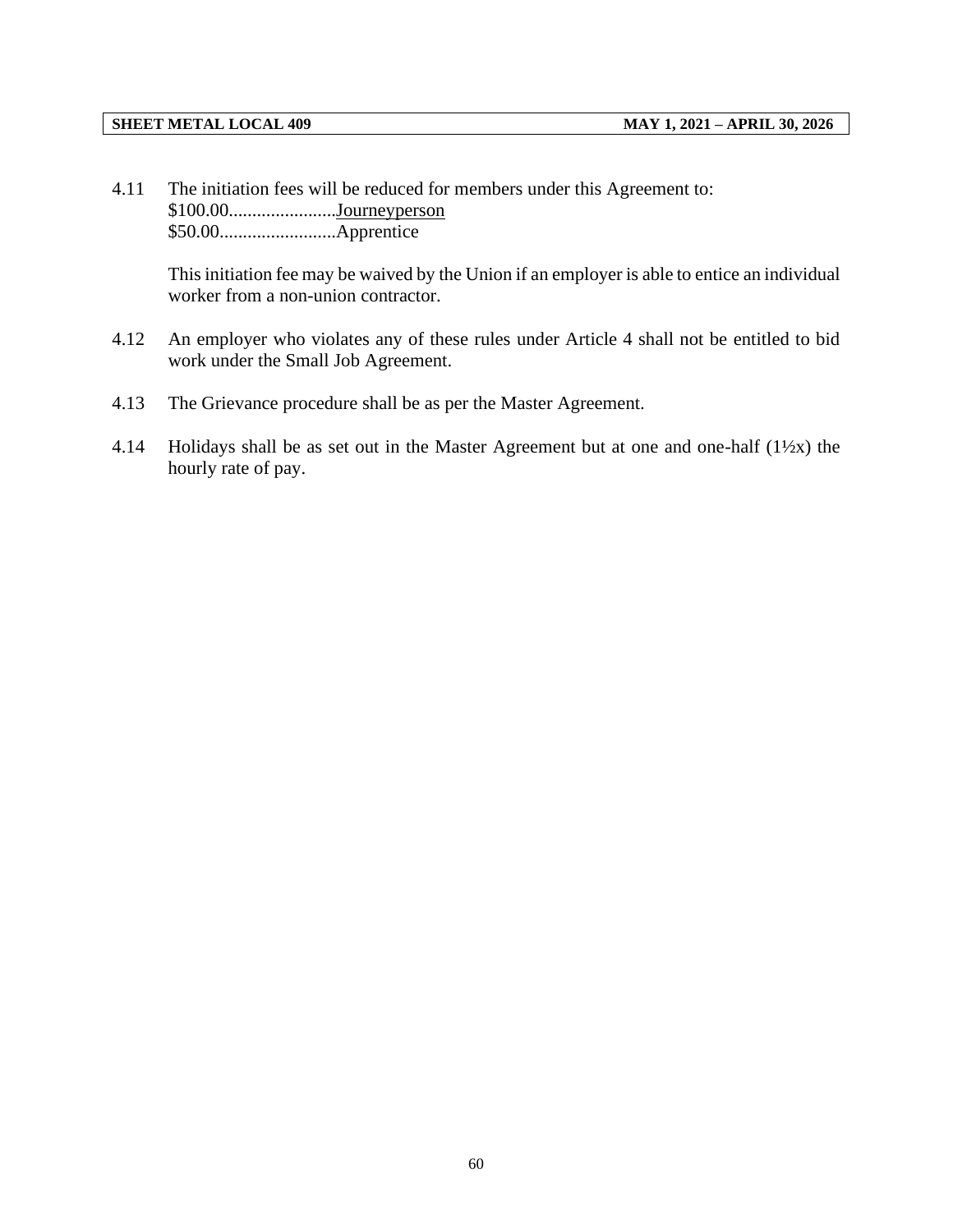4.11 The initiation fees will be reduced for members under this Agreement to:
$100.00.......................Journeyperson
$50.00.........................Apprentice

This initiation fee may be waived by the Union if an employer is able to entice an individual worker from a non-union contractor.

4.12 An employer who violates any of these rules under Article 4 shall not be entitled to bid work under the Small Job Agreement.

4.13 The Grievance procedure shall be as per the Master Agreement.

4.14 Holidays shall be as set out in the Master Agreement but at one and one-half (1½x) the hourly rate of pay.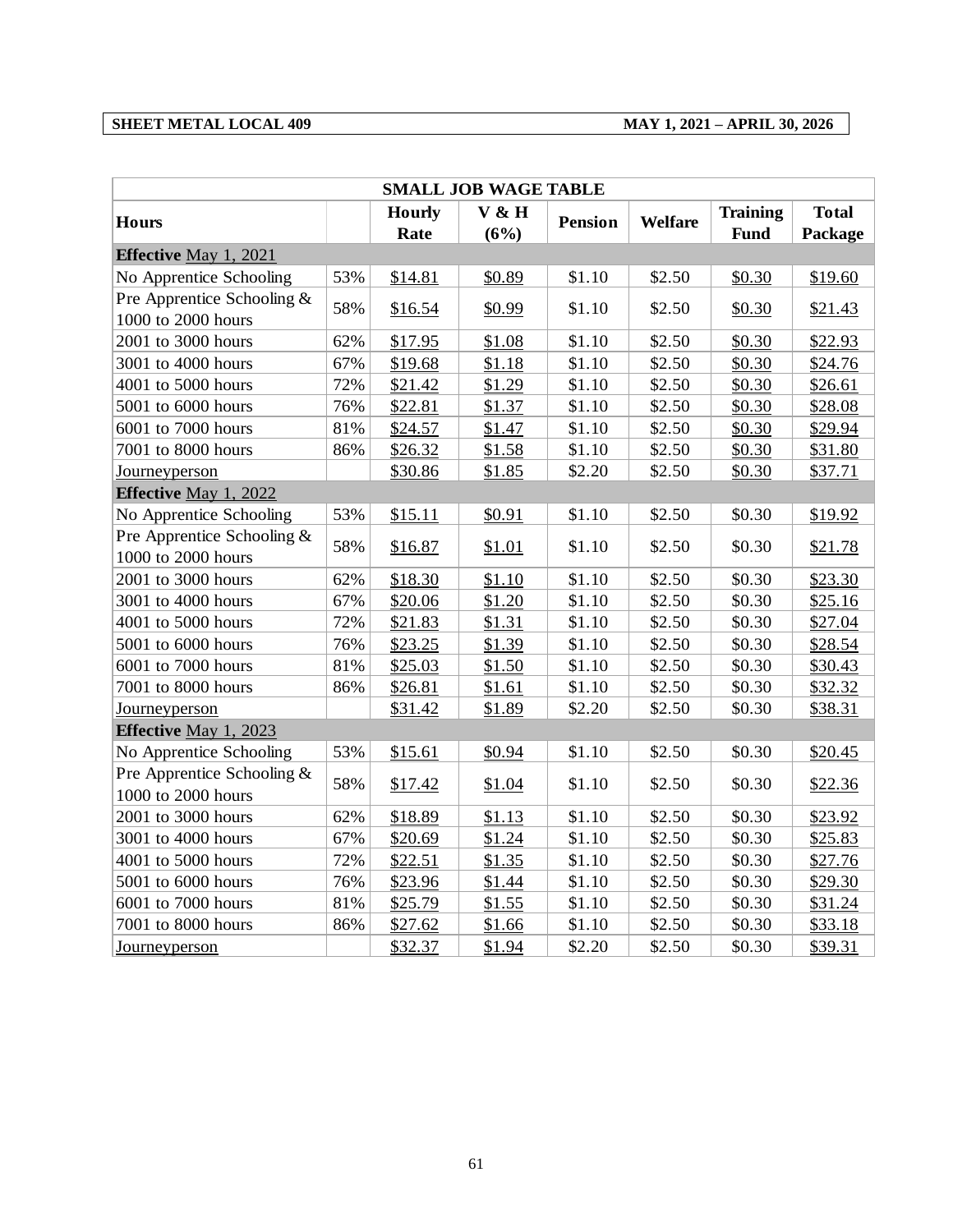| SHEET METAL LOCAL 409 | MAY 1, 2021 – APRIL 30, 2026 |
|---|---|

| SMALL JOB WAGE TABLE | | | | | | | |
|---|---|---|---|---|---|---|---|
| **Hours** | | **Hourly Rate** | **V & H (6%)** | **Pension** | **Welfare** | **Training Fund** | **Total Package** |
| **Effective** May 1, 2021 | | | | | | | |
| No Apprentice Schooling | 53% | $14.81 | $0.89 | $1.10 | $2.50 | $0.30 | $19.60 |
| Pre Apprentice Schooling & 1000 to 2000 hours | 58% | $16.54 | $0.99 | $1.10 | $2.50 | $0.30 | $21.43 |
| 2001 to 3000 hours | 62% | $17.95 | $1.08 | $1.10 | $2.50 | $0.30 | $22.93 |
| 3001 to 4000 hours | 67% | $19.68 | $1.18 | $1.10 | $2.50 | $0.30 | $24.76 |
| 4001 to 5000 hours | 72% | $21.42 | $1.29 | $1.10 | $2.50 | $0.30 | $26.61 |
| 5001 to 6000 hours | 76% | $22.81 | $1.37 | $1.10 | $2.50 | $0.30 | $28.08 |
| 6001 to 7000 hours | 81% | $24.57 | $1.47 | $1.10 | $2.50 | $0.30 | $29.94 |
| 7001 to 8000 hours | 86% | $26.32 | $1.58 | $1.10 | $2.50 | $0.30 | $31.80 |
| Journeyperson | | $30.86 | $1.85 | $2.20 | $2.50 | $0.30 | $37.71 |
| **Effective** May 1, 2022 | | | | | | | |
| No Apprentice Schooling | 53% | $15.11 | $0.91 | $1.10 | $2.50 | $0.30 | $19.92 |
| Pre Apprentice Schooling & 1000 to 2000 hours | 58% | $16.87 | $1.01 | $1.10 | $2.50 | $0.30 | $21.78 |
| 2001 to 3000 hours | 62% | $18.30 | $1.10 | $1.10 | $2.50 | $0.30 | $23.30 |
| 3001 to 4000 hours | 67% | $20.06 | $1.20 | $1.10 | $2.50 | $0.30 | $25.16 |
| 4001 to 5000 hours | 72% | $21.83 | $1.31 | $1.10 | $2.50 | $0.30 | $27.04 |
| 5001 to 6000 hours | 76% | $23.25 | $1.39 | $1.10 | $2.50 | $0.30 | $28.54 |
| 6001 to 7000 hours | 81% | $25.03 | $1.50 | $1.10 | $2.50 | $0.30 | $30.43 |
| 7001 to 8000 hours | 86% | $26.81 | $1.61 | $1.10 | $2.50 | $0.30 | $32.32 |
| Journeyperson | | $31.42 | $1.89 | $2.20 | $2.50 | $0.30 | $38.31 |
| **Effective** May 1, 2023 | | | | | | | |
| No Apprentice Schooling | 53% | $15.61 | $0.94 | $1.10 | $2.50 | $0.30 | $20.45 |
| Pre Apprentice Schooling & 1000 to 2000 hours | 58% | $17.42 | $1.04 | $1.10 | $2.50 | $0.30 | $22.36 |
| 2001 to 3000 hours | 62% | $18.89 | $1.13 | $1.10 | $2.50 | $0.30 | $23.92 |
| 3001 to 4000 hours | 67% | $20.69 | $1.24 | $1.10 | $2.50 | $0.30 | $25.83 |
| 4001 to 5000 hours | 72% | $22.51 | $1.35 | $1.10 | $2.50 | $0.30 | $27.76 |
| 5001 to 6000 hours | 76% | $23.96 | $1.44 | $1.10 | $2.50 | $0.30 | $29.30 |
| 6001 to 7000 hours | 81% | $25.79 | $1.55 | $1.10 | $2.50 | $0.30 | $31.24 |
| 7001 to 8000 hours | 86% | $27.62 | $1.66 | $1.10 | $2.50 | $0.30 | $33.18 |
| Journeyperson | | $32.37 | $1.94 | $2.20 | $2.50 | $0.30 | $39.31 |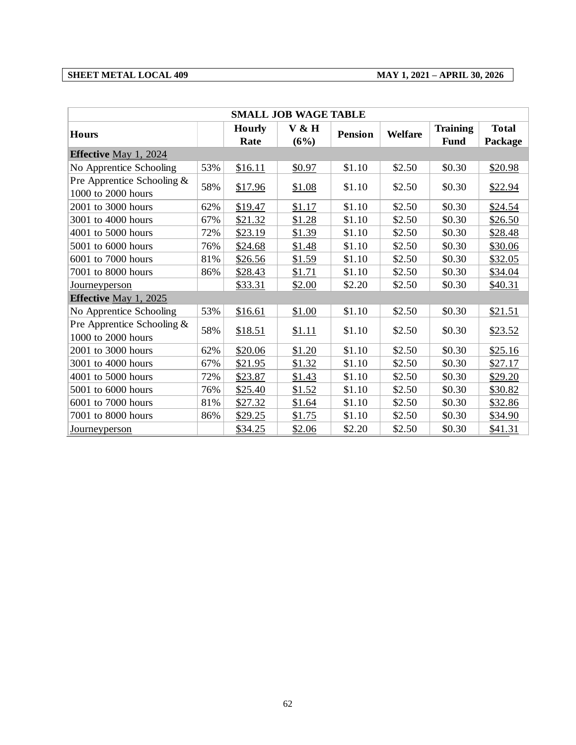**SHEET METAL LOCAL 409** **MAY 1, 2021 – APRIL 30, 2026**

| SMALL JOB WAGE TABLE | | | | | | | |
|---|---|---|---|---|---|---|---|
| **Hours** | | **Hourly Rate** | **V & H (6%)** | **Pension** | **Welfare** | **Training Fund** | **Total Package** |
| **Effective** May 1, 2024 | | | | | | | |
| No Apprentice Schooling | 53% | $16.11 | $0.97 | $1.10 | $2.50 | $0.30 | $20.98 |
| Pre Apprentice Schooling & 1000 to 2000 hours | 58% | $17.96 | $1.08 | $1.10 | $2.50 | $0.30 | $22.94 |
| 2001 to 3000 hours | 62% | $19.47 | $1.17 | $1.10 | $2.50 | $0.30 | $24.54 |
| 3001 to 4000 hours | 67% | $21.32 | $1.28 | $1.10 | $2.50 | $0.30 | $26.50 |
| 4001 to 5000 hours | 72% | $23.19 | $1.39 | $1.10 | $2.50 | $0.30 | $28.48 |
| 5001 to 6000 hours | 76% | $24.68 | $1.48 | $1.10 | $2.50 | $0.30 | $30.06 |
| 6001 to 7000 hours | 81% | $26.56 | $1.59 | $1.10 | $2.50 | $0.30 | $32.05 |
| 7001 to 8000 hours | 86% | $28.43 | $1.71 | $1.10 | $2.50 | $0.30 | $34.04 |
| Journeyperson | | $33.31 | $2.00 | $2.20 | $2.50 | $0.30 | $40.31 |
| **Effective** May 1, 2025 | | | | | | | |
| No Apprentice Schooling | 53% | $16.61 | $1.00 | $1.10 | $2.50 | $0.30 | $21.51 |
| Pre Apprentice Schooling & 1000 to 2000 hours | 58% | $18.51 | $1.11 | $1.10 | $2.50 | $0.30 | $23.52 |
| 2001 to 3000 hours | 62% | $20.06 | $1.20 | $1.10 | $2.50 | $0.30 | $25.16 |
| 3001 to 4000 hours | 67% | $21.95 | $1.32 | $1.10 | $2.50 | $0.30 | $27.17 |
| 4001 to 5000 hours | 72% | $23.87 | $1.43 | $1.10 | $2.50 | $0.30 | $29.20 |
| 5001 to 6000 hours | 76% | $25.40 | $1.52 | $1.10 | $2.50 | $0.30 | $30.82 |
| 6001 to 7000 hours | 81% | $27.32 | $1.64 | $1.10 | $2.50 | $0.30 | $32.86 |
| 7001 to 8000 hours | 86% | $29.25 | $1.75 | $1.10 | $2.50 | $0.30 | $34.90 |
| Journeyperson | | $34.25 | $2.06 | $2.20 | $2.50 | $0.30 | $41.31 |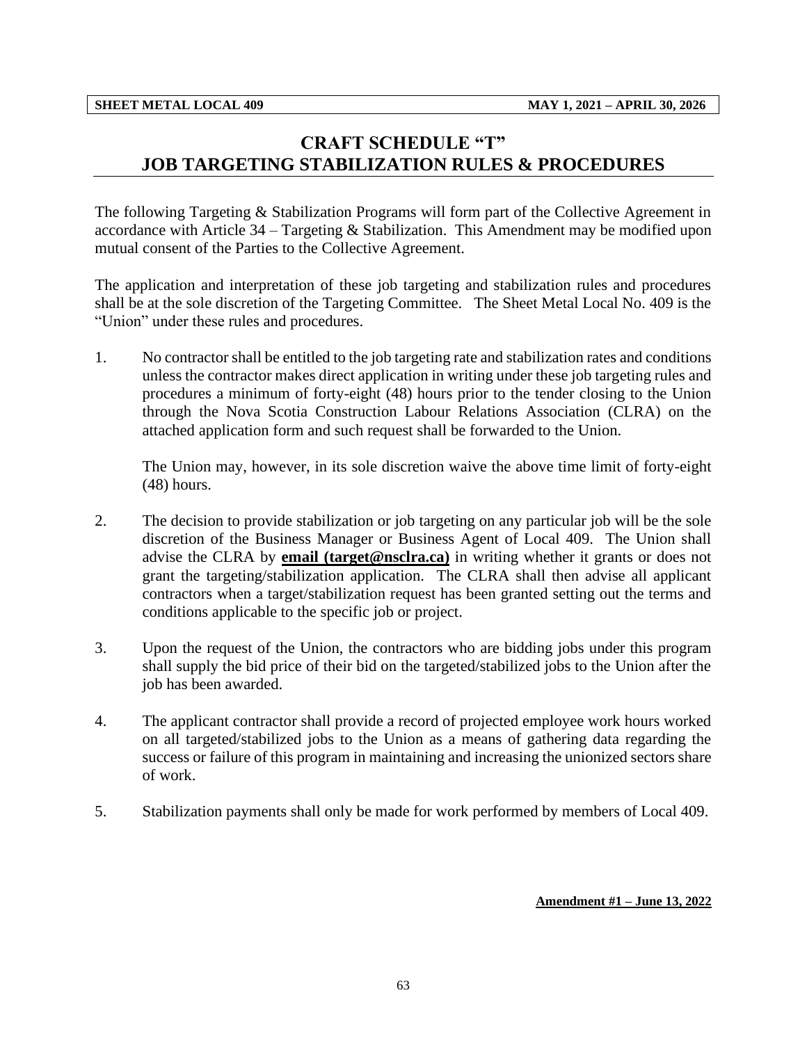# CRAFT SCHEDULE "T"
# JOB TARGETING STABILIZATION RULES & PROCEDURES

The following Targeting & Stabilization Programs will form part of the Collective Agreement in accordance with Article 34 – Targeting & Stabilization. This Amendment may be modified upon mutual consent of the Parties to the Collective Agreement.

The application and interpretation of these job targeting and stabilization rules and procedures shall be at the sole discretion of the Targeting Committee. The Sheet Metal Local No. 409 is the "Union" under these rules and procedures.

1. No contractor shall be entitled to the job targeting rate and stabilization rates and conditions unless the contractor makes direct application in writing under these job targeting rules and procedures a minimum of forty-eight (48) hours prior to the tender closing to the Union through the Nova Scotia Construction Labour Relations Association (CLRA) on the attached application form and such request shall be forwarded to the Union.

   The Union may, however, in its sole discretion waive the above time limit of forty-eight (48) hours.

2. The decision to provide stabilization or job targeting on any particular job will be the sole discretion of the Business Manager or Business Agent of Local 409. The Union shall advise the CLRA by **email (target@nsclra.ca)** in writing whether it grants or does not grant the targeting/stabilization application. The CLRA shall then advise all applicant contractors when a target/stabilization request has been granted setting out the terms and conditions applicable to the specific job or project.

3. Upon the request of the Union, the contractors who are bidding jobs under this program shall supply the bid price of their bid on the targeted/stabilized jobs to the Union after the job has been awarded.

4. The applicant contractor shall provide a record of projected employee work hours worked on all targeted/stabilized jobs to the Union as a means of gathering data regarding the success or failure of this program in maintaining and increasing the unionized sectors share of work.

5. Stabilization payments shall only be made for work performed by members of Local 409.

**Amendment #1 – June 13, 2022**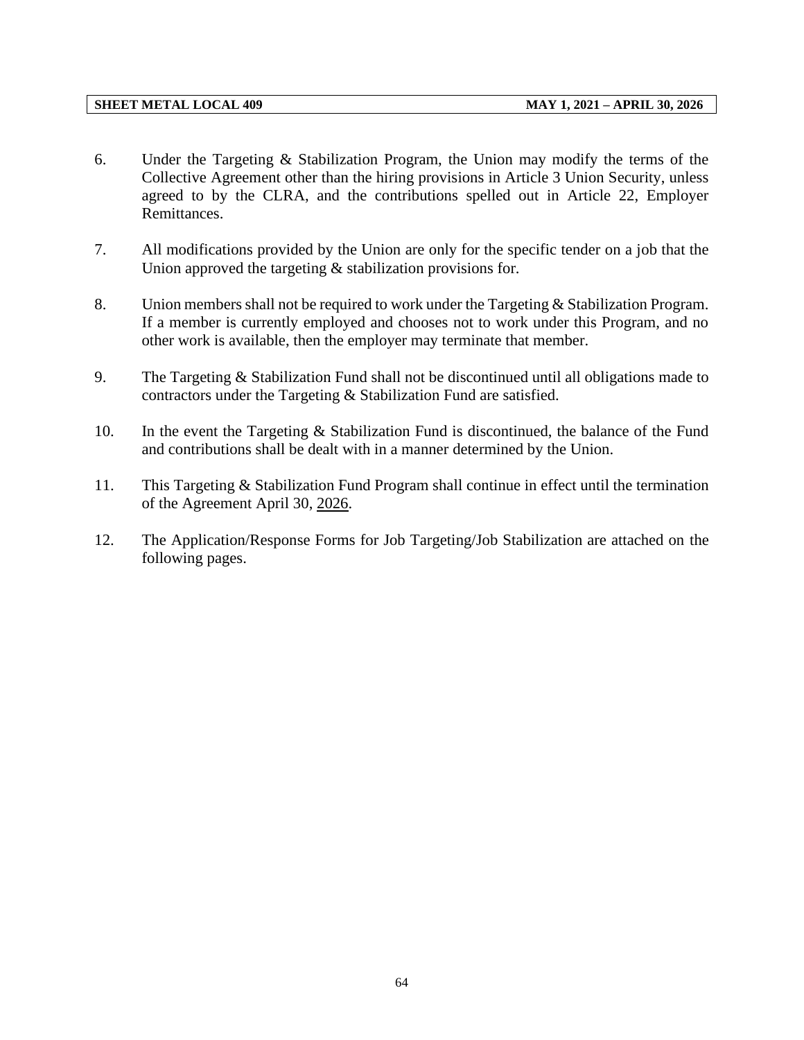6. Under the Targeting & Stabilization Program, the Union may modify the terms of the Collective Agreement other than the hiring provisions in Article 3 Union Security, unless agreed to by the CLRA, and the contributions spelled out in Article 22, Employer Remittances.

7. All modifications provided by the Union are only for the specific tender on a job that the Union approved the targeting & stabilization provisions for.

8. Union members shall not be required to work under the Targeting & Stabilization Program. If a member is currently employed and chooses not to work under this Program, and no other work is available, then the employer may terminate that member.

9. The Targeting & Stabilization Fund shall not be discontinued until all obligations made to contractors under the Targeting & Stabilization Fund are satisfied.

10. In the event the Targeting & Stabilization Fund is discontinued, the balance of the Fund and contributions shall be dealt with in a manner determined by the Union.

11. This Targeting & Stabilization Fund Program shall continue in effect until the termination of the Agreement April 30, 2026.

12. The Application/Response Forms for Job Targeting/Job Stabilization are attached on the following pages.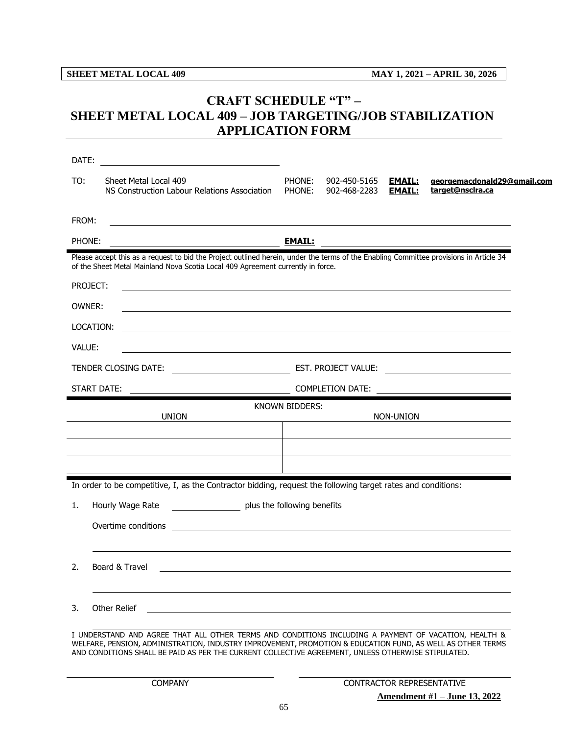# CRAFT SCHEDULE "T" – SHEET METAL LOCAL 409 – JOB TARGETING/JOB STABILIZATION APPLICATION FORM

DATE: ______________________________

TO: Sheet Metal Local 409 — PHONE: 902-450-5165 — **EMAIL:** **georgemacdonald29@gmail.com**
NS Construction Labour Relations Association — PHONE: 902-468-2283 — **EMAIL:** **target@nsclra.ca**

FROM: ______________________________

PHONE: ______________________________ **EMAIL:** ______________________________

Please accept this as a request to bid the Project outlined herein, under the terms of the Enabling Committee provisions in Article 34 of the Sheet Metal Mainland Nova Scotia Local 409 Agreement currently in force.

PROJECT: ______________________________

OWNER: ______________________________

LOCATION: ______________________________

VALUE: ______________________________

TENDER CLOSING DATE: ______________________________ EST. PROJECT VALUE: ______________________________

START DATE: ______________________________ COMPLETION DATE: ______________________________

KNOWN BIDDERS:

| UNION | NON-UNION |
| --- | --- |
| | |
| | |
| | |

In order to be competitive, I, as the Contractor bidding, request the following target rates and conditions:

1. Hourly Wage Rate ______________ plus the following benefits

   Overtime conditions ______________________________

2. Board & Travel ______________________________

3. Other Relief ______________________________

I UNDERSTAND AND AGREE THAT ALL OTHER TERMS AND CONDITIONS INCLUDING A PAYMENT OF VACATION, HEALTH & WELFARE, PENSION, ADMINISTRATION, INDUSTRY IMPROVEMENT, PROMOTION & EDUCATION FUND, AS WELL AS OTHER TERMS AND CONDITIONS SHALL BE PAID AS PER THE CURRENT COLLECTIVE AGREEMENT, UNLESS OTHERWISE STIPULATED.

______________________________ ______________________________
COMPANY — CONTRACTOR REPRESENTATIVE

**Amendment #1 – June 13, 2022**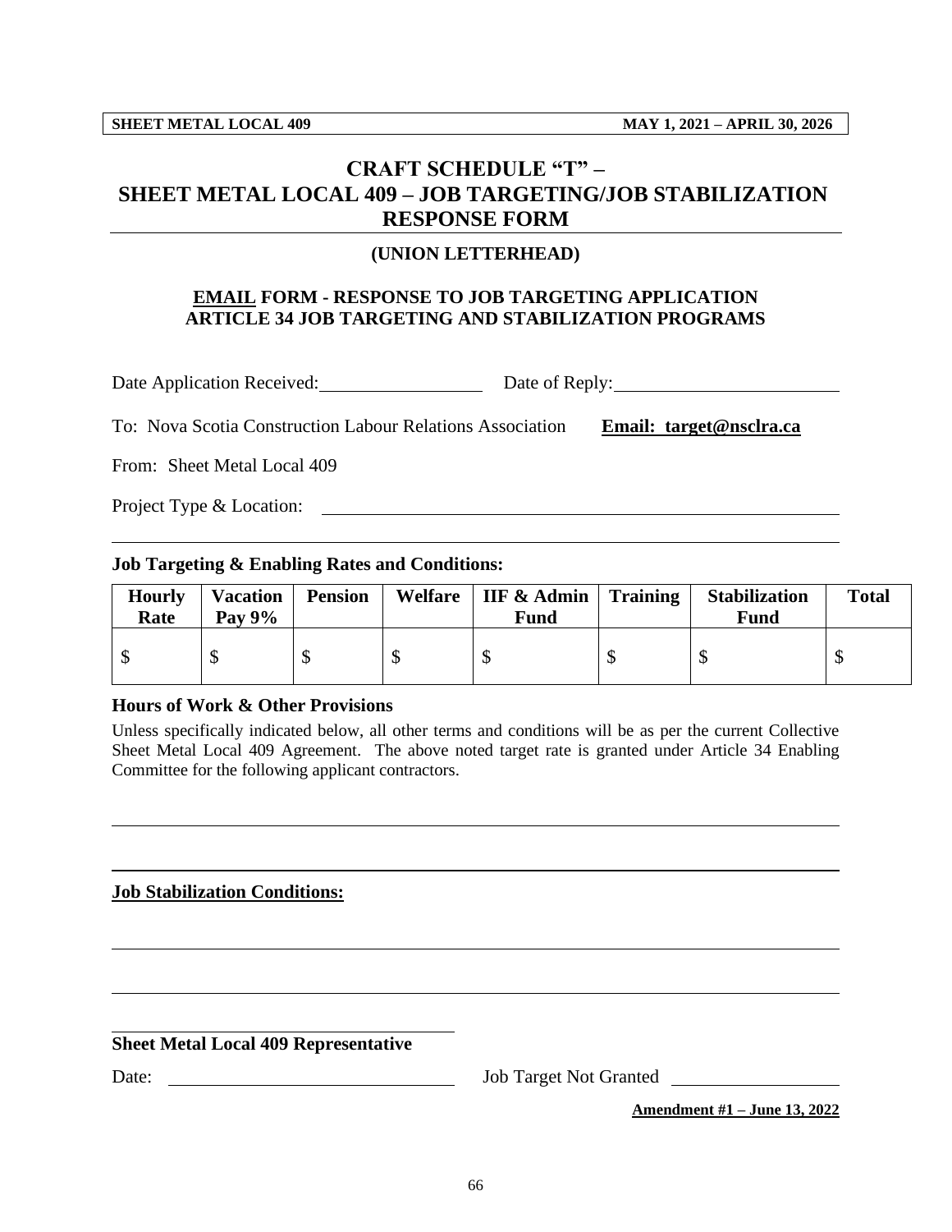# CRAFT SCHEDULE "T" – SHEET METAL LOCAL 409 – JOB TARGETING/JOB STABILIZATION RESPONSE FORM

**(UNION LETTERHEAD)**

## <u>EMAIL</u> FORM - RESPONSE TO JOB TARGETING APPLICATION ARTICLE 34 JOB TARGETING AND STABILIZATION PROGRAMS

Date Application Received: \_\_\_\_\_\_\_\_\_\_\_\_\_\_\_\_\_\_ Date of Reply: \_\_\_\_\_\_\_\_\_\_\_\_\_\_\_\_\_\_\_\_\_\_\_\_

To: Nova Scotia Construction Labour Relations Association **<u>Email: target@nsclra.ca</u>**

From: Sheet Metal Local 409

Project Type & Location: \_\_\_\_\_\_\_\_\_\_\_\_\_\_\_\_\_\_\_\_\_\_\_\_\_\_\_\_\_\_\_\_\_\_\_\_\_\_\_\_\_\_\_\_\_\_\_\_\_\_\_\_\_\_\_\_

\_\_\_\_\_\_\_\_\_\_\_\_\_\_\_\_\_\_\_\_\_\_\_\_\_\_\_\_\_\_\_\_\_\_\_\_\_\_\_\_\_\_\_\_\_\_\_\_\_\_\_\_\_\_\_\_\_\_\_\_\_\_\_\_\_\_\_\_\_\_\_\_\_\_\_\_\_\_

**Job Targeting & Enabling Rates and Conditions:**

| Hourly Rate | Vacation Pay 9% | Pension | Welfare | IIF & Admin Fund | Training | Stabilization Fund | Total |
|---|---|---|---|---|---|---|---|
| $ | $ | $ | $ | $ | $ | $ | $ |

**Hours of Work & Other Provisions**

Unless specifically indicated below, all other terms and conditions will be as per the current Collective Sheet Metal Local 409 Agreement. The above noted target rate is granted under Article 34 Enabling Committee for the following applicant contractors.

\_\_\_\_\_\_\_\_\_\_\_\_\_\_\_\_\_\_\_\_\_\_\_\_\_\_\_\_\_\_\_\_\_\_\_\_\_\_\_\_\_\_\_\_\_\_\_\_\_\_\_\_\_\_\_\_\_\_\_\_\_\_\_\_\_\_\_\_\_\_\_\_\_\_\_\_\_\_

\_\_\_\_\_\_\_\_\_\_\_\_\_\_\_\_\_\_\_\_\_\_\_\_\_\_\_\_\_\_\_\_\_\_\_\_\_\_\_\_\_\_\_\_\_\_\_\_\_\_\_\_\_\_\_\_\_\_\_\_\_\_\_\_\_\_\_\_\_\_\_\_\_\_\_\_\_\_

**<u>Job Stabilization Conditions:</u>**

\_\_\_\_\_\_\_\_\_\_\_\_\_\_\_\_\_\_\_\_\_\_\_\_\_\_\_\_\_\_\_\_\_\_\_\_\_\_\_\_\_\_\_\_\_\_\_\_\_\_\_\_\_\_\_\_\_\_\_\_\_\_\_\_\_\_\_\_\_\_\_\_\_\_\_\_\_\_

\_\_\_\_\_\_\_\_\_\_\_\_\_\_\_\_\_\_\_\_\_\_\_\_\_\_\_\_\_\_\_\_\_\_\_\_\_\_\_\_\_\_\_\_\_\_\_\_\_\_\_\_\_\_\_\_\_\_\_\_\_\_\_\_\_\_\_\_\_\_\_\_\_\_\_\_\_\_

\_\_\_\_\_\_\_\_\_\_\_\_\_\_\_\_\_\_\_\_\_\_\_\_\_\_\_\_\_\_\_\_\_\_\_\_

**Sheet Metal Local 409 Representative**

Date: \_\_\_\_\_\_\_\_\_\_\_\_\_\_\_\_\_\_\_\_\_\_\_\_\_\_\_\_\_\_\_\_ Job Target Not Granted \_\_\_\_\_\_\_\_\_\_\_\_\_\_\_\_\_\_\_\_

**<u>Amendment #1 – June 13, 2022</u>**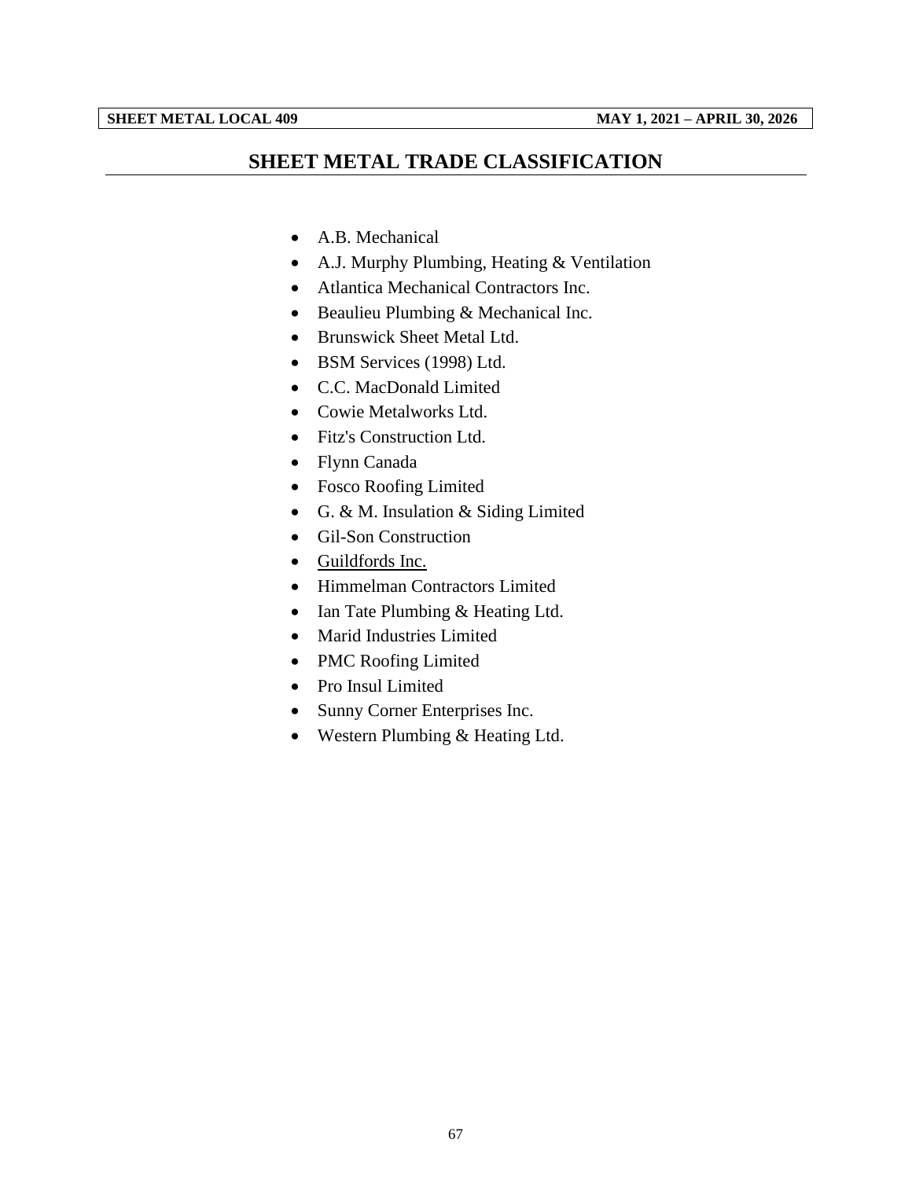# SHEET METAL TRADE CLASSIFICATION

- A.B. Mechanical
- A.J. Murphy Plumbing, Heating & Ventilation
- Atlantica Mechanical Contractors Inc.
- Beaulieu Plumbing & Mechanical Inc.
- Brunswick Sheet Metal Ltd.
- BSM Services (1998) Ltd.
- C.C. MacDonald Limited
- Cowie Metalworks Ltd.
- Fitz's Construction Ltd.
- Flynn Canada
- Fosco Roofing Limited
- G. & M. Insulation & Siding Limited
- Gil-Son Construction
- Guildfords Inc.
- Himmelman Contractors Limited
- Ian Tate Plumbing & Heating Ltd.
- Marid Industries Limited
- PMC Roofing Limited
- Pro Insul Limited
- Sunny Corner Enterprises Inc.
- Western Plumbing & Heating Ltd.